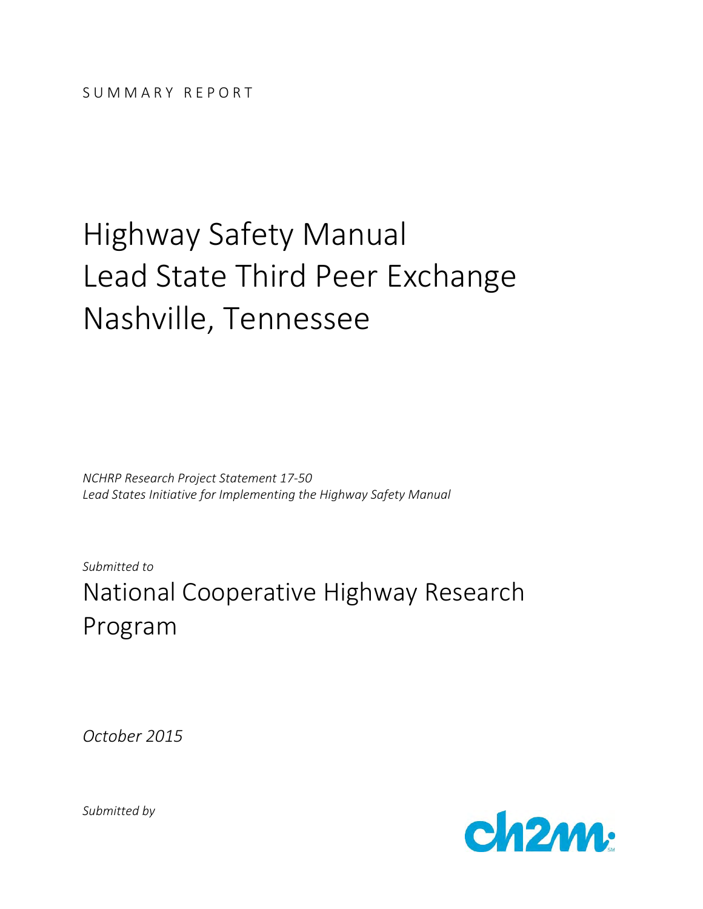SUMMARY REPORT

# Highway Safety Manual Lead State Third Peer Exchange Nashville, Tennessee

*NCHRP Research Project Statement 17-50*
*Lead States Initiative for Implementing the Highway Safety Manual*

*Submitted to*

## National Cooperative Highway Research Program

*October 2015*

*Submitted by*

ch2m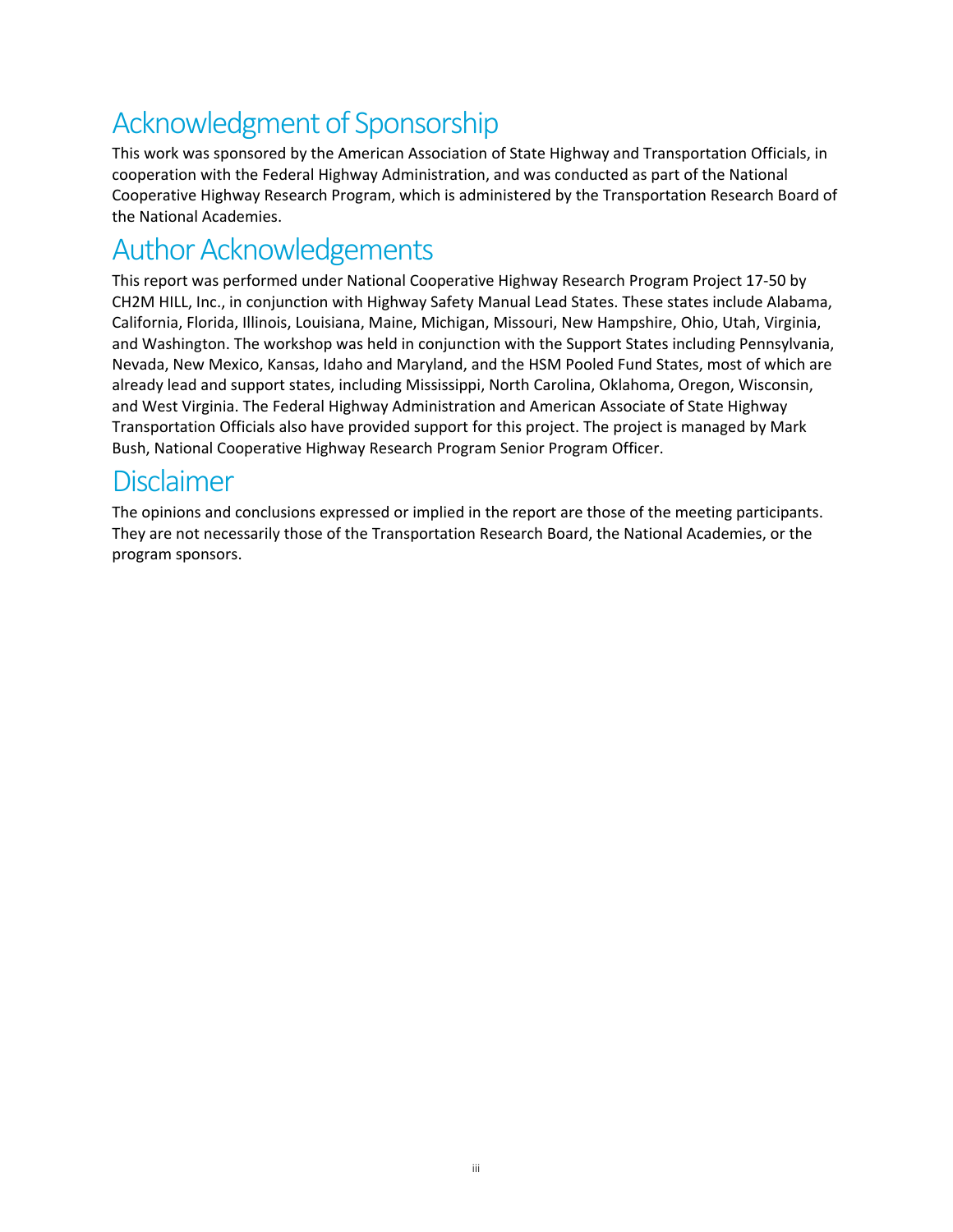# Acknowledgment of Sponsorship

This work was sponsored by the American Association of State Highway and Transportation Officials, in cooperation with the Federal Highway Administration, and was conducted as part of the National Cooperative Highway Research Program, which is administered by the Transportation Research Board of the National Academies.

# Author Acknowledgements

This report was performed under National Cooperative Highway Research Program Project 17-50 by CH2M HILL, Inc., in conjunction with Highway Safety Manual Lead States. These states include Alabama, California, Florida, Illinois, Louisiana, Maine, Michigan, Missouri, New Hampshire, Ohio, Utah, Virginia, and Washington. The workshop was held in conjunction with the Support States including Pennsylvania, Nevada, New Mexico, Kansas, Idaho and Maryland, and the HSM Pooled Fund States, most of which are already lead and support states, including Mississippi, North Carolina, Oklahoma, Oregon, Wisconsin, and West Virginia. The Federal Highway Administration and American Associate of State Highway Transportation Officials also have provided support for this project. The project is managed by Mark Bush, National Cooperative Highway Research Program Senior Program Officer.

# Disclaimer

The opinions and conclusions expressed or implied in the report are those of the meeting participants. They are not necessarily those of the Transportation Research Board, the National Academies, or the program sponsors.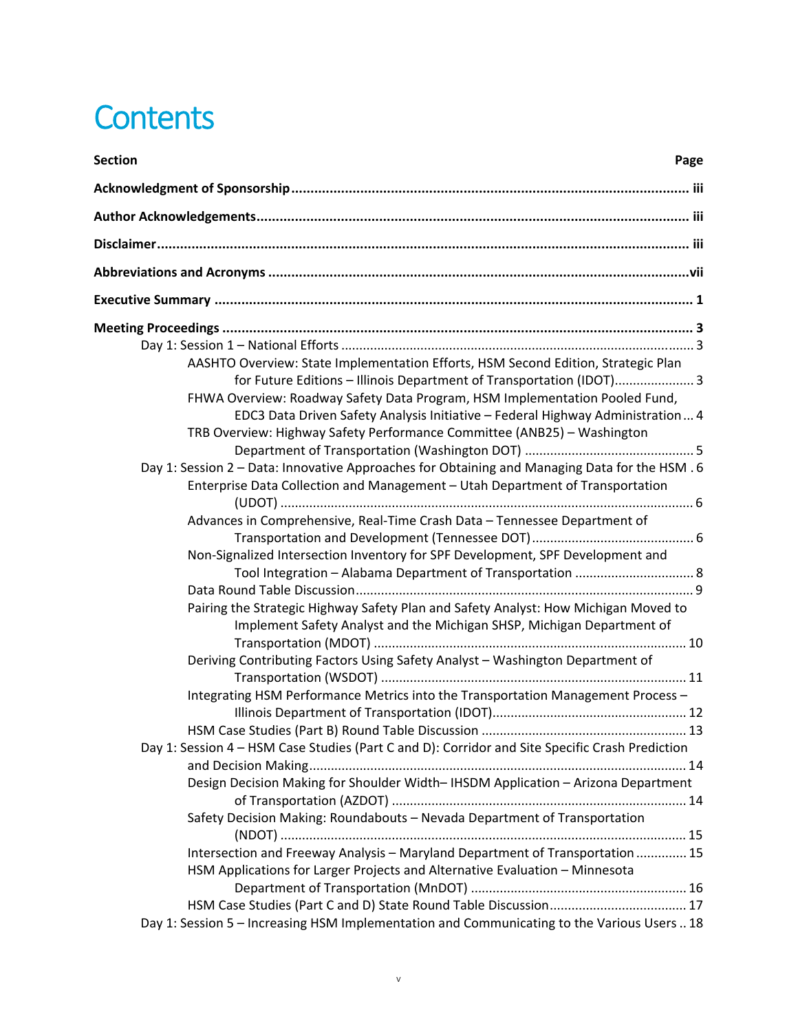# Contents

| Section | Page |
|---|---|
| **Acknowledgment of Sponsorship** | **iii** |
| **Author Acknowledgements** | **iii** |
| **Disclaimer** | **iii** |
| **Abbreviations and Acronyms** | **vii** |
| **Executive Summary** | **1** |
| **Meeting Proceedings** | **3** |
| Day 1: Session 1 – National Efforts | 3 |
| AASHTO Overview: State Implementation Efforts, HSM Second Edition, Strategic Plan for Future Editions – Illinois Department of Transportation (IDOT) | 3 |
| FHWA Overview: Roadway Safety Data Program, HSM Implementation Pooled Fund, EDC3 Data Driven Safety Analysis Initiative – Federal Highway Administration | 4 |
| TRB Overview: Highway Safety Performance Committee (ANB25) – Washington Department of Transportation (Washington DOT) | 5 |
| Day 1: Session 2 – Data: Innovative Approaches for Obtaining and Managing Data for the HSM | 6 |
| Enterprise Data Collection and Management – Utah Department of Transportation (UDOT) | 6 |
| Advances in Comprehensive, Real-Time Crash Data – Tennessee Department of Transportation and Development (Tennessee DOT) | 6 |
| Non-Signalized Intersection Inventory for SPF Development, SPF Development and Tool Integration – Alabama Department of Transportation | 8 |
| Data Round Table Discussion | 9 |
| Pairing the Strategic Highway Safety Plan and Safety Analyst: How Michigan Moved to Implement Safety Analyst and the Michigan SHSP, Michigan Department of Transportation (MDOT) | 10 |
| Deriving Contributing Factors Using Safety Analyst – Washington Department of Transportation (WSDOT) | 11 |
| Integrating HSM Performance Metrics into the Transportation Management Process – Illinois Department of Transportation (IDOT) | 12 |
| HSM Case Studies (Part B) Round Table Discussion | 13 |
| Day 1: Session 4 – HSM Case Studies (Part C and D): Corridor and Site Specific Crash Prediction and Decision Making | 14 |
| Design Decision Making for Shoulder Width– IHSDM Application – Arizona Department of Transportation (AZDOT) | 14 |
| Safety Decision Making: Roundabouts – Nevada Department of Transportation (NDOT) | 15 |
| Intersection and Freeway Analysis – Maryland Department of Transportation | 15 |
| HSM Applications for Larger Projects and Alternative Evaluation – Minnesota Department of Transportation (MnDOT) | 16 |
| HSM Case Studies (Part C and D) State Round Table Discussion | 17 |
| Day 1: Session 5 – Increasing HSM Implementation and Communicating to the Various Users | 18 |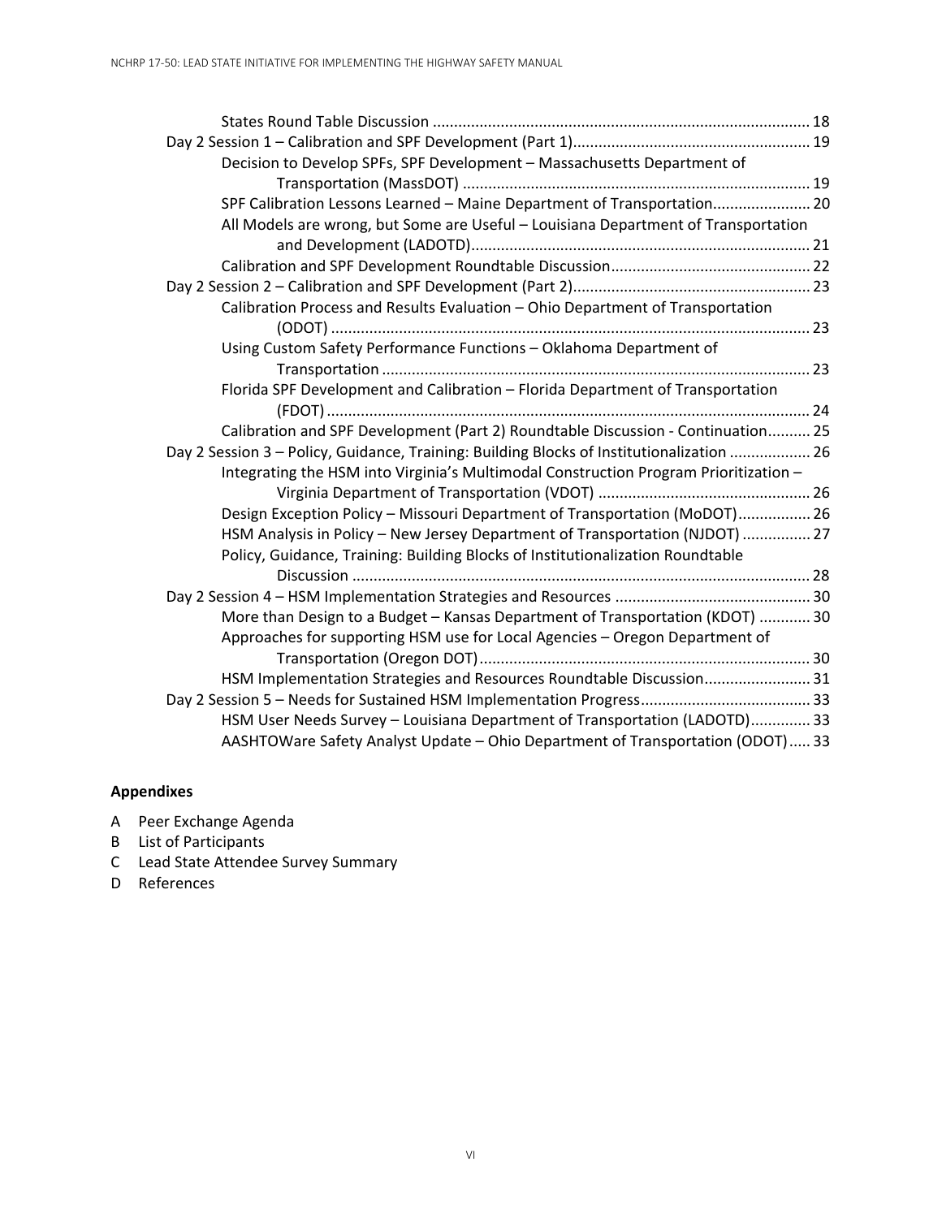- States Round Table Discussion ........................................................................................ 18
- Day 2 Session 1 – Calibration and SPF Development (Part 1)........................................................ 19
  - Decision to Develop SPFs, SPF Development – Massachusetts Department of Transportation (MassDOT) ................................................................................. 19
  - SPF Calibration Lessons Learned – Maine Department of Transportation....................... 20
  - All Models are wrong, but Some are Useful – Louisiana Department of Transportation and Development (LADOTD)............................................................................... 21
  - Calibration and SPF Development Roundtable Discussion............................................... 22
- Day 2 Session 2 – Calibration and SPF Development (Part 2)........................................................ 23
  - Calibration Process and Results Evaluation – Ohio Department of Transportation (ODOT) ................................................................................................................ 23
  - Using Custom Safety Performance Functions – Oklahoma Department of Transportation .................................................................................................... 23
  - Florida SPF Development and Calibration – Florida Department of Transportation (FDOT) ................................................................................................................. 24
  - Calibration and SPF Development (Part 2) Roundtable Discussion - Continuation.......... 25
- Day 2 Session 3 – Policy, Guidance, Training: Building Blocks of Institutionalization ................... 26
  - Integrating the HSM into Virginia's Multimodal Construction Program Prioritization – Virginia Department of Transportation (VDOT) .................................................. 26
  - Design Exception Policy – Missouri Department of Transportation (MoDOT)................. 26
  - HSM Analysis in Policy – New Jersey Department of Transportation (NJDOT) ................ 27
  - Policy, Guidance, Training: Building Blocks of Institutionalization Roundtable Discussion ........................................................................................................... 28
- Day 2 Session 4 – HSM Implementation Strategies and Resources .............................................. 30
  - More than Design to a Budget – Kansas Department of Transportation (KDOT) ............ 30
  - Approaches for supporting HSM use for Local Agencies – Oregon Department of Transportation (Oregon DOT)............................................................................. 30
  - HSM Implementation Strategies and Resources Roundtable Discussion......................... 31
- Day 2 Session 5 – Needs for Sustained HSM Implementation Progress........................................ 33
  - HSM User Needs Survey – Louisiana Department of Transportation (LADOTD).............. 33
  - AASHTOWare Safety Analyst Update – Ohio Department of Transportation (ODOT)..... 33

**Appendixes**

- A Peer Exchange Agenda
- B List of Participants
- C Lead State Attendee Survey Summary
- D References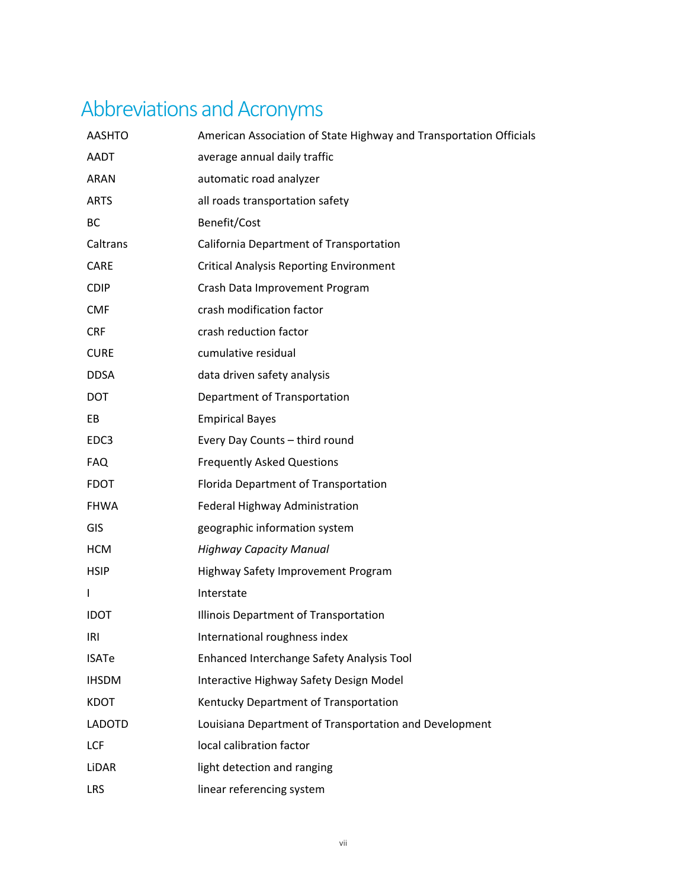# Abbreviations and Acronyms

| | |
|---|---|
| AASHTO | American Association of State Highway and Transportation Officials |
| AADT | average annual daily traffic |
| ARAN | automatic road analyzer |
| ARTS | all roads transportation safety |
| BC | Benefit/Cost |
| Caltrans | California Department of Transportation |
| CARE | Critical Analysis Reporting Environment |
| CDIP | Crash Data Improvement Program |
| CMF | crash modification factor |
| CRF | crash reduction factor |
| CURE | cumulative residual |
| DDSA | data driven safety analysis |
| DOT | Department of Transportation |
| EB | Empirical Bayes |
| EDC3 | Every Day Counts – third round |
| FAQ | Frequently Asked Questions |
| FDOT | Florida Department of Transportation |
| FHWA | Federal Highway Administration |
| GIS | geographic information system |
| HCM | *Highway Capacity Manual* |
| HSIP | Highway Safety Improvement Program |
| I | Interstate |
| IDOT | Illinois Department of Transportation |
| IRI | International roughness index |
| ISATe | Enhanced Interchange Safety Analysis Tool |
| IHSDM | Interactive Highway Safety Design Model |
| KDOT | Kentucky Department of Transportation |
| LADOTD | Louisiana Department of Transportation and Development |
| LCF | local calibration factor |
| LiDAR | light detection and ranging |
| LRS | linear referencing system |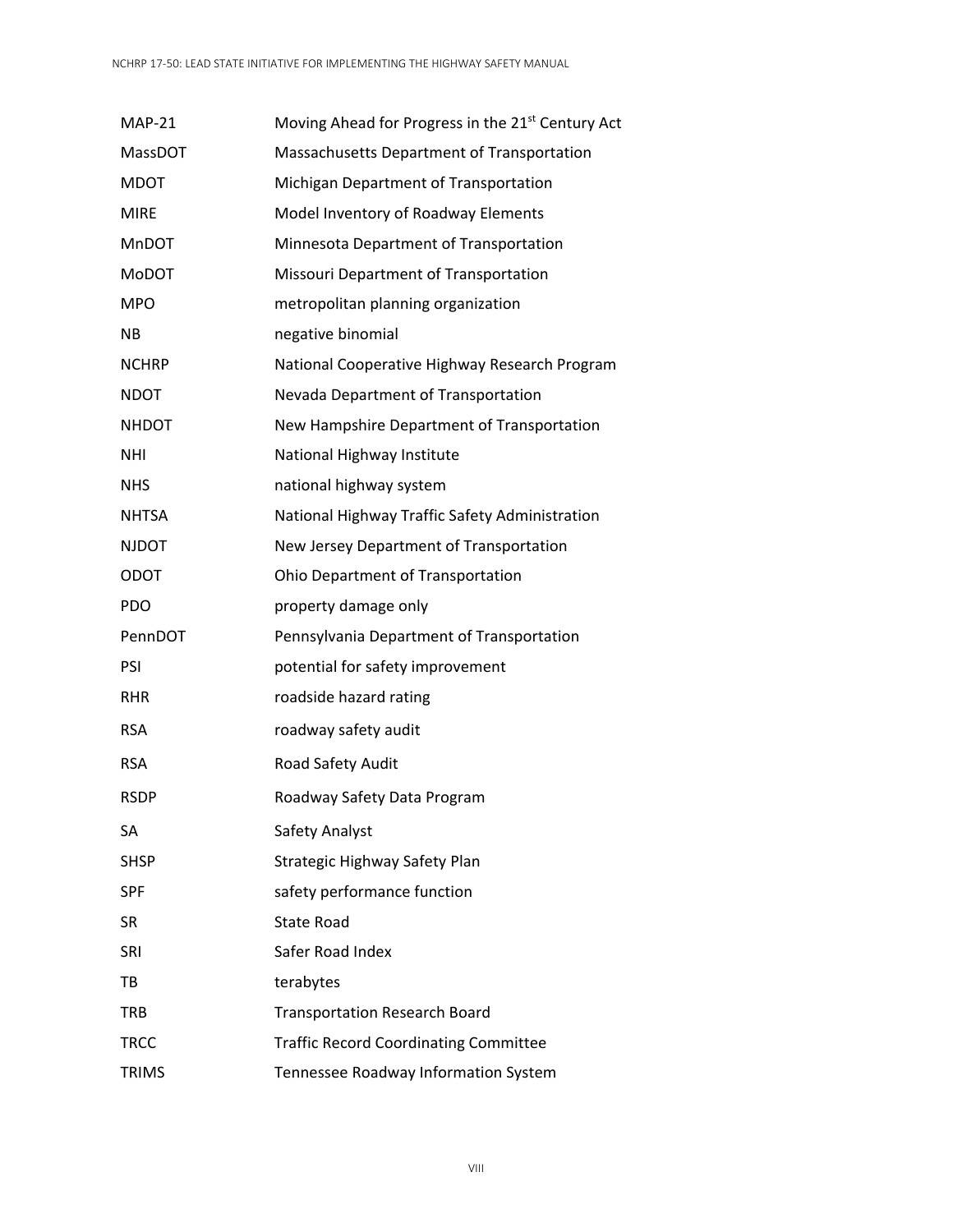| | |
|---|---|
| MAP-21 | Moving Ahead for Progress in the 21st Century Act |
| MassDOT | Massachusetts Department of Transportation |
| MDOT | Michigan Department of Transportation |
| MIRE | Model Inventory of Roadway Elements |
| MnDOT | Minnesota Department of Transportation |
| MoDOT | Missouri Department of Transportation |
| MPO | metropolitan planning organization |
| NB | negative binomial |
| NCHRP | National Cooperative Highway Research Program |
| NDOT | Nevada Department of Transportation |
| NHDOT | New Hampshire Department of Transportation |
| NHI | National Highway Institute |
| NHS | national highway system |
| NHTSA | National Highway Traffic Safety Administration |
| NJDOT | New Jersey Department of Transportation |
| ODOT | Ohio Department of Transportation |
| PDO | property damage only |
| PennDOT | Pennsylvania Department of Transportation |
| PSI | potential for safety improvement |
| RHR | roadside hazard rating |
| RSA | roadway safety audit |
| RSA | Road Safety Audit |
| RSDP | Roadway Safety Data Program |
| SA | Safety Analyst |
| SHSP | Strategic Highway Safety Plan |
| SPF | safety performance function |
| SR | State Road |
| SRI | Safer Road Index |
| TB | terabytes |
| TRB | Transportation Research Board |
| TRCC | Traffic Record Coordinating Committee |
| TRIMS | Tennessee Roadway Information System |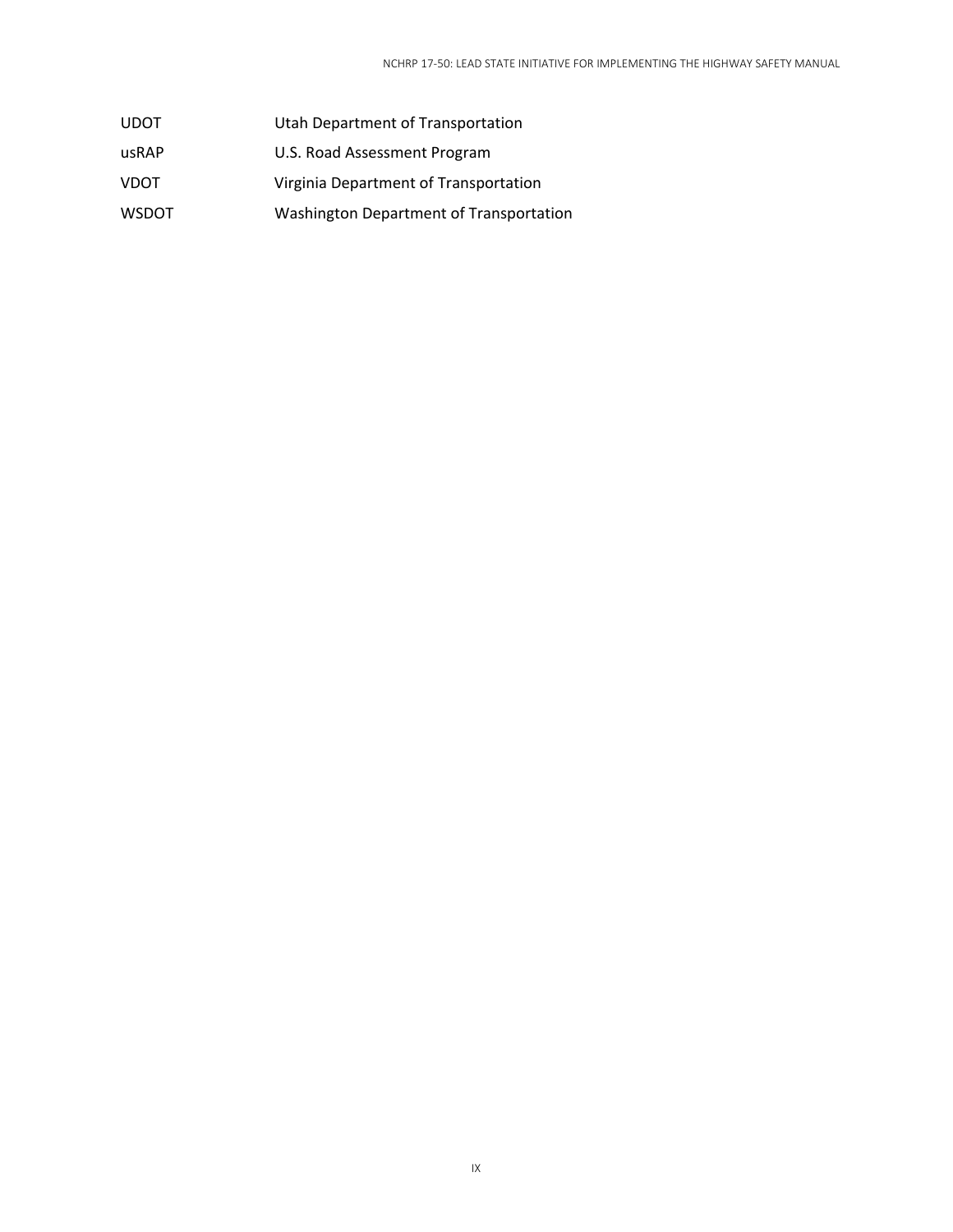| | |
|---|---|
| UDOT | Utah Department of Transportation |
| usRAP | U.S. Road Assessment Program |
| VDOT | Virginia Department of Transportation |
| WSDOT | Washington Department of Transportation |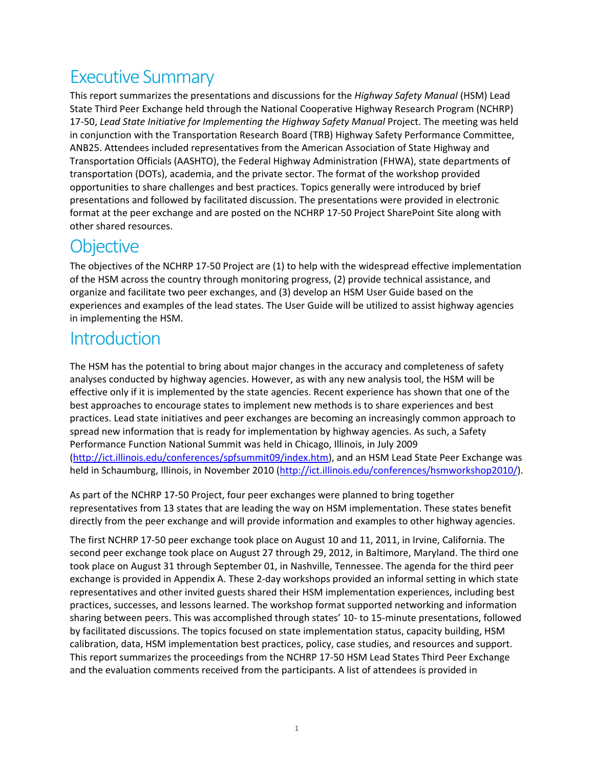# Executive Summary

This report summarizes the presentations and discussions for the *Highway Safety Manual* (HSM) Lead State Third Peer Exchange held through the National Cooperative Highway Research Program (NCHRP) 17-50, *Lead State Initiative for Implementing the Highway Safety Manual* Project. The meeting was held in conjunction with the Transportation Research Board (TRB) Highway Safety Performance Committee, ANB25. Attendees included representatives from the American Association of State Highway and Transportation Officials (AASHTO), the Federal Highway Administration (FHWA), state departments of transportation (DOTs), academia, and the private sector. The format of the workshop provided opportunities to share challenges and best practices. Topics generally were introduced by brief presentations and followed by facilitated discussion. The presentations were provided in electronic format at the peer exchange and are posted on the NCHRP 17-50 Project SharePoint Site along with other shared resources.

# Objective

The objectives of the NCHRP 17-50 Project are (1) to help with the widespread effective implementation of the HSM across the country through monitoring progress, (2) provide technical assistance, and organize and facilitate two peer exchanges, and (3) develop an HSM User Guide based on the experiences and examples of the lead states. The User Guide will be utilized to assist highway agencies in implementing the HSM.

# Introduction

The HSM has the potential to bring about major changes in the accuracy and completeness of safety analyses conducted by highway agencies. However, as with any new analysis tool, the HSM will be effective only if it is implemented by the state agencies. Recent experience has shown that one of the best approaches to encourage states to implement new methods is to share experiences and best practices. Lead state initiatives and peer exchanges are becoming an increasingly common approach to spread new information that is ready for implementation by highway agencies. As such, a Safety Performance Function National Summit was held in Chicago, Illinois, in July 2009 (http://ict.illinois.edu/conferences/spfsummit09/index.htm), and an HSM Lead State Peer Exchange was held in Schaumburg, Illinois, in November 2010 (http://ict.illinois.edu/conferences/hsmworkshop2010/).

As part of the NCHRP 17-50 Project, four peer exchanges were planned to bring together representatives from 13 states that are leading the way on HSM implementation. These states benefit directly from the peer exchange and will provide information and examples to other highway agencies.

The first NCHRP 17-50 peer exchange took place on August 10 and 11, 2011, in Irvine, California. The second peer exchange took place on August 27 through 29, 2012, in Baltimore, Maryland. The third one took place on August 31 through September 01, in Nashville, Tennessee. The agenda for the third peer exchange is provided in Appendix A. These 2-day workshops provided an informal setting in which state representatives and other invited guests shared their HSM implementation experiences, including best practices, successes, and lessons learned. The workshop format supported networking and information sharing between peers. This was accomplished through states' 10- to 15-minute presentations, followed by facilitated discussions. The topics focused on state implementation status, capacity building, HSM calibration, data, HSM implementation best practices, policy, case studies, and resources and support. This report summarizes the proceedings from the NCHRP 17-50 HSM Lead States Third Peer Exchange and the evaluation comments received from the participants. A list of attendees is provided in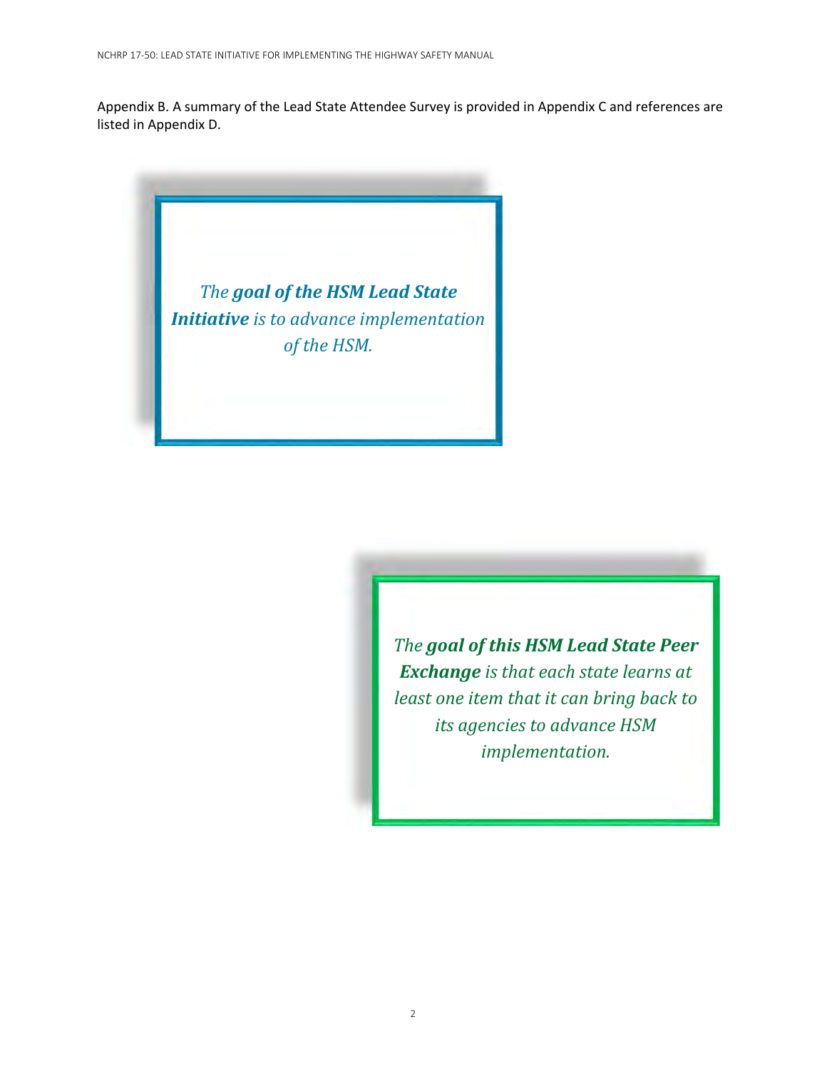Appendix B. A summary of the Lead State Attendee Survey is provided in Appendix C and references are listed in Appendix D.

> *The **goal of the HSM Lead State Initiative** is to advance implementation of the HSM.*

> *The **goal of this HSM Lead State Peer Exchange** is that each state learns at least one item that it can bring back to its agencies to advance HSM implementation.*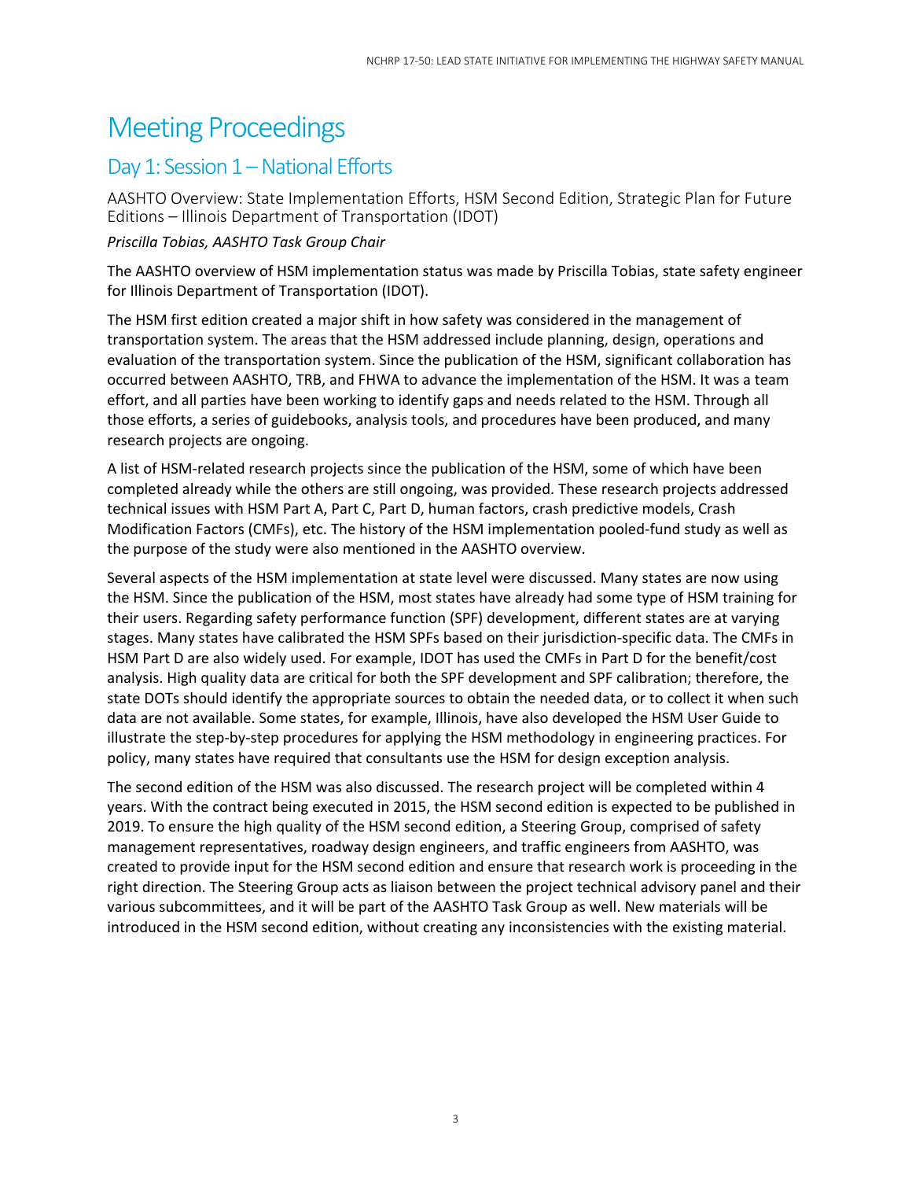# Meeting Proceedings

## Day 1: Session 1 – National Efforts

### AASHTO Overview: State Implementation Efforts, HSM Second Edition, Strategic Plan for Future Editions – Illinois Department of Transportation (IDOT)

*Priscilla Tobias, AASHTO Task Group Chair*

The AASHTO overview of HSM implementation status was made by Priscilla Tobias, state safety engineer for Illinois Department of Transportation (IDOT).

The HSM first edition created a major shift in how safety was considered in the management of transportation system. The areas that the HSM addressed include planning, design, operations and evaluation of the transportation system. Since the publication of the HSM, significant collaboration has occurred between AASHTO, TRB, and FHWA to advance the implementation of the HSM. It was a team effort, and all parties have been working to identify gaps and needs related to the HSM. Through all those efforts, a series of guidebooks, analysis tools, and procedures have been produced, and many research projects are ongoing.

A list of HSM-related research projects since the publication of the HSM, some of which have been completed already while the others are still ongoing, was provided. These research projects addressed technical issues with HSM Part A, Part C, Part D, human factors, crash predictive models, Crash Modification Factors (CMFs), etc. The history of the HSM implementation pooled-fund study as well as the purpose of the study were also mentioned in the AASHTO overview.

Several aspects of the HSM implementation at state level were discussed. Many states are now using the HSM. Since the publication of the HSM, most states have already had some type of HSM training for their users. Regarding safety performance function (SPF) development, different states are at varying stages. Many states have calibrated the HSM SPFs based on their jurisdiction-specific data. The CMFs in HSM Part D are also widely used. For example, IDOT has used the CMFs in Part D for the benefit/cost analysis. High quality data are critical for both the SPF development and SPF calibration; therefore, the state DOTs should identify the appropriate sources to obtain the needed data, or to collect it when such data are not available. Some states, for example, Illinois, have also developed the HSM User Guide to illustrate the step-by-step procedures for applying the HSM methodology in engineering practices. For policy, many states have required that consultants use the HSM for design exception analysis.

The second edition of the HSM was also discussed. The research project will be completed within 4 years. With the contract being executed in 2015, the HSM second edition is expected to be published in 2019. To ensure the high quality of the HSM second edition, a Steering Group, comprised of safety management representatives, roadway design engineers, and traffic engineers from AASHTO, was created to provide input for the HSM second edition and ensure that research work is proceeding in the right direction. The Steering Group acts as liaison between the project technical advisory panel and their various subcommittees, and it will be part of the AASHTO Task Group as well. New materials will be introduced in the HSM second edition, without creating any inconsistencies with the existing material.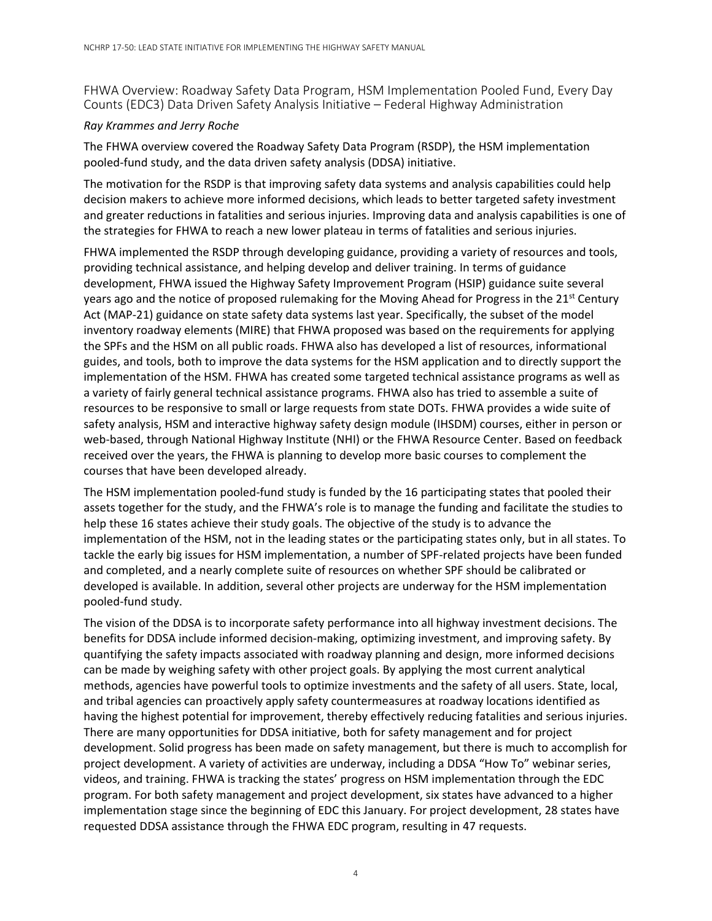## FHWA Overview: Roadway Safety Data Program, HSM Implementation Pooled Fund, Every Day Counts (EDC3) Data Driven Safety Analysis Initiative – Federal Highway Administration

*Ray Krammes and Jerry Roche*

The FHWA overview covered the Roadway Safety Data Program (RSDP), the HSM implementation pooled-fund study, and the data driven safety analysis (DDSA) initiative.

The motivation for the RSDP is that improving safety data systems and analysis capabilities could help decision makers to achieve more informed decisions, which leads to better targeted safety investment and greater reductions in fatalities and serious injuries. Improving data and analysis capabilities is one of the strategies for FHWA to reach a new lower plateau in terms of fatalities and serious injuries.

FHWA implemented the RSDP through developing guidance, providing a variety of resources and tools, providing technical assistance, and helping develop and deliver training. In terms of guidance development, FHWA issued the Highway Safety Improvement Program (HSIP) guidance suite several years ago and the notice of proposed rulemaking for the Moving Ahead for Progress in the 21st Century Act (MAP-21) guidance on state safety data systems last year. Specifically, the subset of the model inventory roadway elements (MIRE) that FHWA proposed was based on the requirements for applying the SPFs and the HSM on all public roads. FHWA also has developed a list of resources, informational guides, and tools, both to improve the data systems for the HSM application and to directly support the implementation of the HSM. FHWA has created some targeted technical assistance programs as well as a variety of fairly general technical assistance programs. FHWA also has tried to assemble a suite of resources to be responsive to small or large requests from state DOTs. FHWA provides a wide suite of safety analysis, HSM and interactive highway safety design module (IHSDM) courses, either in person or web-based, through National Highway Institute (NHI) or the FHWA Resource Center. Based on feedback received over the years, the FHWA is planning to develop more basic courses to complement the courses that have been developed already.

The HSM implementation pooled-fund study is funded by the 16 participating states that pooled their assets together for the study, and the FHWA's role is to manage the funding and facilitate the studies to help these 16 states achieve their study goals. The objective of the study is to advance the implementation of the HSM, not in the leading states or the participating states only, but in all states. To tackle the early big issues for HSM implementation, a number of SPF-related projects have been funded and completed, and a nearly complete suite of resources on whether SPF should be calibrated or developed is available. In addition, several other projects are underway for the HSM implementation pooled-fund study.

The vision of the DDSA is to incorporate safety performance into all highway investment decisions. The benefits for DDSA include informed decision-making, optimizing investment, and improving safety. By quantifying the safety impacts associated with roadway planning and design, more informed decisions can be made by weighing safety with other project goals. By applying the most current analytical methods, agencies have powerful tools to optimize investments and the safety of all users. State, local, and tribal agencies can proactively apply safety countermeasures at roadway locations identified as having the highest potential for improvement, thereby effectively reducing fatalities and serious injuries. There are many opportunities for DDSA initiative, both for safety management and for project development. Solid progress has been made on safety management, but there is much to accomplish for project development. A variety of activities are underway, including a DDSA "How To" webinar series, videos, and training. FHWA is tracking the states' progress on HSM implementation through the EDC program. For both safety management and project development, six states have advanced to a higher implementation stage since the beginning of EDC this January. For project development, 28 states have requested DDSA assistance through the FHWA EDC program, resulting in 47 requests.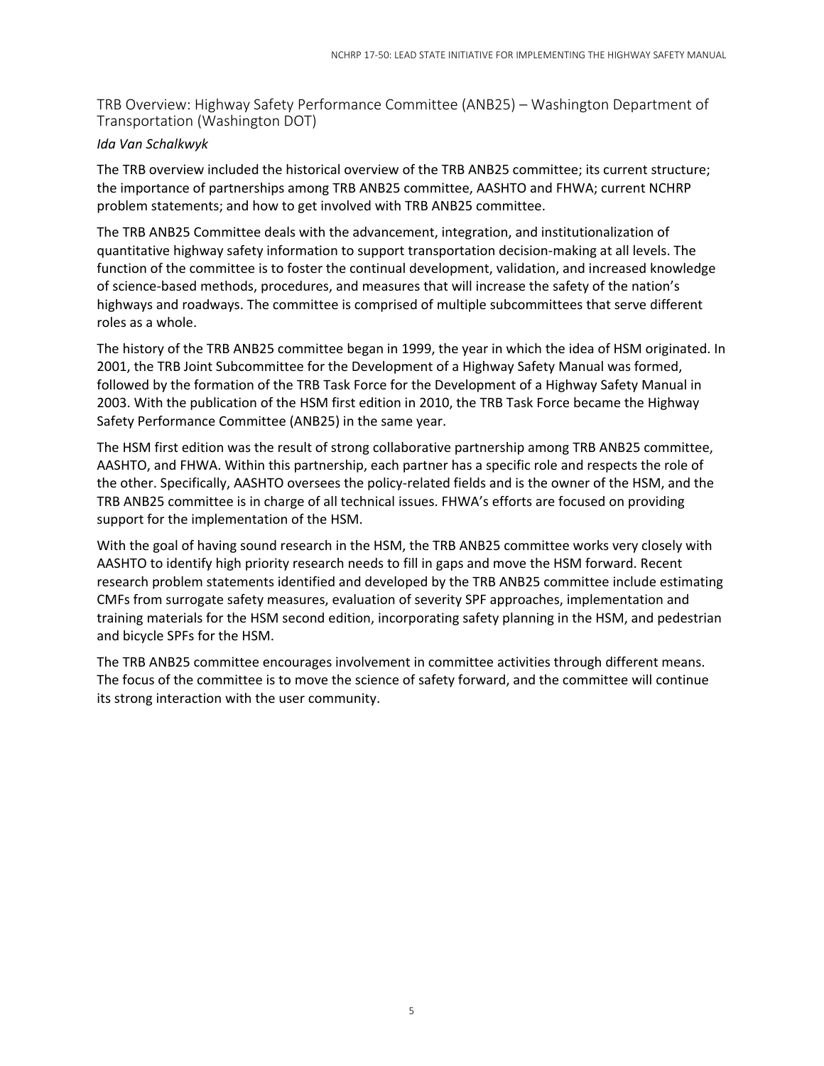## TRB Overview: Highway Safety Performance Committee (ANB25) – Washington Department of Transportation (Washington DOT)

*Ida Van Schalkwyk*

The TRB overview included the historical overview of the TRB ANB25 committee; its current structure; the importance of partnerships among TRB ANB25 committee, AASHTO and FHWA; current NCHRP problem statements; and how to get involved with TRB ANB25 committee.

The TRB ANB25 Committee deals with the advancement, integration, and institutionalization of quantitative highway safety information to support transportation decision-making at all levels. The function of the committee is to foster the continual development, validation, and increased knowledge of science-based methods, procedures, and measures that will increase the safety of the nation's highways and roadways. The committee is comprised of multiple subcommittees that serve different roles as a whole.

The history of the TRB ANB25 committee began in 1999, the year in which the idea of HSM originated. In 2001, the TRB Joint Subcommittee for the Development of a Highway Safety Manual was formed, followed by the formation of the TRB Task Force for the Development of a Highway Safety Manual in 2003. With the publication of the HSM first edition in 2010, the TRB Task Force became the Highway Safety Performance Committee (ANB25) in the same year.

The HSM first edition was the result of strong collaborative partnership among TRB ANB25 committee, AASHTO, and FHWA. Within this partnership, each partner has a specific role and respects the role of the other. Specifically, AASHTO oversees the policy-related fields and is the owner of the HSM, and the TRB ANB25 committee is in charge of all technical issues. FHWA's efforts are focused on providing support for the implementation of the HSM.

With the goal of having sound research in the HSM, the TRB ANB25 committee works very closely with AASHTO to identify high priority research needs to fill in gaps and move the HSM forward. Recent research problem statements identified and developed by the TRB ANB25 committee include estimating CMFs from surrogate safety measures, evaluation of severity SPF approaches, implementation and training materials for the HSM second edition, incorporating safety planning in the HSM, and pedestrian and bicycle SPFs for the HSM.

The TRB ANB25 committee encourages involvement in committee activities through different means. The focus of the committee is to move the science of safety forward, and the committee will continue its strong interaction with the user community.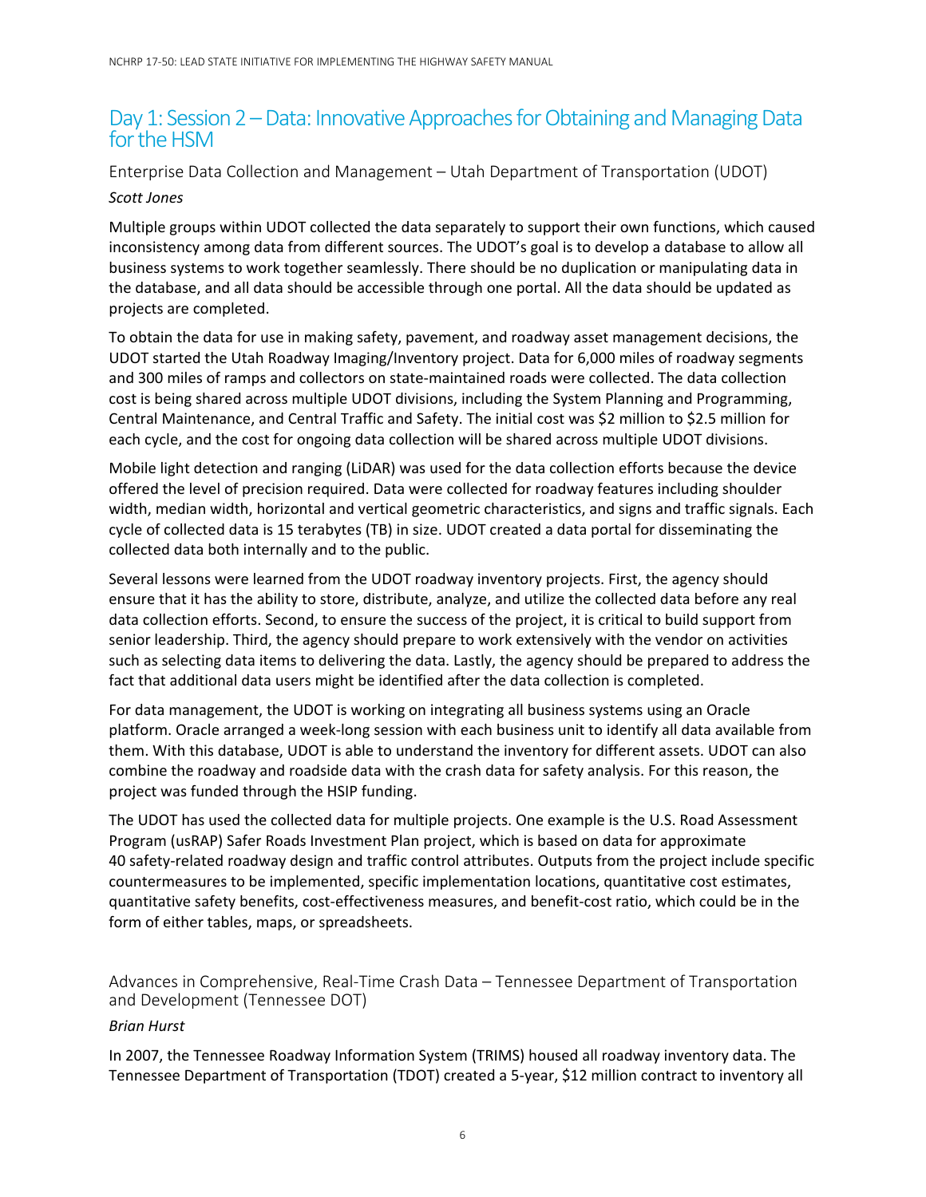## Day 1: Session 2 – Data: Innovative Approaches for Obtaining and Managing Data for the HSM

### Enterprise Data Collection and Management – Utah Department of Transportation (UDOT)

*Scott Jones*

Multiple groups within UDOT collected the data separately to support their own functions, which caused inconsistency among data from different sources. The UDOT's goal is to develop a database to allow all business systems to work together seamlessly. There should be no duplication or manipulating data in the database, and all data should be accessible through one portal. All the data should be updated as projects are completed.

To obtain the data for use in making safety, pavement, and roadway asset management decisions, the UDOT started the Utah Roadway Imaging/Inventory project. Data for 6,000 miles of roadway segments and 300 miles of ramps and collectors on state-maintained roads were collected. The data collection cost is being shared across multiple UDOT divisions, including the System Planning and Programming, Central Maintenance, and Central Traffic and Safety. The initial cost was $2 million to $2.5 million for each cycle, and the cost for ongoing data collection will be shared across multiple UDOT divisions.

Mobile light detection and ranging (LiDAR) was used for the data collection efforts because the device offered the level of precision required. Data were collected for roadway features including shoulder width, median width, horizontal and vertical geometric characteristics, and signs and traffic signals. Each cycle of collected data is 15 terabytes (TB) in size. UDOT created a data portal for disseminating the collected data both internally and to the public.

Several lessons were learned from the UDOT roadway inventory projects. First, the agency should ensure that it has the ability to store, distribute, analyze, and utilize the collected data before any real data collection efforts. Second, to ensure the success of the project, it is critical to build support from senior leadership. Third, the agency should prepare to work extensively with the vendor on activities such as selecting data items to delivering the data. Lastly, the agency should be prepared to address the fact that additional data users might be identified after the data collection is completed.

For data management, the UDOT is working on integrating all business systems using an Oracle platform. Oracle arranged a week-long session with each business unit to identify all data available from them. With this database, UDOT is able to understand the inventory for different assets. UDOT can also combine the roadway and roadside data with the crash data for safety analysis. For this reason, the project was funded through the HSIP funding.

The UDOT has used the collected data for multiple projects. One example is the U.S. Road Assessment Program (usRAP) Safer Roads Investment Plan project, which is based on data for approximate 40 safety-related roadway design and traffic control attributes. Outputs from the project include specific countermeasures to be implemented, specific implementation locations, quantitative cost estimates, quantitative safety benefits, cost-effectiveness measures, and benefit-cost ratio, which could be in the form of either tables, maps, or spreadsheets.

### Advances in Comprehensive, Real-Time Crash Data – Tennessee Department of Transportation and Development (Tennessee DOT)

*Brian Hurst*

In 2007, the Tennessee Roadway Information System (TRIMS) housed all roadway inventory data. The Tennessee Department of Transportation (TDOT) created a 5-year, $12 million contract to inventory all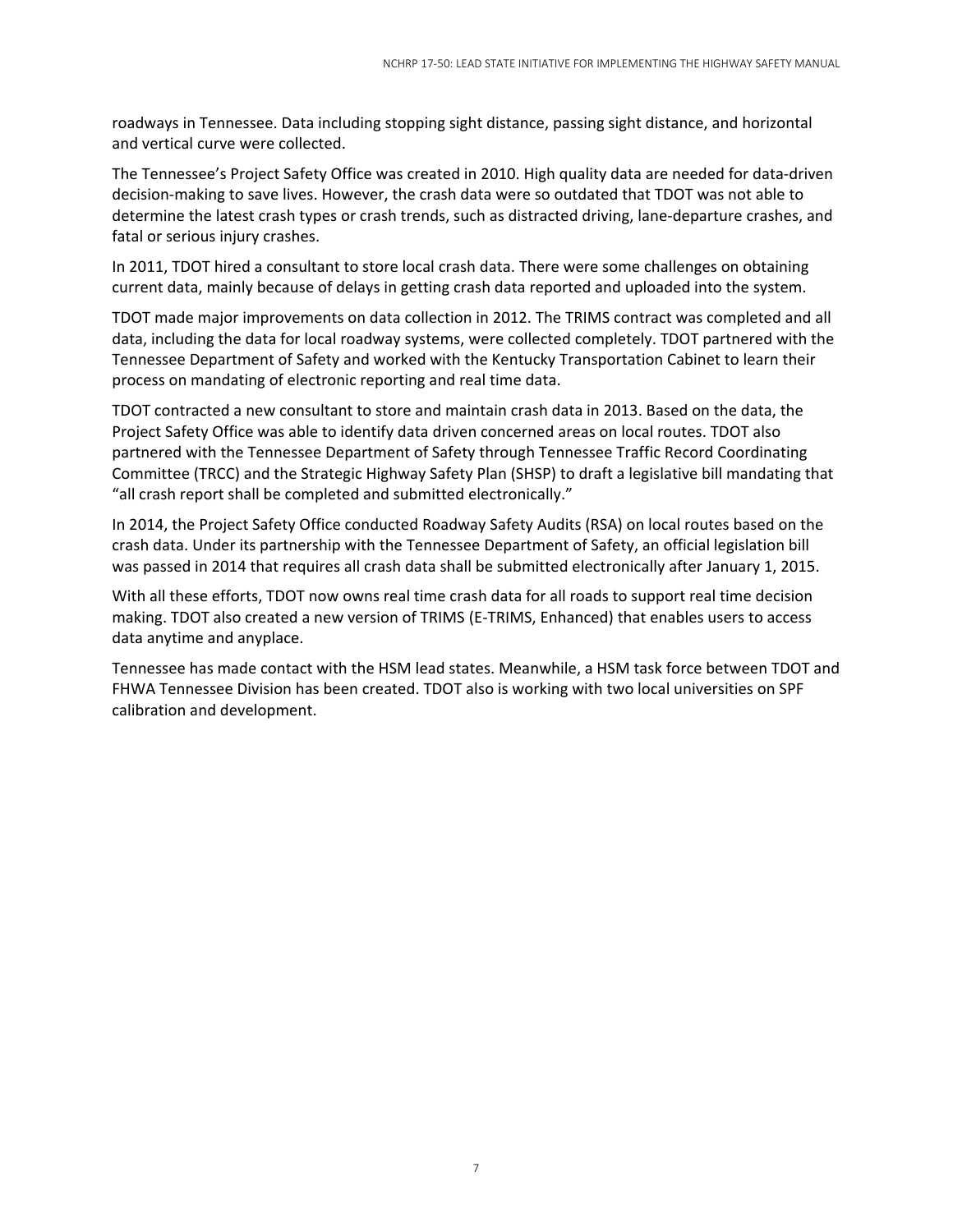roadways in Tennessee. Data including stopping sight distance, passing sight distance, and horizontal and vertical curve were collected.

The Tennessee's Project Safety Office was created in 2010. High quality data are needed for data-driven decision-making to save lives. However, the crash data were so outdated that TDOT was not able to determine the latest crash types or crash trends, such as distracted driving, lane-departure crashes, and fatal or serious injury crashes.

In 2011, TDOT hired a consultant to store local crash data. There were some challenges on obtaining current data, mainly because of delays in getting crash data reported and uploaded into the system.

TDOT made major improvements on data collection in 2012. The TRIMS contract was completed and all data, including the data for local roadway systems, were collected completely. TDOT partnered with the Tennessee Department of Safety and worked with the Kentucky Transportation Cabinet to learn their process on mandating of electronic reporting and real time data.

TDOT contracted a new consultant to store and maintain crash data in 2013. Based on the data, the Project Safety Office was able to identify data driven concerned areas on local routes. TDOT also partnered with the Tennessee Department of Safety through Tennessee Traffic Record Coordinating Committee (TRCC) and the Strategic Highway Safety Plan (SHSP) to draft a legislative bill mandating that "all crash report shall be completed and submitted electronically."

In 2014, the Project Safety Office conducted Roadway Safety Audits (RSA) on local routes based on the crash data. Under its partnership with the Tennessee Department of Safety, an official legislation bill was passed in 2014 that requires all crash data shall be submitted electronically after January 1, 2015.

With all these efforts, TDOT now owns real time crash data for all roads to support real time decision making. TDOT also created a new version of TRIMS (E-TRIMS, Enhanced) that enables users to access data anytime and anyplace.

Tennessee has made contact with the HSM lead states. Meanwhile, a HSM task force between TDOT and FHWA Tennessee Division has been created. TDOT also is working with two local universities on SPF calibration and development.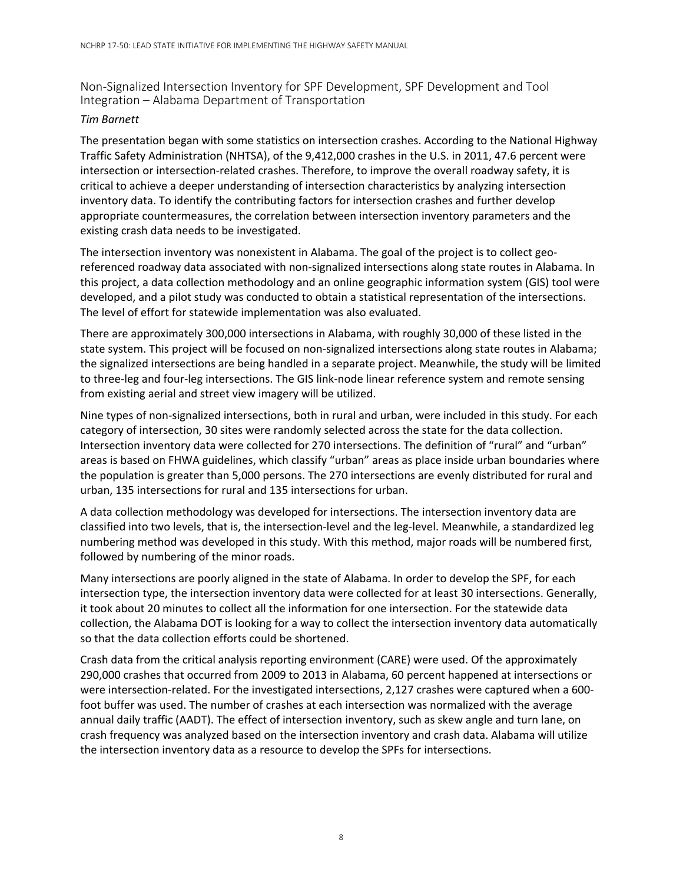## Non-Signalized Intersection Inventory for SPF Development, SPF Development and Tool Integration – Alabama Department of Transportation

*Tim Barnett*

The presentation began with some statistics on intersection crashes. According to the National Highway Traffic Safety Administration (NHTSA), of the 9,412,000 crashes in the U.S. in 2011, 47.6 percent were intersection or intersection-related crashes. Therefore, to improve the overall roadway safety, it is critical to achieve a deeper understanding of intersection characteristics by analyzing intersection inventory data. To identify the contributing factors for intersection crashes and further develop appropriate countermeasures, the correlation between intersection inventory parameters and the existing crash data needs to be investigated.

The intersection inventory was nonexistent in Alabama. The goal of the project is to collect geo-referenced roadway data associated with non-signalized intersections along state routes in Alabama. In this project, a data collection methodology and an online geographic information system (GIS) tool were developed, and a pilot study was conducted to obtain a statistical representation of the intersections. The level of effort for statewide implementation was also evaluated.

There are approximately 300,000 intersections in Alabama, with roughly 30,000 of these listed in the state system. This project will be focused on non-signalized intersections along state routes in Alabama; the signalized intersections are being handled in a separate project. Meanwhile, the study will be limited to three-leg and four-leg intersections. The GIS link-node linear reference system and remote sensing from existing aerial and street view imagery will be utilized.

Nine types of non-signalized intersections, both in rural and urban, were included in this study. For each category of intersection, 30 sites were randomly selected across the state for the data collection. Intersection inventory data were collected for 270 intersections. The definition of "rural" and "urban" areas is based on FHWA guidelines, which classify "urban" areas as place inside urban boundaries where the population is greater than 5,000 persons. The 270 intersections are evenly distributed for rural and urban, 135 intersections for rural and 135 intersections for urban.

A data collection methodology was developed for intersections. The intersection inventory data are classified into two levels, that is, the intersection-level and the leg-level. Meanwhile, a standardized leg numbering method was developed in this study. With this method, major roads will be numbered first, followed by numbering of the minor roads.

Many intersections are poorly aligned in the state of Alabama. In order to develop the SPF, for each intersection type, the intersection inventory data were collected for at least 30 intersections. Generally, it took about 20 minutes to collect all the information for one intersection. For the statewide data collection, the Alabama DOT is looking for a way to collect the intersection inventory data automatically so that the data collection efforts could be shortened.

Crash data from the critical analysis reporting environment (CARE) were used. Of the approximately 290,000 crashes that occurred from 2009 to 2013 in Alabama, 60 percent happened at intersections or were intersection-related. For the investigated intersections, 2,127 crashes were captured when a 600-foot buffer was used. The number of crashes at each intersection was normalized with the average annual daily traffic (AADT). The effect of intersection inventory, such as skew angle and turn lane, on crash frequency was analyzed based on the intersection inventory and crash data. Alabama will utilize the intersection inventory data as a resource to develop the SPFs for intersections.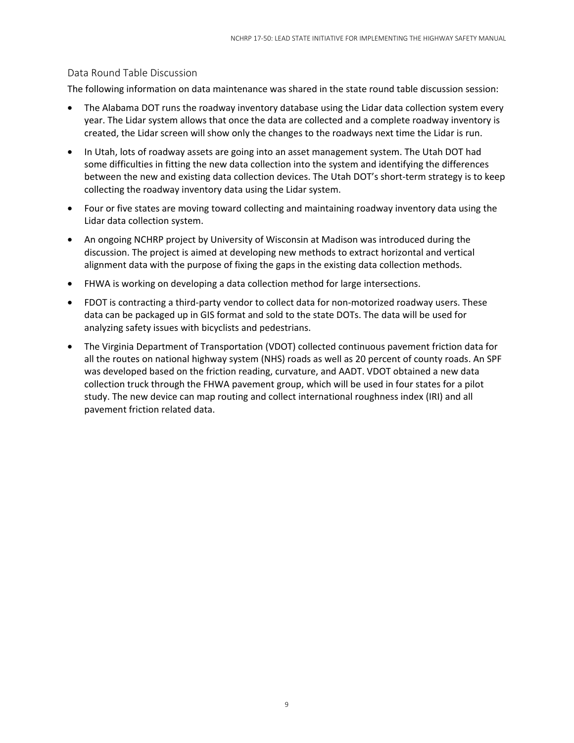### Data Round Table Discussion

The following information on data maintenance was shared in the state round table discussion session:

- The Alabama DOT runs the roadway inventory database using the Lidar data collection system every year. The Lidar system allows that once the data are collected and a complete roadway inventory is created, the Lidar screen will show only the changes to the roadways next time the Lidar is run.
- In Utah, lots of roadway assets are going into an asset management system. The Utah DOT had some difficulties in fitting the new data collection into the system and identifying the differences between the new and existing data collection devices. The Utah DOT's short-term strategy is to keep collecting the roadway inventory data using the Lidar system.
- Four or five states are moving toward collecting and maintaining roadway inventory data using the Lidar data collection system.
- An ongoing NCHRP project by University of Wisconsin at Madison was introduced during the discussion. The project is aimed at developing new methods to extract horizontal and vertical alignment data with the purpose of fixing the gaps in the existing data collection methods.
- FHWA is working on developing a data collection method for large intersections.
- FDOT is contracting a third-party vendor to collect data for non-motorized roadway users. These data can be packaged up in GIS format and sold to the state DOTs. The data will be used for analyzing safety issues with bicyclists and pedestrians.
- The Virginia Department of Transportation (VDOT) collected continuous pavement friction data for all the routes on national highway system (NHS) roads as well as 20 percent of county roads. An SPF was developed based on the friction reading, curvature, and AADT. VDOT obtained a new data collection truck through the FHWA pavement group, which will be used in four states for a pilot study. The new device can map routing and collect international roughness index (IRI) and all pavement friction related data.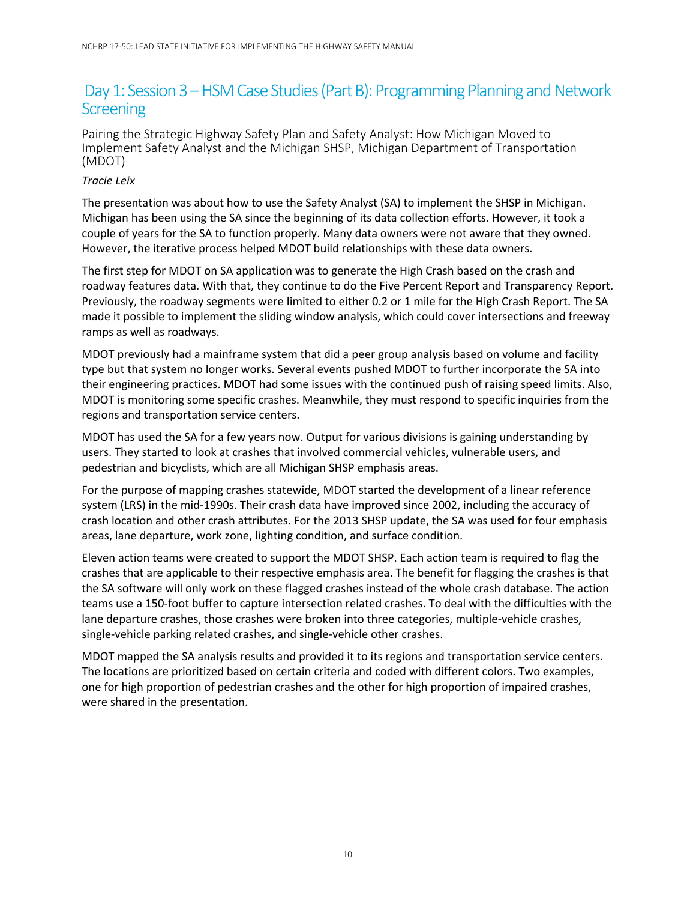## Day 1: Session 3 – HSM Case Studies (Part B): Programming Planning and Network Screening

### Pairing the Strategic Highway Safety Plan and Safety Analyst: How Michigan Moved to Implement Safety Analyst and the Michigan SHSP, Michigan Department of Transportation (MDOT)

*Tracie Leix*

The presentation was about how to use the Safety Analyst (SA) to implement the SHSP in Michigan. Michigan has been using the SA since the beginning of its data collection efforts. However, it took a couple of years for the SA to function properly. Many data owners were not aware that they owned. However, the iterative process helped MDOT build relationships with these data owners.

The first step for MDOT on SA application was to generate the High Crash based on the crash and roadway features data. With that, they continue to do the Five Percent Report and Transparency Report. Previously, the roadway segments were limited to either 0.2 or 1 mile for the High Crash Report. The SA made it possible to implement the sliding window analysis, which could cover intersections and freeway ramps as well as roadways.

MDOT previously had a mainframe system that did a peer group analysis based on volume and facility type but that system no longer works. Several events pushed MDOT to further incorporate the SA into their engineering practices. MDOT had some issues with the continued push of raising speed limits. Also, MDOT is monitoring some specific crashes. Meanwhile, they must respond to specific inquiries from the regions and transportation service centers.

MDOT has used the SA for a few years now. Output for various divisions is gaining understanding by users. They started to look at crashes that involved commercial vehicles, vulnerable users, and pedestrian and bicyclists, which are all Michigan SHSP emphasis areas.

For the purpose of mapping crashes statewide, MDOT started the development of a linear reference system (LRS) in the mid-1990s. Their crash data have improved since 2002, including the accuracy of crash location and other crash attributes. For the 2013 SHSP update, the SA was used for four emphasis areas, lane departure, work zone, lighting condition, and surface condition.

Eleven action teams were created to support the MDOT SHSP. Each action team is required to flag the crashes that are applicable to their respective emphasis area. The benefit for flagging the crashes is that the SA software will only work on these flagged crashes instead of the whole crash database. The action teams use a 150-foot buffer to capture intersection related crashes. To deal with the difficulties with the lane departure crashes, those crashes were broken into three categories, multiple-vehicle crashes, single-vehicle parking related crashes, and single-vehicle other crashes.

MDOT mapped the SA analysis results and provided it to its regions and transportation service centers. The locations are prioritized based on certain criteria and coded with different colors. Two examples, one for high proportion of pedestrian crashes and the other for high proportion of impaired crashes, were shared in the presentation.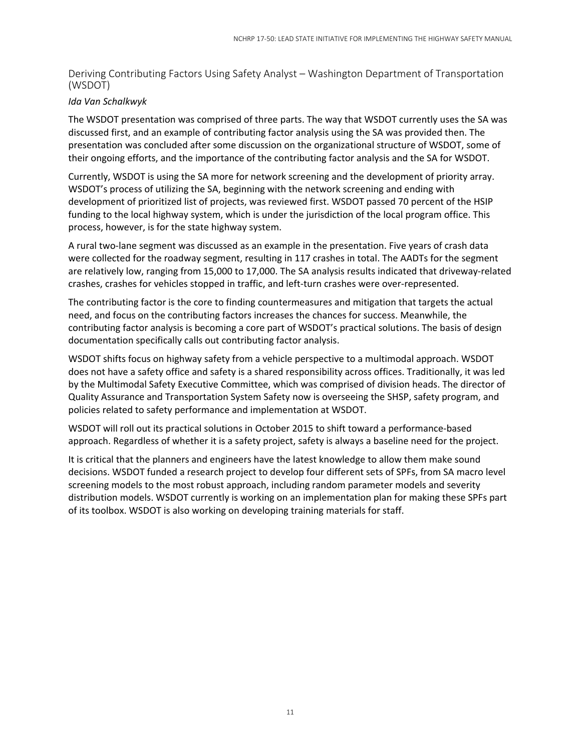### Deriving Contributing Factors Using Safety Analyst – Washington Department of Transportation (WSDOT)

*Ida Van Schalkwyk*

The WSDOT presentation was comprised of three parts. The way that WSDOT currently uses the SA was discussed first, and an example of contributing factor analysis using the SA was provided then. The presentation was concluded after some discussion on the organizational structure of WSDOT, some of their ongoing efforts, and the importance of the contributing factor analysis and the SA for WSDOT.

Currently, WSDOT is using the SA more for network screening and the development of priority array. WSDOT's process of utilizing the SA, beginning with the network screening and ending with development of prioritized list of projects, was reviewed first. WSDOT passed 70 percent of the HSIP funding to the local highway system, which is under the jurisdiction of the local program office. This process, however, is for the state highway system.

A rural two-lane segment was discussed as an example in the presentation. Five years of crash data were collected for the roadway segment, resulting in 117 crashes in total. The AADTs for the segment are relatively low, ranging from 15,000 to 17,000. The SA analysis results indicated that driveway-related crashes, crashes for vehicles stopped in traffic, and left-turn crashes were over-represented.

The contributing factor is the core to finding countermeasures and mitigation that targets the actual need, and focus on the contributing factors increases the chances for success. Meanwhile, the contributing factor analysis is becoming a core part of WSDOT's practical solutions. The basis of design documentation specifically calls out contributing factor analysis.

WSDOT shifts focus on highway safety from a vehicle perspective to a multimodal approach. WSDOT does not have a safety office and safety is a shared responsibility across offices. Traditionally, it was led by the Multimodal Safety Executive Committee, which was comprised of division heads. The director of Quality Assurance and Transportation System Safety now is overseeing the SHSP, safety program, and policies related to safety performance and implementation at WSDOT.

WSDOT will roll out its practical solutions in October 2015 to shift toward a performance-based approach. Regardless of whether it is a safety project, safety is always a baseline need for the project.

It is critical that the planners and engineers have the latest knowledge to allow them make sound decisions. WSDOT funded a research project to develop four different sets of SPFs, from SA macro level screening models to the most robust approach, including random parameter models and severity distribution models. WSDOT currently is working on an implementation plan for making these SPFs part of its toolbox. WSDOT is also working on developing training materials for staff.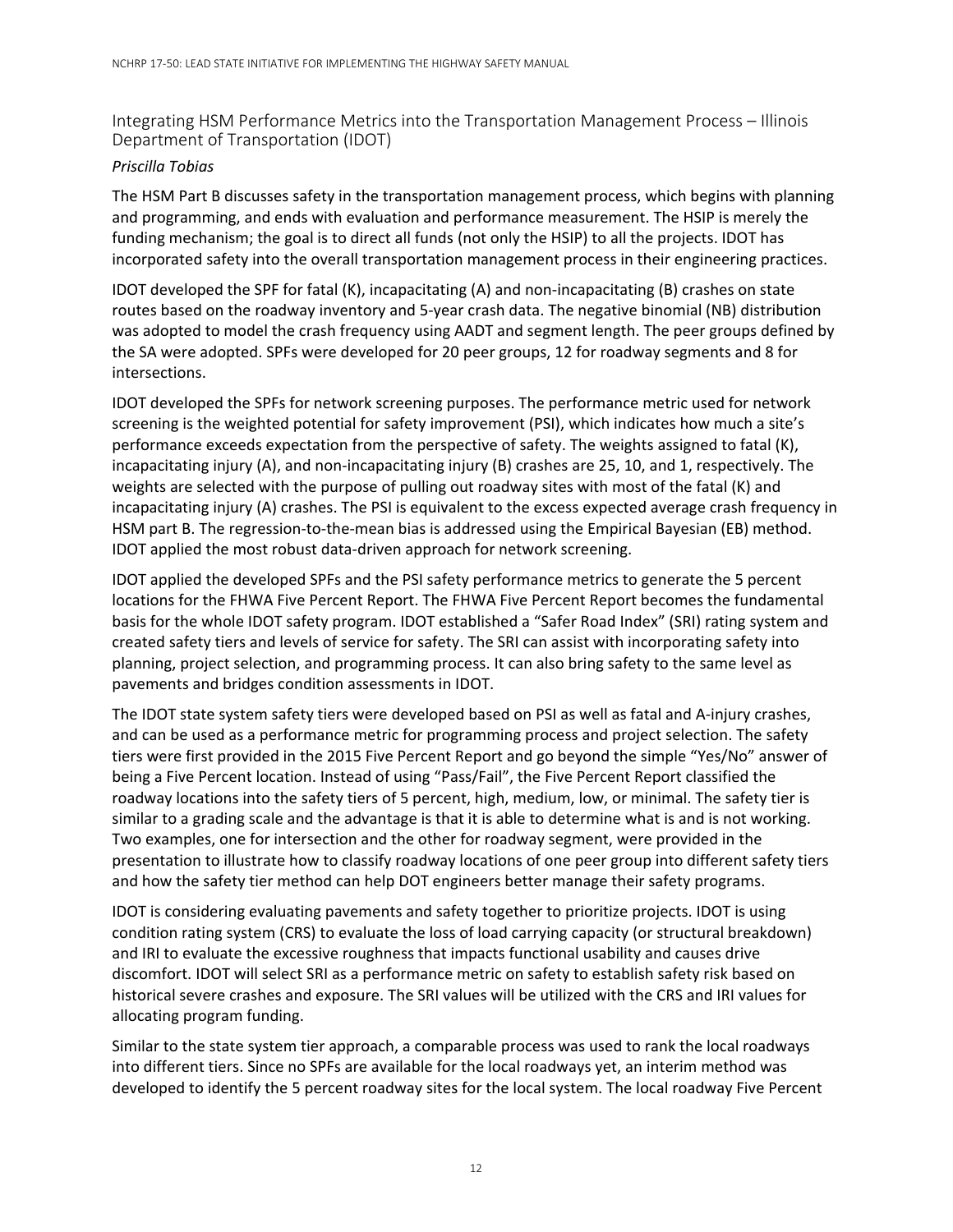## Integrating HSM Performance Metrics into the Transportation Management Process – Illinois Department of Transportation (IDOT)

*Priscilla Tobias*

The HSM Part B discusses safety in the transportation management process, which begins with planning and programming, and ends with evaluation and performance measurement. The HSIP is merely the funding mechanism; the goal is to direct all funds (not only the HSIP) to all the projects. IDOT has incorporated safety into the overall transportation management process in their engineering practices.

IDOT developed the SPF for fatal (K), incapacitating (A) and non-incapacitating (B) crashes on state routes based on the roadway inventory and 5-year crash data. The negative binomial (NB) distribution was adopted to model the crash frequency using AADT and segment length. The peer groups defined by the SA were adopted. SPFs were developed for 20 peer groups, 12 for roadway segments and 8 for intersections.

IDOT developed the SPFs for network screening purposes. The performance metric used for network screening is the weighted potential for safety improvement (PSI), which indicates how much a site's performance exceeds expectation from the perspective of safety. The weights assigned to fatal (K), incapacitating injury (A), and non-incapacitating injury (B) crashes are 25, 10, and 1, respectively. The weights are selected with the purpose of pulling out roadway sites with most of the fatal (K) and incapacitating injury (A) crashes. The PSI is equivalent to the excess expected average crash frequency in HSM part B. The regression-to-the-mean bias is addressed using the Empirical Bayesian (EB) method. IDOT applied the most robust data-driven approach for network screening.

IDOT applied the developed SPFs and the PSI safety performance metrics to generate the 5 percent locations for the FHWA Five Percent Report. The FHWA Five Percent Report becomes the fundamental basis for the whole IDOT safety program. IDOT established a "Safer Road Index" (SRI) rating system and created safety tiers and levels of service for safety. The SRI can assist with incorporating safety into planning, project selection, and programming process. It can also bring safety to the same level as pavements and bridges condition assessments in IDOT.

The IDOT state system safety tiers were developed based on PSI as well as fatal and A-injury crashes, and can be used as a performance metric for programming process and project selection. The safety tiers were first provided in the 2015 Five Percent Report and go beyond the simple "Yes/No" answer of being a Five Percent location. Instead of using "Pass/Fail", the Five Percent Report classified the roadway locations into the safety tiers of 5 percent, high, medium, low, or minimal. The safety tier is similar to a grading scale and the advantage is that it is able to determine what is and is not working. Two examples, one for intersection and the other for roadway segment, were provided in the presentation to illustrate how to classify roadway locations of one peer group into different safety tiers and how the safety tier method can help DOT engineers better manage their safety programs.

IDOT is considering evaluating pavements and safety together to prioritize projects. IDOT is using condition rating system (CRS) to evaluate the loss of load carrying capacity (or structural breakdown) and IRI to evaluate the excessive roughness that impacts functional usability and causes drive discomfort. IDOT will select SRI as a performance metric on safety to establish safety risk based on historical severe crashes and exposure. The SRI values will be utilized with the CRS and IRI values for allocating program funding.

Similar to the state system tier approach, a comparable process was used to rank the local roadways into different tiers. Since no SPFs are available for the local roadways yet, an interim method was developed to identify the 5 percent roadway sites for the local system. The local roadway Five Percent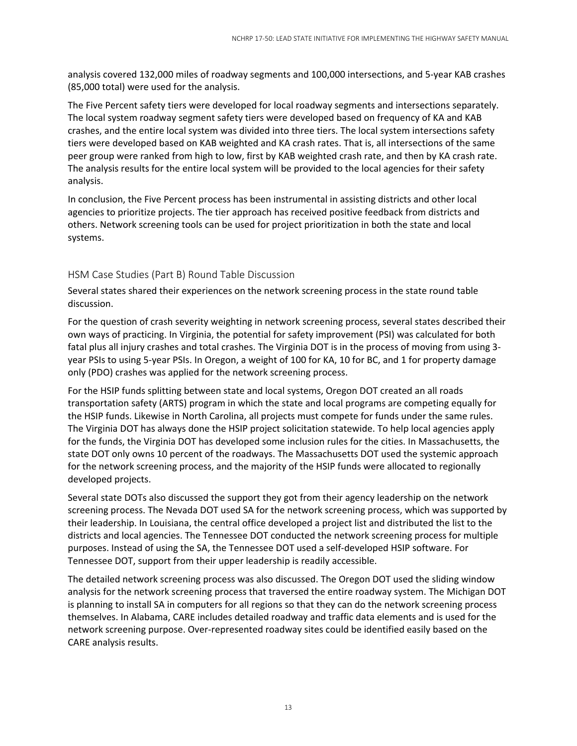analysis covered 132,000 miles of roadway segments and 100,000 intersections, and 5-year KAB crashes (85,000 total) were used for the analysis.

The Five Percent safety tiers were developed for local roadway segments and intersections separately. The local system roadway segment safety tiers were developed based on frequency of KA and KAB crashes, and the entire local system was divided into three tiers. The local system intersections safety tiers were developed based on KAB weighted and KA crash rates. That is, all intersections of the same peer group were ranked from high to low, first by KAB weighted crash rate, and then by KA crash rate. The analysis results for the entire local system will be provided to the local agencies for their safety analysis.

In conclusion, the Five Percent process has been instrumental in assisting districts and other local agencies to prioritize projects. The tier approach has received positive feedback from districts and others. Network screening tools can be used for project prioritization in both the state and local systems.

## HSM Case Studies (Part B) Round Table Discussion

Several states shared their experiences on the network screening process in the state round table discussion.

For the question of crash severity weighting in network screening process, several states described their own ways of practicing. In Virginia, the potential for safety improvement (PSI) was calculated for both fatal plus all injury crashes and total crashes. The Virginia DOT is in the process of moving from using 3-year PSIs to using 5-year PSIs. In Oregon, a weight of 100 for KA, 10 for BC, and 1 for property damage only (PDO) crashes was applied for the network screening process.

For the HSIP funds splitting between state and local systems, Oregon DOT created an all roads transportation safety (ARTS) program in which the state and local programs are competing equally for the HSIP funds. Likewise in North Carolina, all projects must compete for funds under the same rules. The Virginia DOT has always done the HSIP project solicitation statewide. To help local agencies apply for the funds, the Virginia DOT has developed some inclusion rules for the cities. In Massachusetts, the state DOT only owns 10 percent of the roadways. The Massachusetts DOT used the systemic approach for the network screening process, and the majority of the HSIP funds were allocated to regionally developed projects.

Several state DOTs also discussed the support they got from their agency leadership on the network screening process. The Nevada DOT used SA for the network screening process, which was supported by their leadership. In Louisiana, the central office developed a project list and distributed the list to the districts and local agencies. The Tennessee DOT conducted the network screening process for multiple purposes. Instead of using the SA, the Tennessee DOT used a self-developed HSIP software. For Tennessee DOT, support from their upper leadership is readily accessible.

The detailed network screening process was also discussed. The Oregon DOT used the sliding window analysis for the network screening process that traversed the entire roadway system. The Michigan DOT is planning to install SA in computers for all regions so that they can do the network screening process themselves. In Alabama, CARE includes detailed roadway and traffic data elements and is used for the network screening purpose. Over-represented roadway sites could be identified easily based on the CARE analysis results.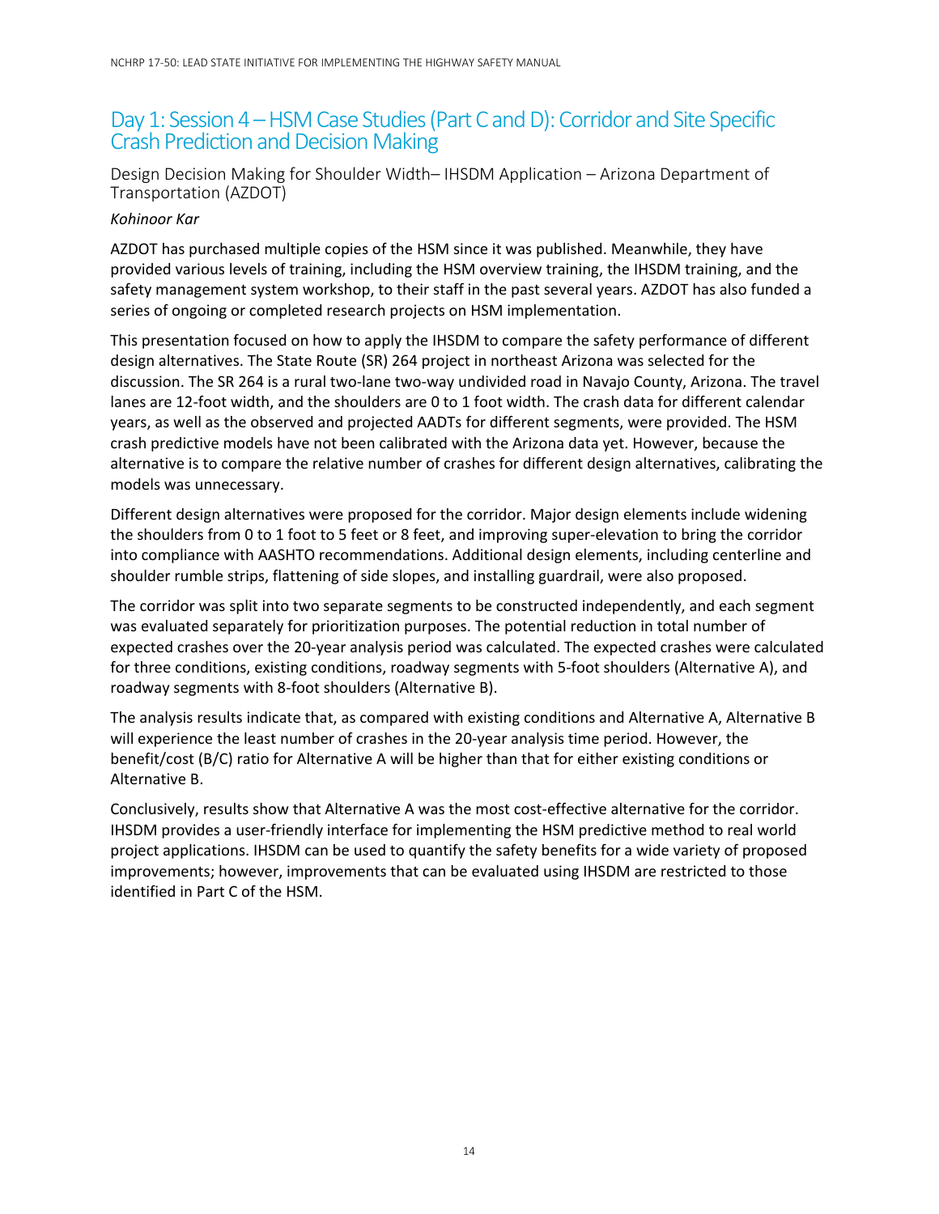## Day 1: Session 4 – HSM Case Studies (Part C and D): Corridor and Site Specific Crash Prediction and Decision Making

### Design Decision Making for Shoulder Width– IHSDM Application – Arizona Department of Transportation (AZDOT)

*Kohinoor Kar*

AZDOT has purchased multiple copies of the HSM since it was published. Meanwhile, they have provided various levels of training, including the HSM overview training, the IHSDM training, and the safety management system workshop, to their staff in the past several years. AZDOT has also funded a series of ongoing or completed research projects on HSM implementation.

This presentation focused on how to apply the IHSDM to compare the safety performance of different design alternatives. The State Route (SR) 264 project in northeast Arizona was selected for the discussion. The SR 264 is a rural two-lane two-way undivided road in Navajo County, Arizona. The travel lanes are 12-foot width, and the shoulders are 0 to 1 foot width. The crash data for different calendar years, as well as the observed and projected AADTs for different segments, were provided. The HSM crash predictive models have not been calibrated with the Arizona data yet. However, because the alternative is to compare the relative number of crashes for different design alternatives, calibrating the models was unnecessary.

Different design alternatives were proposed for the corridor. Major design elements include widening the shoulders from 0 to 1 foot to 5 feet or 8 feet, and improving super-elevation to bring the corridor into compliance with AASHTO recommendations. Additional design elements, including centerline and shoulder rumble strips, flattening of side slopes, and installing guardrail, were also proposed.

The corridor was split into two separate segments to be constructed independently, and each segment was evaluated separately for prioritization purposes. The potential reduction in total number of expected crashes over the 20-year analysis period was calculated. The expected crashes were calculated for three conditions, existing conditions, roadway segments with 5-foot shoulders (Alternative A), and roadway segments with 8-foot shoulders (Alternative B).

The analysis results indicate that, as compared with existing conditions and Alternative A, Alternative B will experience the least number of crashes in the 20-year analysis time period. However, the benefit/cost (B/C) ratio for Alternative A will be higher than that for either existing conditions or Alternative B.

Conclusively, results show that Alternative A was the most cost-effective alternative for the corridor. IHSDM provides a user-friendly interface for implementing the HSM predictive method to real world project applications. IHSDM can be used to quantify the safety benefits for a wide variety of proposed improvements; however, improvements that can be evaluated using IHSDM are restricted to those identified in Part C of the HSM.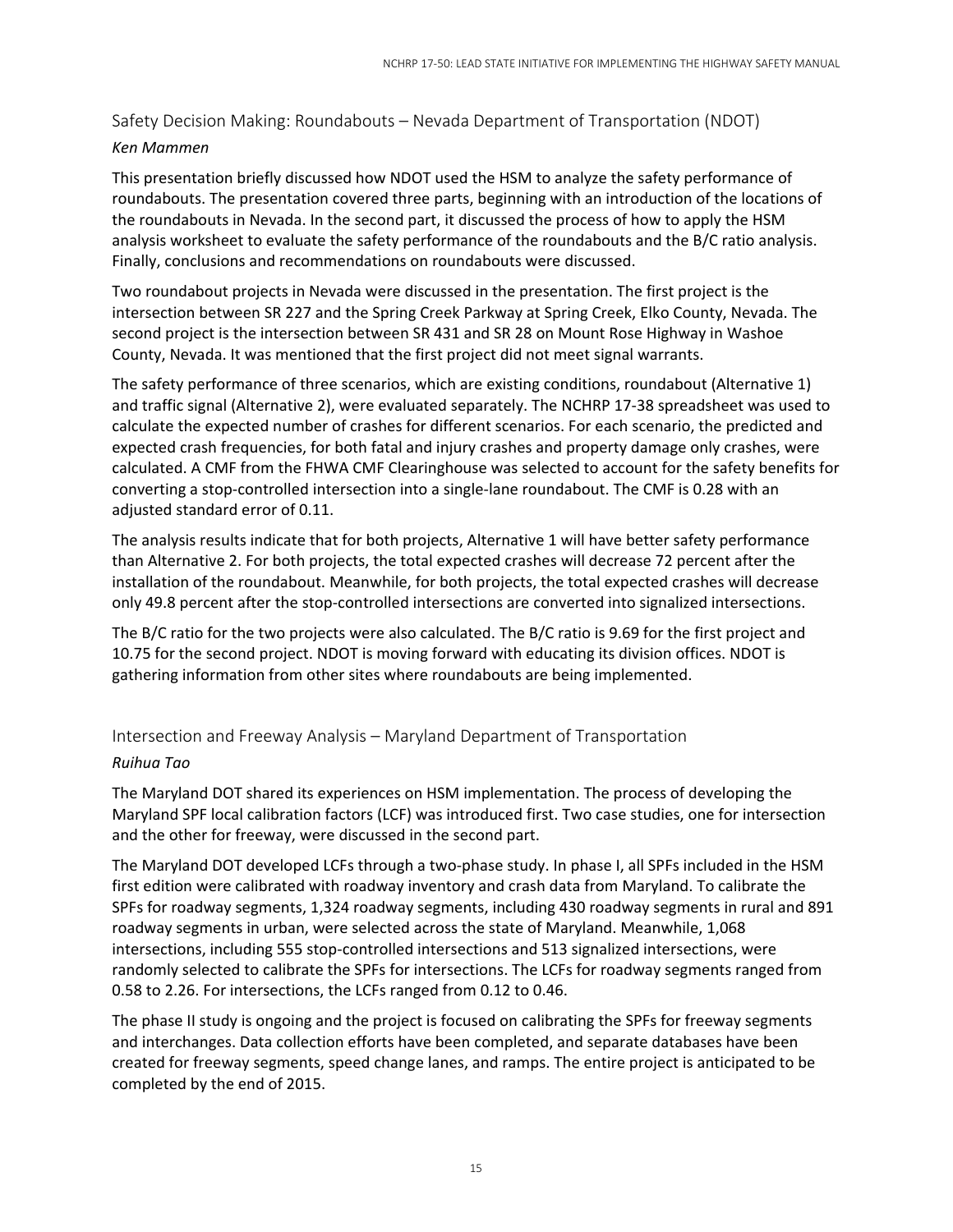## Safety Decision Making: Roundabouts – Nevada Department of Transportation (NDOT)

*Ken Mammen*

This presentation briefly discussed how NDOT used the HSM to analyze the safety performance of roundabouts. The presentation covered three parts, beginning with an introduction of the locations of the roundabouts in Nevada. In the second part, it discussed the process of how to apply the HSM analysis worksheet to evaluate the safety performance of the roundabouts and the B/C ratio analysis. Finally, conclusions and recommendations on roundabouts were discussed.

Two roundabout projects in Nevada were discussed in the presentation. The first project is the intersection between SR 227 and the Spring Creek Parkway at Spring Creek, Elko County, Nevada. The second project is the intersection between SR 431 and SR 28 on Mount Rose Highway in Washoe County, Nevada. It was mentioned that the first project did not meet signal warrants.

The safety performance of three scenarios, which are existing conditions, roundabout (Alternative 1) and traffic signal (Alternative 2), were evaluated separately. The NCHRP 17-38 spreadsheet was used to calculate the expected number of crashes for different scenarios. For each scenario, the predicted and expected crash frequencies, for both fatal and injury crashes and property damage only crashes, were calculated. A CMF from the FHWA CMF Clearinghouse was selected to account for the safety benefits for converting a stop-controlled intersection into a single-lane roundabout. The CMF is 0.28 with an adjusted standard error of 0.11.

The analysis results indicate that for both projects, Alternative 1 will have better safety performance than Alternative 2. For both projects, the total expected crashes will decrease 72 percent after the installation of the roundabout. Meanwhile, for both projects, the total expected crashes will decrease only 49.8 percent after the stop-controlled intersections are converted into signalized intersections.

The B/C ratio for the two projects were also calculated. The B/C ratio is 9.69 for the first project and 10.75 for the second project. NDOT is moving forward with educating its division offices. NDOT is gathering information from other sites where roundabouts are being implemented.

## Intersection and Freeway Analysis – Maryland Department of Transportation

*Ruihua Tao*

The Maryland DOT shared its experiences on HSM implementation. The process of developing the Maryland SPF local calibration factors (LCF) was introduced first. Two case studies, one for intersection and the other for freeway, were discussed in the second part.

The Maryland DOT developed LCFs through a two-phase study. In phase I, all SPFs included in the HSM first edition were calibrated with roadway inventory and crash data from Maryland. To calibrate the SPFs for roadway segments, 1,324 roadway segments, including 430 roadway segments in rural and 891 roadway segments in urban, were selected across the state of Maryland. Meanwhile, 1,068 intersections, including 555 stop-controlled intersections and 513 signalized intersections, were randomly selected to calibrate the SPFs for intersections. The LCFs for roadway segments ranged from 0.58 to 2.26. For intersections, the LCFs ranged from 0.12 to 0.46.

The phase II study is ongoing and the project is focused on calibrating the SPFs for freeway segments and interchanges. Data collection efforts have been completed, and separate databases have been created for freeway segments, speed change lanes, and ramps. The entire project is anticipated to be completed by the end of 2015.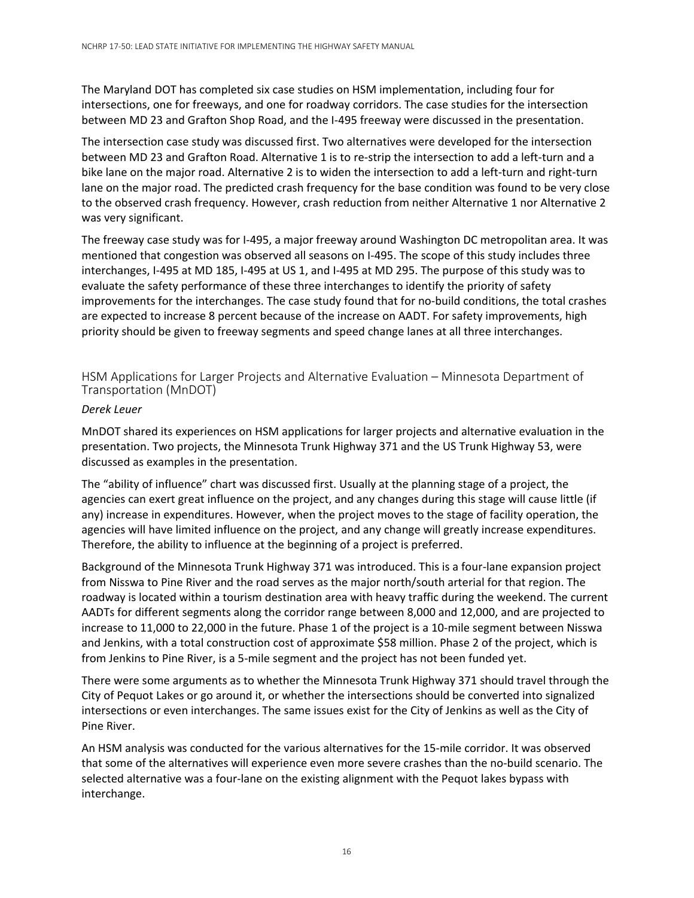The Maryland DOT has completed six case studies on HSM implementation, including four for intersections, one for freeways, and one for roadway corridors. The case studies for the intersection between MD 23 and Grafton Shop Road, and the I-495 freeway were discussed in the presentation.

The intersection case study was discussed first. Two alternatives were developed for the intersection between MD 23 and Grafton Road. Alternative 1 is to re-strip the intersection to add a left-turn and a bike lane on the major road. Alternative 2 is to widen the intersection to add a left-turn and right-turn lane on the major road. The predicted crash frequency for the base condition was found to be very close to the observed crash frequency. However, crash reduction from neither Alternative 1 nor Alternative 2 was very significant.

The freeway case study was for I-495, a major freeway around Washington DC metropolitan area. It was mentioned that congestion was observed all seasons on I-495. The scope of this study includes three interchanges, I-495 at MD 185, I-495 at US 1, and I-495 at MD 295. The purpose of this study was to evaluate the safety performance of these three interchanges to identify the priority of safety improvements for the interchanges. The case study found that for no-build conditions, the total crashes are expected to increase 8 percent because of the increase on AADT. For safety improvements, high priority should be given to freeway segments and speed change lanes at all three interchanges.

### HSM Applications for Larger Projects and Alternative Evaluation – Minnesota Department of Transportation (MnDOT)

*Derek Leuer*

MnDOT shared its experiences on HSM applications for larger projects and alternative evaluation in the presentation. Two projects, the Minnesota Trunk Highway 371 and the US Trunk Highway 53, were discussed as examples in the presentation.

The "ability of influence" chart was discussed first. Usually at the planning stage of a project, the agencies can exert great influence on the project, and any changes during this stage will cause little (if any) increase in expenditures. However, when the project moves to the stage of facility operation, the agencies will have limited influence on the project, and any change will greatly increase expenditures. Therefore, the ability to influence at the beginning of a project is preferred.

Background of the Minnesota Trunk Highway 371 was introduced. This is a four-lane expansion project from Nisswa to Pine River and the road serves as the major north/south arterial for that region. The roadway is located within a tourism destination area with heavy traffic during the weekend. The current AADTs for different segments along the corridor range between 8,000 and 12,000, and are projected to increase to 11,000 to 22,000 in the future. Phase 1 of the project is a 10-mile segment between Nisswa and Jenkins, with a total construction cost of approximate $58 million. Phase 2 of the project, which is from Jenkins to Pine River, is a 5-mile segment and the project has not been funded yet.

There were some arguments as to whether the Minnesota Trunk Highway 371 should travel through the City of Pequot Lakes or go around it, or whether the intersections should be converted into signalized intersections or even interchanges. The same issues exist for the City of Jenkins as well as the City of Pine River.

An HSM analysis was conducted for the various alternatives for the 15-mile corridor. It was observed that some of the alternatives will experience even more severe crashes than the no-build scenario. The selected alternative was a four-lane on the existing alignment with the Pequot lakes bypass with interchange.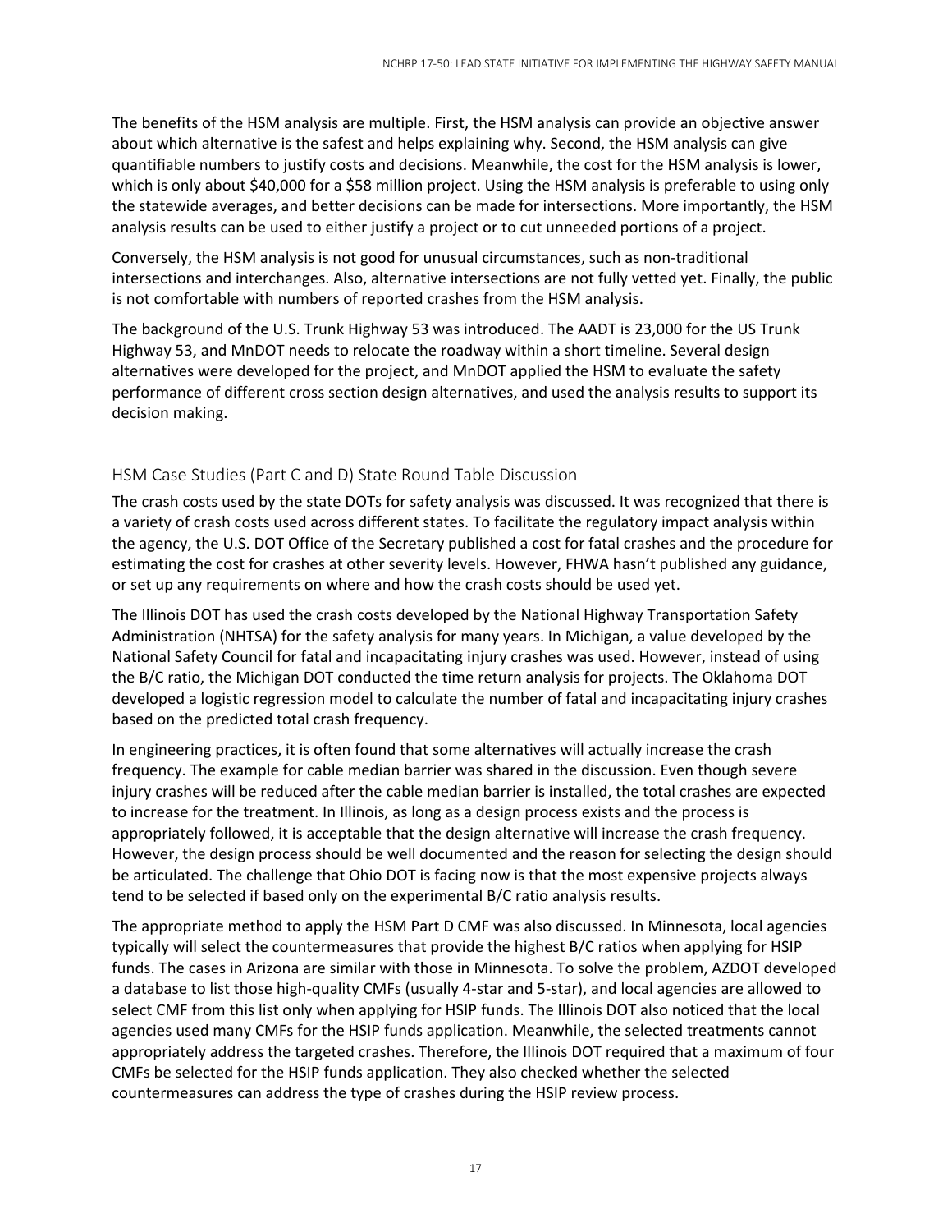The benefits of the HSM analysis are multiple. First, the HSM analysis can provide an objective answer about which alternative is the safest and helps explaining why. Second, the HSM analysis can give quantifiable numbers to justify costs and decisions. Meanwhile, the cost for the HSM analysis is lower, which is only about $40,000 for a $58 million project. Using the HSM analysis is preferable to using only the statewide averages, and better decisions can be made for intersections. More importantly, the HSM analysis results can be used to either justify a project or to cut unneeded portions of a project.

Conversely, the HSM analysis is not good for unusual circumstances, such as non-traditional intersections and interchanges. Also, alternative intersections are not fully vetted yet. Finally, the public is not comfortable with numbers of reported crashes from the HSM analysis.

The background of the U.S. Trunk Highway 53 was introduced. The AADT is 23,000 for the US Trunk Highway 53, and MnDOT needs to relocate the roadway within a short timeline. Several design alternatives were developed for the project, and MnDOT applied the HSM to evaluate the safety performance of different cross section design alternatives, and used the analysis results to support its decision making.

## HSM Case Studies (Part C and D) State Round Table Discussion

The crash costs used by the state DOTs for safety analysis was discussed. It was recognized that there is a variety of crash costs used across different states. To facilitate the regulatory impact analysis within the agency, the U.S. DOT Office of the Secretary published a cost for fatal crashes and the procedure for estimating the cost for crashes at other severity levels. However, FHWA hasn't published any guidance, or set up any requirements on where and how the crash costs should be used yet.

The Illinois DOT has used the crash costs developed by the National Highway Transportation Safety Administration (NHTSA) for the safety analysis for many years. In Michigan, a value developed by the National Safety Council for fatal and incapacitating injury crashes was used. However, instead of using the B/C ratio, the Michigan DOT conducted the time return analysis for projects. The Oklahoma DOT developed a logistic regression model to calculate the number of fatal and incapacitating injury crashes based on the predicted total crash frequency.

In engineering practices, it is often found that some alternatives will actually increase the crash frequency. The example for cable median barrier was shared in the discussion. Even though severe injury crashes will be reduced after the cable median barrier is installed, the total crashes are expected to increase for the treatment. In Illinois, as long as a design process exists and the process is appropriately followed, it is acceptable that the design alternative will increase the crash frequency. However, the design process should be well documented and the reason for selecting the design should be articulated. The challenge that Ohio DOT is facing now is that the most expensive projects always tend to be selected if based only on the experimental B/C ratio analysis results.

The appropriate method to apply the HSM Part D CMF was also discussed. In Minnesota, local agencies typically will select the countermeasures that provide the highest B/C ratios when applying for HSIP funds. The cases in Arizona are similar with those in Minnesota. To solve the problem, AZDOT developed a database to list those high-quality CMFs (usually 4-star and 5-star), and local agencies are allowed to select CMF from this list only when applying for HSIP funds. The Illinois DOT also noticed that the local agencies used many CMFs for the HSIP funds application. Meanwhile, the selected treatments cannot appropriately address the targeted crashes. Therefore, the Illinois DOT required that a maximum of four CMFs be selected for the HSIP funds application. They also checked whether the selected countermeasures can address the type of crashes during the HSIP review process.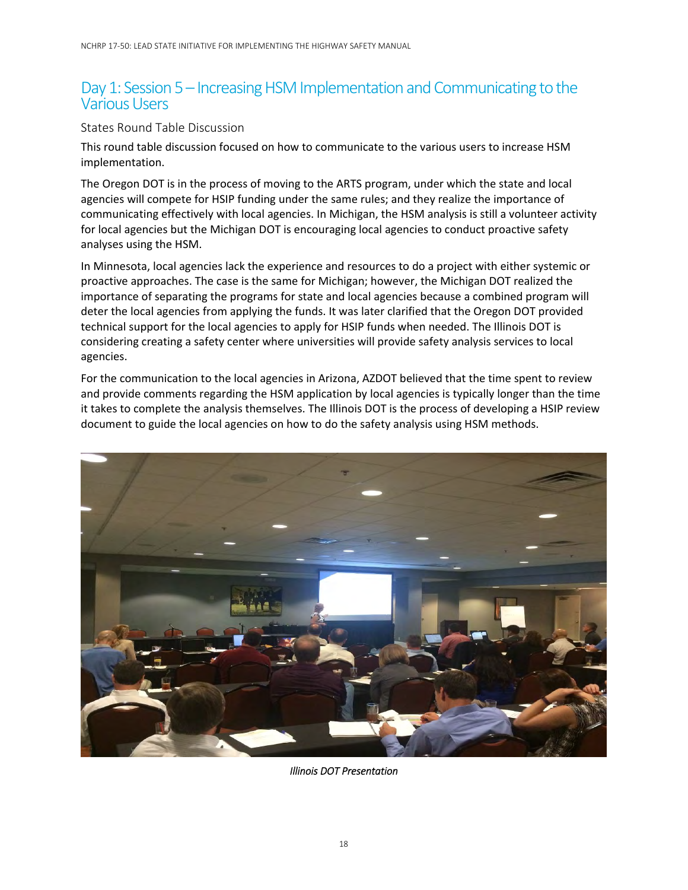## Day 1: Session 5 – Increasing HSM Implementation and Communicating to the Various Users

### States Round Table Discussion

This round table discussion focused on how to communicate to the various users to increase HSM implementation.

The Oregon DOT is in the process of moving to the ARTS program, under which the state and local agencies will compete for HSIP funding under the same rules; and they realize the importance of communicating effectively with local agencies. In Michigan, the HSM analysis is still a volunteer activity for local agencies but the Michigan DOT is encouraging local agencies to conduct proactive safety analyses using the HSM.

In Minnesota, local agencies lack the experience and resources to do a project with either systemic or proactive approaches. The case is the same for Michigan; however, the Michigan DOT realized the importance of separating the programs for state and local agencies because a combined program will deter the local agencies from applying the funds. It was later clarified that the Oregon DOT provided technical support for the local agencies to apply for HSIP funds when needed. The Illinois DOT is considering creating a safety center where universities will provide safety analysis services to local agencies.

For the communication to the local agencies in Arizona, AZDOT believed that the time spent to review and provide comments regarding the HSM application by local agencies is typically longer than the time it takes to complete the analysis themselves. The Illinois DOT is the process of developing a HSIP review document to guide the local agencies on how to do the safety analysis using HSM methods.

*Illinois DOT Presentation*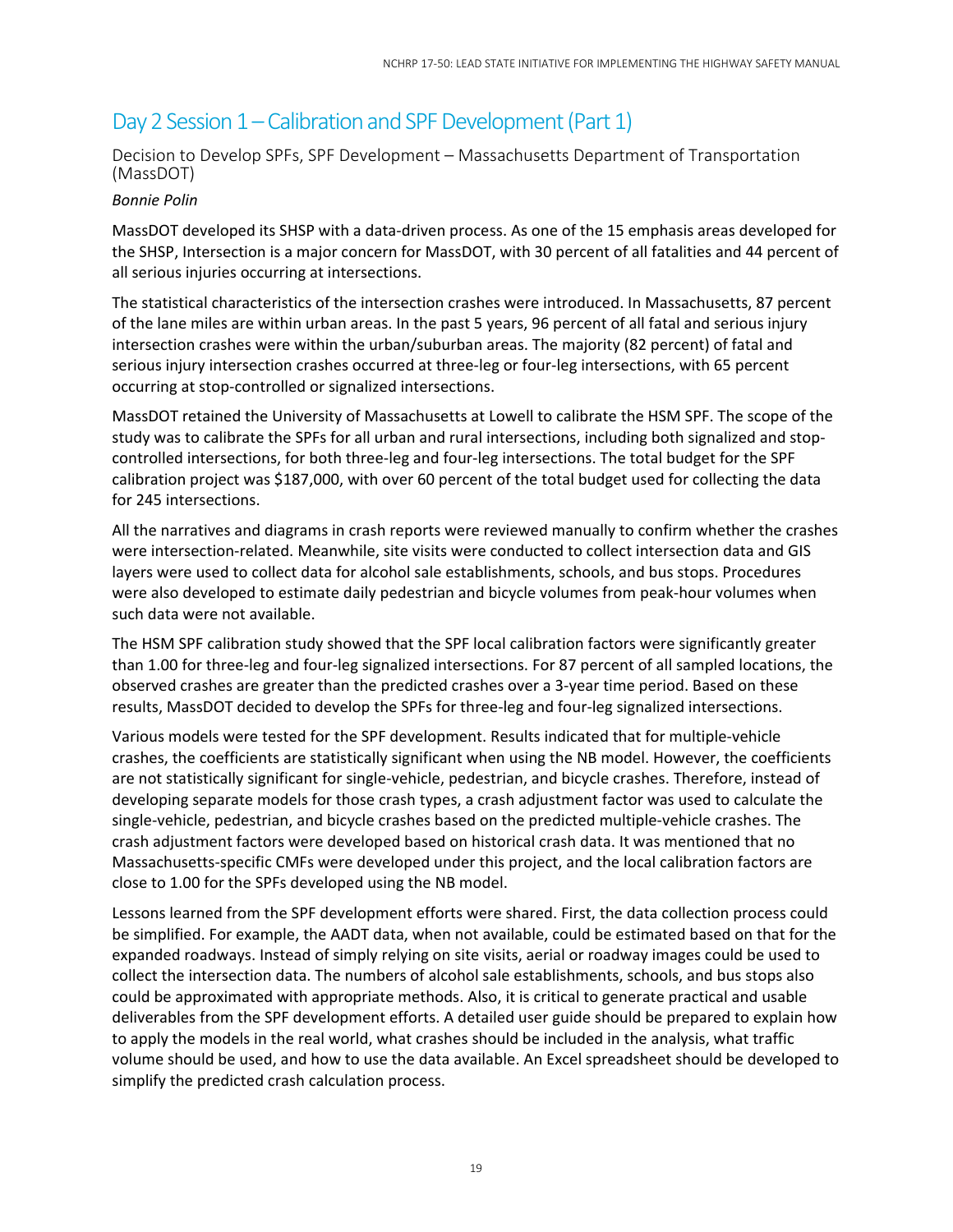## Day 2 Session 1 – Calibration and SPF Development (Part 1)

### Decision to Develop SPFs, SPF Development – Massachusetts Department of Transportation (MassDOT)

*Bonnie Polin*

MassDOT developed its SHSP with a data-driven process. As one of the 15 emphasis areas developed for the SHSP, Intersection is a major concern for MassDOT, with 30 percent of all fatalities and 44 percent of all serious injuries occurring at intersections.

The statistical characteristics of the intersection crashes were introduced. In Massachusetts, 87 percent of the lane miles are within urban areas. In the past 5 years, 96 percent of all fatal and serious injury intersection crashes were within the urban/suburban areas. The majority (82 percent) of fatal and serious injury intersection crashes occurred at three-leg or four-leg intersections, with 65 percent occurring at stop-controlled or signalized intersections.

MassDOT retained the University of Massachusetts at Lowell to calibrate the HSM SPF. The scope of the study was to calibrate the SPFs for all urban and rural intersections, including both signalized and stop-controlled intersections, for both three-leg and four-leg intersections. The total budget for the SPF calibration project was $187,000, with over 60 percent of the total budget used for collecting the data for 245 intersections.

All the narratives and diagrams in crash reports were reviewed manually to confirm whether the crashes were intersection-related. Meanwhile, site visits were conducted to collect intersection data and GIS layers were used to collect data for alcohol sale establishments, schools, and bus stops. Procedures were also developed to estimate daily pedestrian and bicycle volumes from peak-hour volumes when such data were not available.

The HSM SPF calibration study showed that the SPF local calibration factors were significantly greater than 1.00 for three-leg and four-leg signalized intersections. For 87 percent of all sampled locations, the observed crashes are greater than the predicted crashes over a 3-year time period. Based on these results, MassDOT decided to develop the SPFs for three-leg and four-leg signalized intersections.

Various models were tested for the SPF development. Results indicated that for multiple-vehicle crashes, the coefficients are statistically significant when using the NB model. However, the coefficients are not statistically significant for single-vehicle, pedestrian, and bicycle crashes. Therefore, instead of developing separate models for those crash types, a crash adjustment factor was used to calculate the single-vehicle, pedestrian, and bicycle crashes based on the predicted multiple-vehicle crashes. The crash adjustment factors were developed based on historical crash data. It was mentioned that no Massachusetts-specific CMFs were developed under this project, and the local calibration factors are close to 1.00 for the SPFs developed using the NB model.

Lessons learned from the SPF development efforts were shared. First, the data collection process could be simplified. For example, the AADT data, when not available, could be estimated based on that for the expanded roadways. Instead of simply relying on site visits, aerial or roadway images could be used to collect the intersection data. The numbers of alcohol sale establishments, schools, and bus stops also could be approximated with appropriate methods. Also, it is critical to generate practical and usable deliverables from the SPF development efforts. A detailed user guide should be prepared to explain how to apply the models in the real world, what crashes should be included in the analysis, what traffic volume should be used, and how to use the data available. An Excel spreadsheet should be developed to simplify the predicted crash calculation process.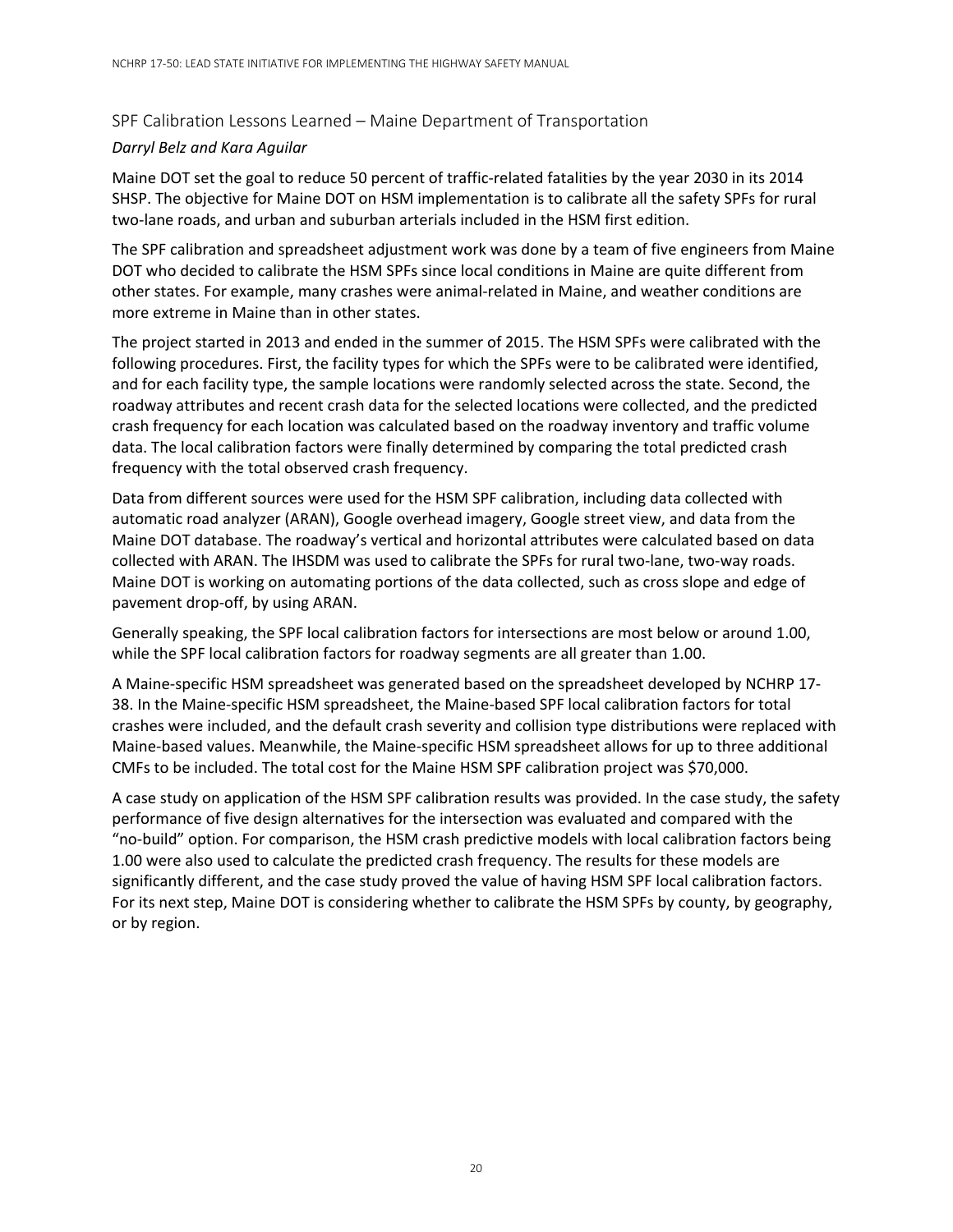## SPF Calibration Lessons Learned – Maine Department of Transportation

*Darryl Belz and Kara Aguilar*

Maine DOT set the goal to reduce 50 percent of traffic-related fatalities by the year 2030 in its 2014 SHSP. The objective for Maine DOT on HSM implementation is to calibrate all the safety SPFs for rural two-lane roads, and urban and suburban arterials included in the HSM first edition.

The SPF calibration and spreadsheet adjustment work was done by a team of five engineers from Maine DOT who decided to calibrate the HSM SPFs since local conditions in Maine are quite different from other states. For example, many crashes were animal-related in Maine, and weather conditions are more extreme in Maine than in other states.

The project started in 2013 and ended in the summer of 2015. The HSM SPFs were calibrated with the following procedures. First, the facility types for which the SPFs were to be calibrated were identified, and for each facility type, the sample locations were randomly selected across the state. Second, the roadway attributes and recent crash data for the selected locations were collected, and the predicted crash frequency for each location was calculated based on the roadway inventory and traffic volume data. The local calibration factors were finally determined by comparing the total predicted crash frequency with the total observed crash frequency.

Data from different sources were used for the HSM SPF calibration, including data collected with automatic road analyzer (ARAN), Google overhead imagery, Google street view, and data from the Maine DOT database. The roadway's vertical and horizontal attributes were calculated based on data collected with ARAN. The IHSDM was used to calibrate the SPFs for rural two-lane, two-way roads. Maine DOT is working on automating portions of the data collected, such as cross slope and edge of pavement drop-off, by using ARAN.

Generally speaking, the SPF local calibration factors for intersections are most below or around 1.00, while the SPF local calibration factors for roadway segments are all greater than 1.00.

A Maine-specific HSM spreadsheet was generated based on the spreadsheet developed by NCHRP 17-38. In the Maine-specific HSM spreadsheet, the Maine-based SPF local calibration factors for total crashes were included, and the default crash severity and collision type distributions were replaced with Maine-based values. Meanwhile, the Maine-specific HSM spreadsheet allows for up to three additional CMFs to be included. The total cost for the Maine HSM SPF calibration project was $70,000.

A case study on application of the HSM SPF calibration results was provided. In the case study, the safety performance of five design alternatives for the intersection was evaluated and compared with the "no-build" option. For comparison, the HSM crash predictive models with local calibration factors being 1.00 were also used to calculate the predicted crash frequency. The results for these models are significantly different, and the case study proved the value of having HSM SPF local calibration factors. For its next step, Maine DOT is considering whether to calibrate the HSM SPFs by county, by geography, or by region.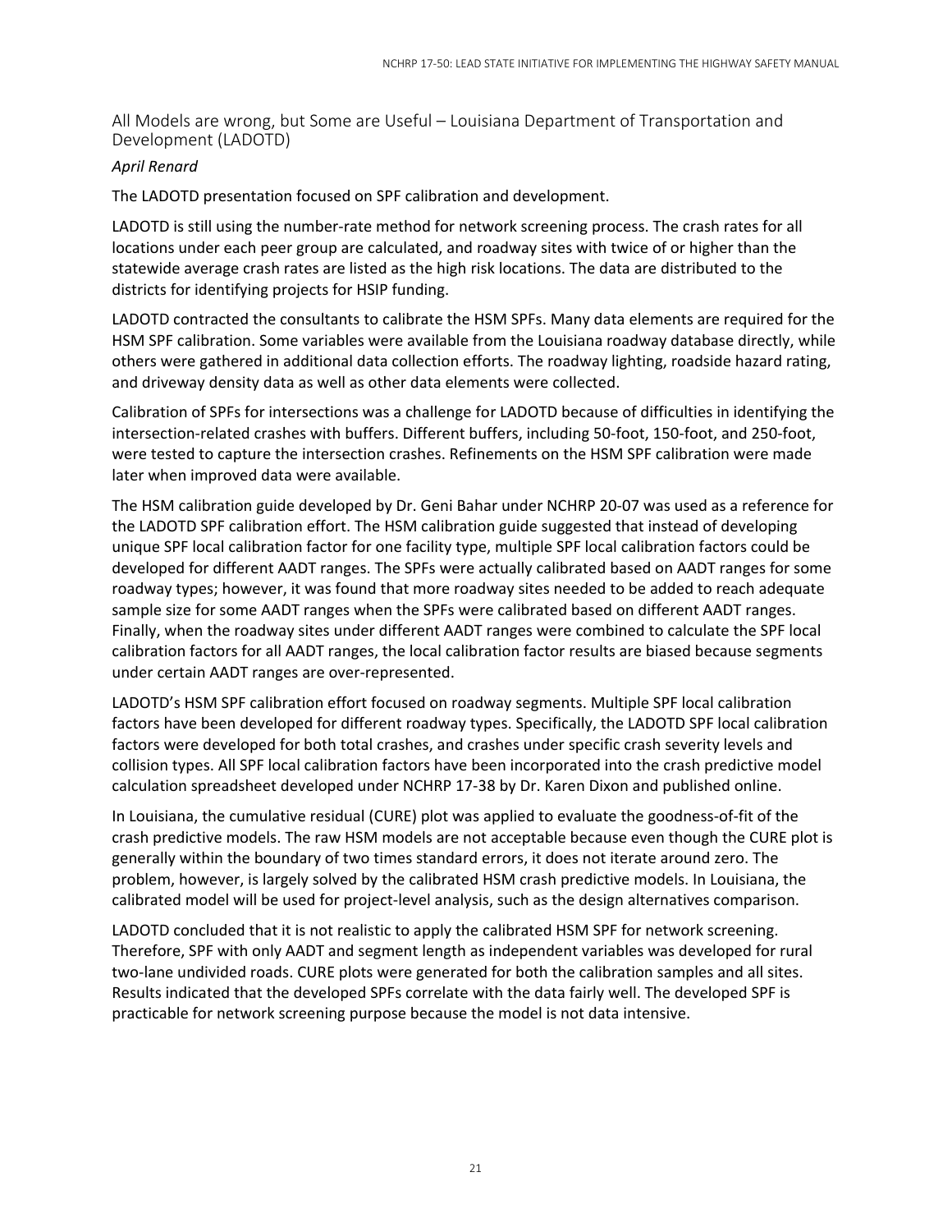## All Models are wrong, but Some are Useful – Louisiana Department of Transportation and Development (LADOTD)

*April Renard*

The LADOTD presentation focused on SPF calibration and development.

LADOTD is still using the number-rate method for network screening process. The crash rates for all locations under each peer group are calculated, and roadway sites with twice of or higher than the statewide average crash rates are listed as the high risk locations. The data are distributed to the districts for identifying projects for HSIP funding.

LADOTD contracted the consultants to calibrate the HSM SPFs. Many data elements are required for the HSM SPF calibration. Some variables were available from the Louisiana roadway database directly, while others were gathered in additional data collection efforts. The roadway lighting, roadside hazard rating, and driveway density data as well as other data elements were collected.

Calibration of SPFs for intersections was a challenge for LADOTD because of difficulties in identifying the intersection-related crashes with buffers. Different buffers, including 50-foot, 150-foot, and 250-foot, were tested to capture the intersection crashes. Refinements on the HSM SPF calibration were made later when improved data were available.

The HSM calibration guide developed by Dr. Geni Bahar under NCHRP 20-07 was used as a reference for the LADOTD SPF calibration effort. The HSM calibration guide suggested that instead of developing unique SPF local calibration factor for one facility type, multiple SPF local calibration factors could be developed for different AADT ranges. The SPFs were actually calibrated based on AADT ranges for some roadway types; however, it was found that more roadway sites needed to be added to reach adequate sample size for some AADT ranges when the SPFs were calibrated based on different AADT ranges. Finally, when the roadway sites under different AADT ranges were combined to calculate the SPF local calibration factors for all AADT ranges, the local calibration factor results are biased because segments under certain AADT ranges are over-represented.

LADOTD's HSM SPF calibration effort focused on roadway segments. Multiple SPF local calibration factors have been developed for different roadway types. Specifically, the LADOTD SPF local calibration factors were developed for both total crashes, and crashes under specific crash severity levels and collision types. All SPF local calibration factors have been incorporated into the crash predictive model calculation spreadsheet developed under NCHRP 17-38 by Dr. Karen Dixon and published online.

In Louisiana, the cumulative residual (CURE) plot was applied to evaluate the goodness-of-fit of the crash predictive models. The raw HSM models are not acceptable because even though the CURE plot is generally within the boundary of two times standard errors, it does not iterate around zero. The problem, however, is largely solved by the calibrated HSM crash predictive models. In Louisiana, the calibrated model will be used for project-level analysis, such as the design alternatives comparison.

LADOTD concluded that it is not realistic to apply the calibrated HSM SPF for network screening. Therefore, SPF with only AADT and segment length as independent variables was developed for rural two-lane undivided roads. CURE plots were generated for both the calibration samples and all sites. Results indicated that the developed SPFs correlate with the data fairly well. The developed SPF is practicable for network screening purpose because the model is not data intensive.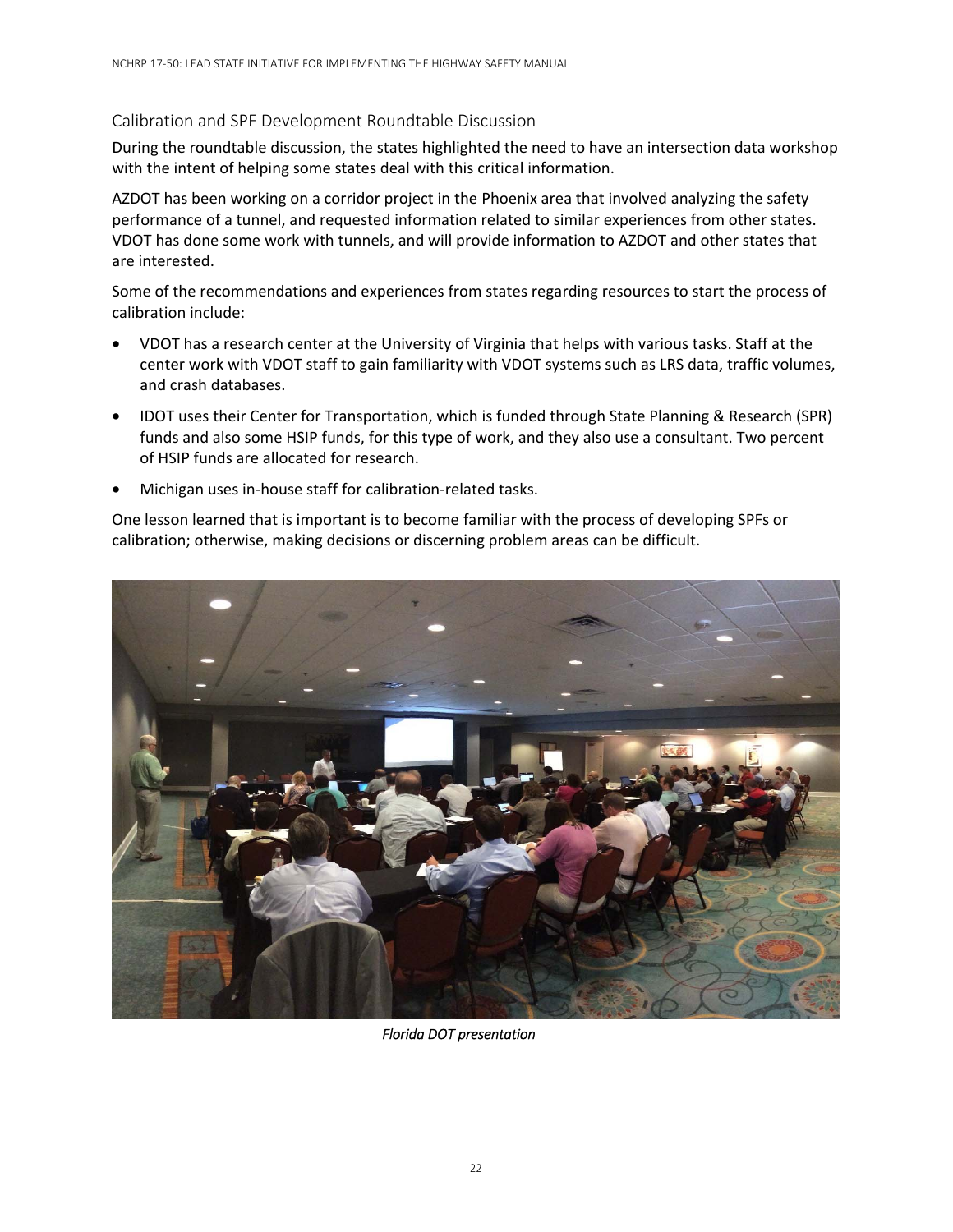## Calibration and SPF Development Roundtable Discussion

During the roundtable discussion, the states highlighted the need to have an intersection data workshop with the intent of helping some states deal with this critical information.

AZDOT has been working on a corridor project in the Phoenix area that involved analyzing the safety performance of a tunnel, and requested information related to similar experiences from other states. VDOT has done some work with tunnels, and will provide information to AZDOT and other states that are interested.

Some of the recommendations and experiences from states regarding resources to start the process of calibration include:

- VDOT has a research center at the University of Virginia that helps with various tasks. Staff at the center work with VDOT staff to gain familiarity with VDOT systems such as LRS data, traffic volumes, and crash databases.
- IDOT uses their Center for Transportation, which is funded through State Planning & Research (SPR) funds and also some HSIP funds, for this type of work, and they also use a consultant. Two percent of HSIP funds are allocated for research.
- Michigan uses in-house staff for calibration-related tasks.

One lesson learned that is important is to become familiar with the process of developing SPFs or calibration; otherwise, making decisions or discerning problem areas can be difficult.

*Florida DOT presentation*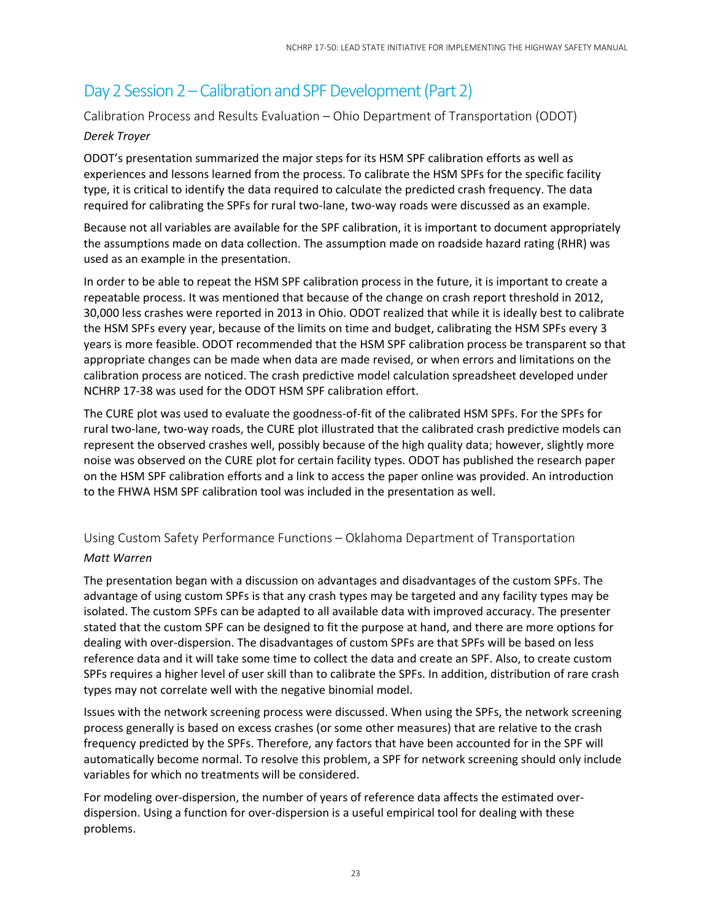## Day 2 Session 2 – Calibration and SPF Development (Part 2)

### Calibration Process and Results Evaluation – Ohio Department of Transportation (ODOT)

*Derek Troyer*

ODOT's presentation summarized the major steps for its HSM SPF calibration efforts as well as experiences and lessons learned from the process. To calibrate the HSM SPFs for the specific facility type, it is critical to identify the data required to calculate the predicted crash frequency. The data required for calibrating the SPFs for rural two-lane, two-way roads were discussed as an example.

Because not all variables are available for the SPF calibration, it is important to document appropriately the assumptions made on data collection. The assumption made on roadside hazard rating (RHR) was used as an example in the presentation.

In order to be able to repeat the HSM SPF calibration process in the future, it is important to create a repeatable process. It was mentioned that because of the change on crash report threshold in 2012, 30,000 less crashes were reported in 2013 in Ohio. ODOT realized that while it is ideally best to calibrate the HSM SPFs every year, because of the limits on time and budget, calibrating the HSM SPFs every 3 years is more feasible. ODOT recommended that the HSM SPF calibration process be transparent so that appropriate changes can be made when data are made revised, or when errors and limitations on the calibration process are noticed. The crash predictive model calculation spreadsheet developed under NCHRP 17-38 was used for the ODOT HSM SPF calibration effort.

The CURE plot was used to evaluate the goodness-of-fit of the calibrated HSM SPFs. For the SPFs for rural two-lane, two-way roads, the CURE plot illustrated that the calibrated crash predictive models can represent the observed crashes well, possibly because of the high quality data; however, slightly more noise was observed on the CURE plot for certain facility types. ODOT has published the research paper on the HSM SPF calibration efforts and a link to access the paper online was provided. An introduction to the FHWA HSM SPF calibration tool was included in the presentation as well.

### Using Custom Safety Performance Functions – Oklahoma Department of Transportation

*Matt Warren*

The presentation began with a discussion on advantages and disadvantages of the custom SPFs. The advantage of using custom SPFs is that any crash types may be targeted and any facility types may be isolated. The custom SPFs can be adapted to all available data with improved accuracy. The presenter stated that the custom SPF can be designed to fit the purpose at hand, and there are more options for dealing with over-dispersion. The disadvantages of custom SPFs are that SPFs will be based on less reference data and it will take some time to collect the data and create an SPF. Also, to create custom SPFs requires a higher level of user skill than to calibrate the SPFs. In addition, distribution of rare crash types may not correlate well with the negative binomial model.

Issues with the network screening process were discussed. When using the SPFs, the network screening process generally is based on excess crashes (or some other measures) that are relative to the crash frequency predicted by the SPFs. Therefore, any factors that have been accounted for in the SPF will automatically become normal. To resolve this problem, a SPF for network screening should only include variables for which no treatments will be considered.

For modeling over-dispersion, the number of years of reference data affects the estimated over-dispersion. Using a function for over-dispersion is a useful empirical tool for dealing with these problems.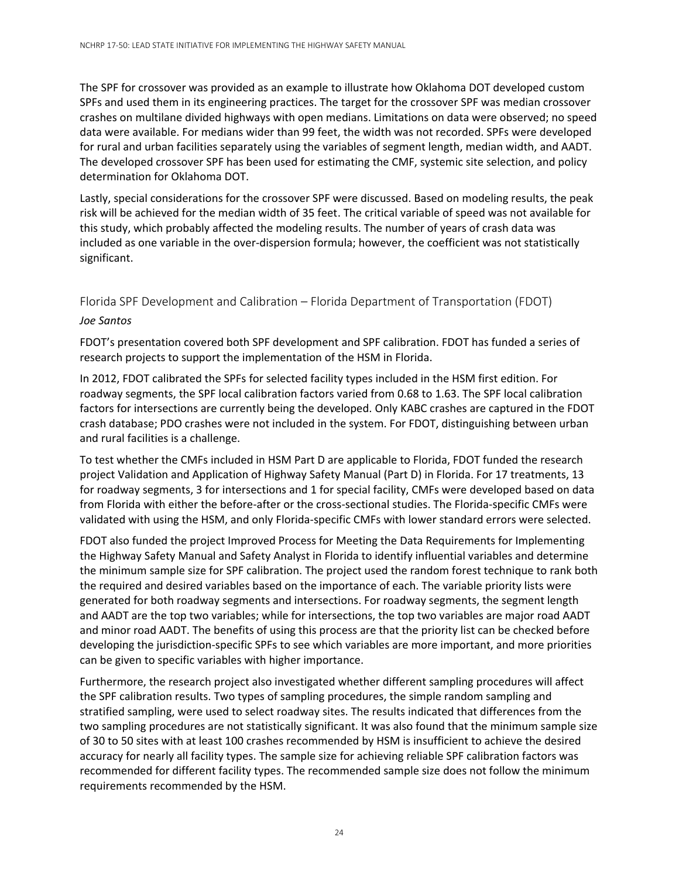The SPF for crossover was provided as an example to illustrate how Oklahoma DOT developed custom SPFs and used them in its engineering practices. The target for the crossover SPF was median crossover crashes on multilane divided highways with open medians. Limitations on data were observed; no speed data were available. For medians wider than 99 feet, the width was not recorded. SPFs were developed for rural and urban facilities separately using the variables of segment length, median width, and AADT. The developed crossover SPF has been used for estimating the CMF, systemic site selection, and policy determination for Oklahoma DOT.

Lastly, special considerations for the crossover SPF were discussed. Based on modeling results, the peak risk will be achieved for the median width of 35 feet. The critical variable of speed was not available for this study, which probably affected the modeling results. The number of years of crash data was included as one variable in the over-dispersion formula; however, the coefficient was not statistically significant.

### Florida SPF Development and Calibration – Florida Department of Transportation (FDOT)

*Joe Santos*

FDOT's presentation covered both SPF development and SPF calibration. FDOT has funded a series of research projects to support the implementation of the HSM in Florida.

In 2012, FDOT calibrated the SPFs for selected facility types included in the HSM first edition. For roadway segments, the SPF local calibration factors varied from 0.68 to 1.63. The SPF local calibration factors for intersections are currently being the developed. Only KABC crashes are captured in the FDOT crash database; PDO crashes were not included in the system. For FDOT, distinguishing between urban and rural facilities is a challenge.

To test whether the CMFs included in HSM Part D are applicable to Florida, FDOT funded the research project Validation and Application of Highway Safety Manual (Part D) in Florida. For 17 treatments, 13 for roadway segments, 3 for intersections and 1 for special facility, CMFs were developed based on data from Florida with either the before-after or the cross-sectional studies. The Florida-specific CMFs were validated with using the HSM, and only Florida-specific CMFs with lower standard errors were selected.

FDOT also funded the project Improved Process for Meeting the Data Requirements for Implementing the Highway Safety Manual and Safety Analyst in Florida to identify influential variables and determine the minimum sample size for SPF calibration. The project used the random forest technique to rank both the required and desired variables based on the importance of each. The variable priority lists were generated for both roadway segments and intersections. For roadway segments, the segment length and AADT are the top two variables; while for intersections, the top two variables are major road AADT and minor road AADT. The benefits of using this process are that the priority list can be checked before developing the jurisdiction-specific SPFs to see which variables are more important, and more priorities can be given to specific variables with higher importance.

Furthermore, the research project also investigated whether different sampling procedures will affect the SPF calibration results. Two types of sampling procedures, the simple random sampling and stratified sampling, were used to select roadway sites. The results indicated that differences from the two sampling procedures are not statistically significant. It was also found that the minimum sample size of 30 to 50 sites with at least 100 crashes recommended by HSM is insufficient to achieve the desired accuracy for nearly all facility types. The sample size for achieving reliable SPF calibration factors was recommended for different facility types. The recommended sample size does not follow the minimum requirements recommended by the HSM.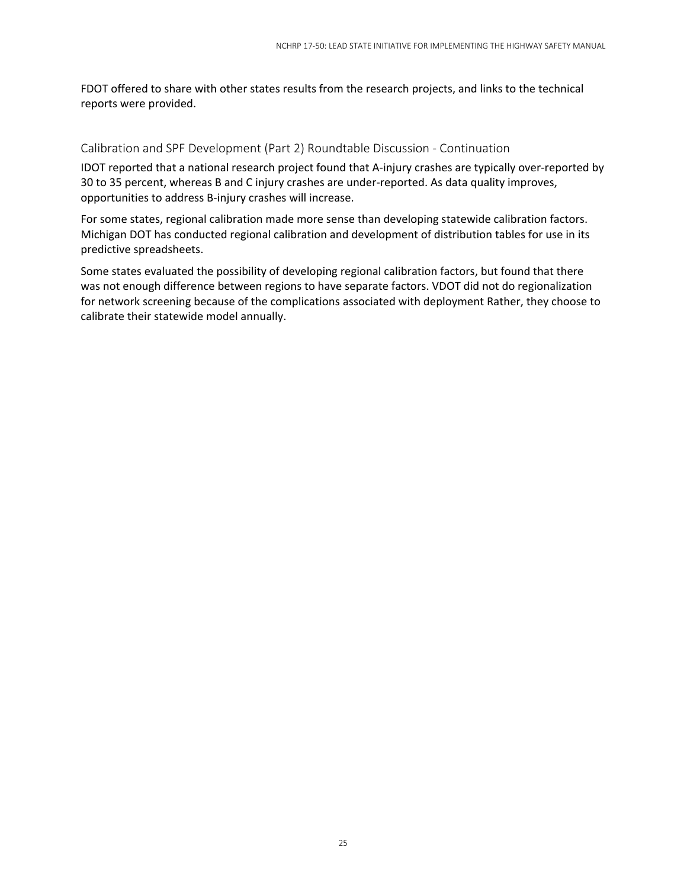FDOT offered to share with other states results from the research projects, and links to the technical reports were provided.

## Calibration and SPF Development (Part 2) Roundtable Discussion - Continuation

IDOT reported that a national research project found that A-injury crashes are typically over-reported by 30 to 35 percent, whereas B and C injury crashes are under-reported. As data quality improves, opportunities to address B-injury crashes will increase.

For some states, regional calibration made more sense than developing statewide calibration factors. Michigan DOT has conducted regional calibration and development of distribution tables for use in its predictive spreadsheets.

Some states evaluated the possibility of developing regional calibration factors, but found that there was not enough difference between regions to have separate factors. VDOT did not do regionalization for network screening because of the complications associated with deployment Rather, they choose to calibrate their statewide model annually.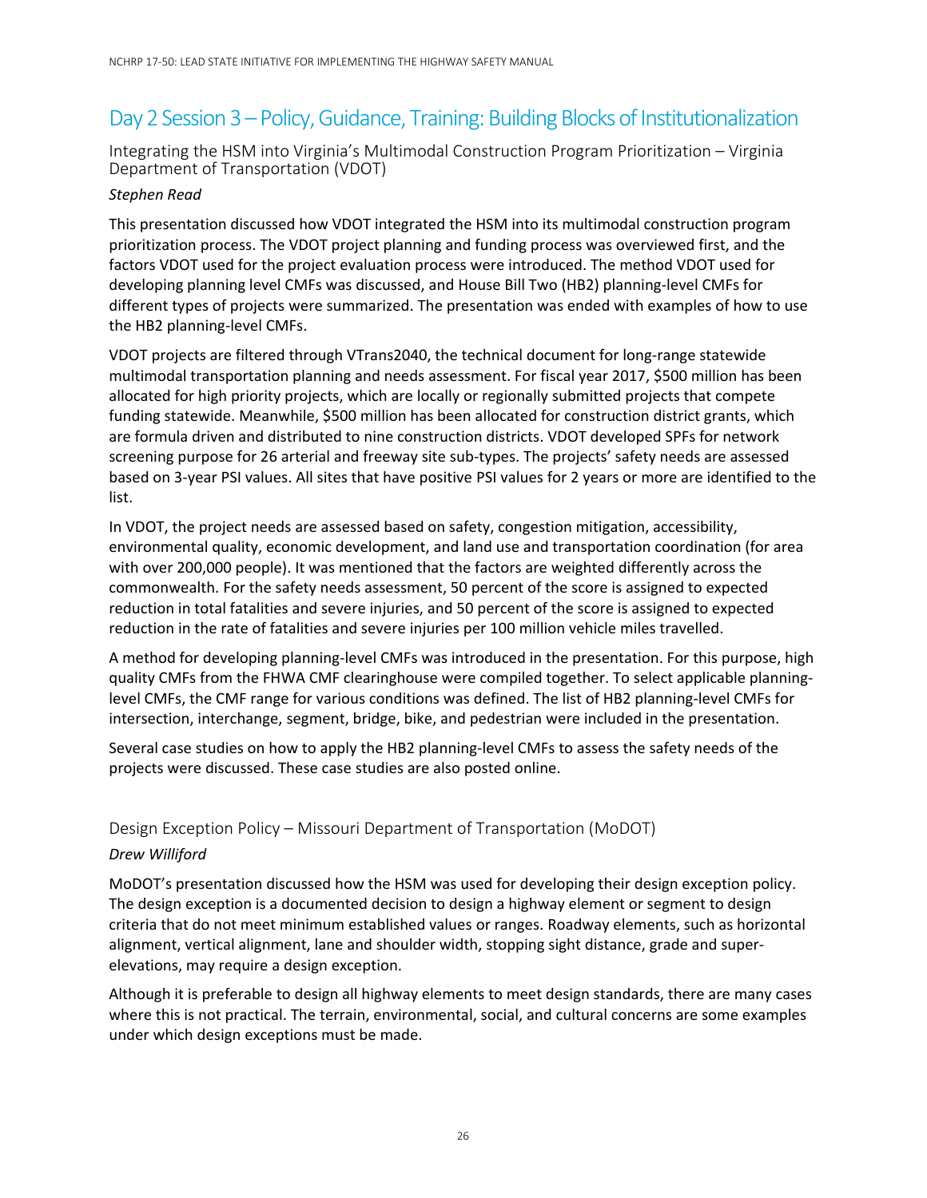## Day 2 Session 3 – Policy, Guidance, Training: Building Blocks of Institutionalization

### Integrating the HSM into Virginia's Multimodal Construction Program Prioritization – Virginia Department of Transportation (VDOT)

*Stephen Read*

This presentation discussed how VDOT integrated the HSM into its multimodal construction program prioritization process. The VDOT project planning and funding process was overviewed first, and the factors VDOT used for the project evaluation process were introduced. The method VDOT used for developing planning level CMFs was discussed, and House Bill Two (HB2) planning-level CMFs for different types of projects were summarized. The presentation was ended with examples of how to use the HB2 planning-level CMFs.

VDOT projects are filtered through VTrans2040, the technical document for long-range statewide multimodal transportation planning and needs assessment. For fiscal year 2017, $500 million has been allocated for high priority projects, which are locally or regionally submitted projects that compete funding statewide. Meanwhile, $500 million has been allocated for construction district grants, which are formula driven and distributed to nine construction districts. VDOT developed SPFs for network screening purpose for 26 arterial and freeway site sub-types. The projects' safety needs are assessed based on 3-year PSI values. All sites that have positive PSI values for 2 years or more are identified to the list.

In VDOT, the project needs are assessed based on safety, congestion mitigation, accessibility, environmental quality, economic development, and land use and transportation coordination (for area with over 200,000 people). It was mentioned that the factors are weighted differently across the commonwealth. For the safety needs assessment, 50 percent of the score is assigned to expected reduction in total fatalities and severe injuries, and 50 percent of the score is assigned to expected reduction in the rate of fatalities and severe injuries per 100 million vehicle miles travelled.

A method for developing planning-level CMFs was introduced in the presentation. For this purpose, high quality CMFs from the FHWA CMF clearinghouse were compiled together. To select applicable planning-level CMFs, the CMF range for various conditions was defined. The list of HB2 planning-level CMFs for intersection, interchange, segment, bridge, bike, and pedestrian were included in the presentation.

Several case studies on how to apply the HB2 planning-level CMFs to assess the safety needs of the projects were discussed. These case studies are also posted online.

### Design Exception Policy – Missouri Department of Transportation (MoDOT)

*Drew Williford*

MoDOT's presentation discussed how the HSM was used for developing their design exception policy. The design exception is a documented decision to design a highway element or segment to design criteria that do not meet minimum established values or ranges. Roadway elements, such as horizontal alignment, vertical alignment, lane and shoulder width, stopping sight distance, grade and super-elevations, may require a design exception.

Although it is preferable to design all highway elements to meet design standards, there are many cases where this is not practical. The terrain, environmental, social, and cultural concerns are some examples under which design exceptions must be made.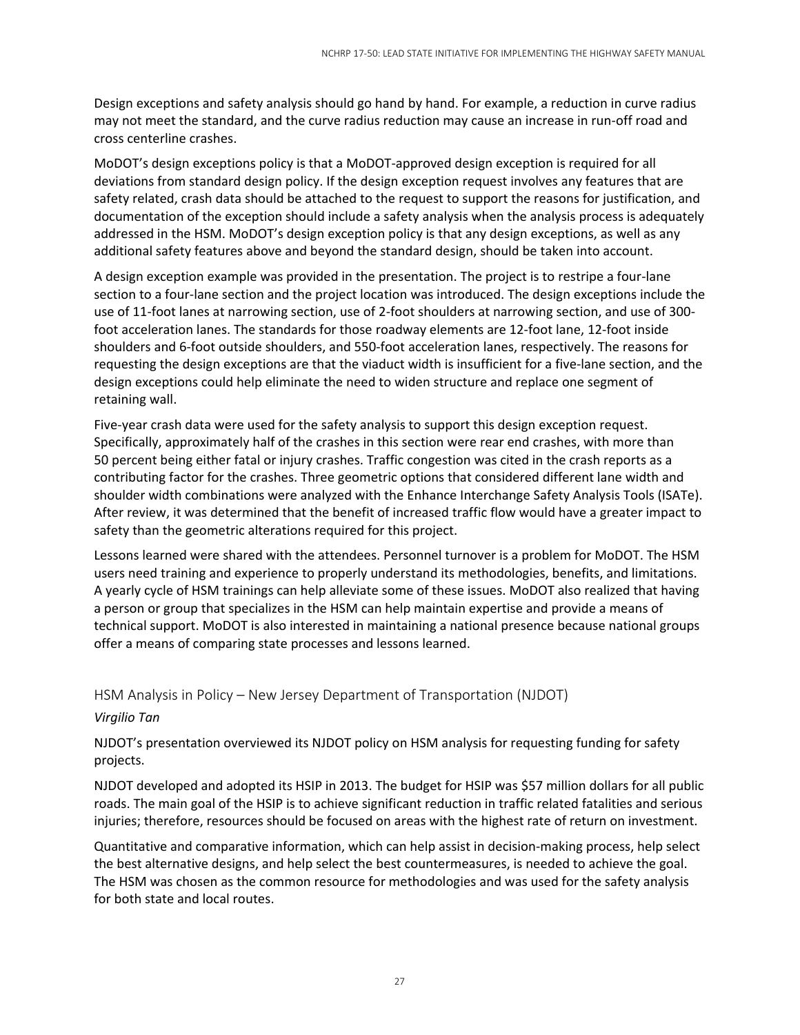Design exceptions and safety analysis should go hand by hand. For example, a reduction in curve radius may not meet the standard, and the curve radius reduction may cause an increase in run-off road and cross centerline crashes.

MoDOT's design exceptions policy is that a MoDOT-approved design exception is required for all deviations from standard design policy. If the design exception request involves any features that are safety related, crash data should be attached to the request to support the reasons for justification, and documentation of the exception should include a safety analysis when the analysis process is adequately addressed in the HSM. MoDOT's design exception policy is that any design exceptions, as well as any additional safety features above and beyond the standard design, should be taken into account.

A design exception example was provided in the presentation. The project is to restripe a four-lane section to a four-lane section and the project location was introduced. The design exceptions include the use of 11-foot lanes at narrowing section, use of 2-foot shoulders at narrowing section, and use of 300-foot acceleration lanes. The standards for those roadway elements are 12-foot lane, 12-foot inside shoulders and 6-foot outside shoulders, and 550-foot acceleration lanes, respectively. The reasons for requesting the design exceptions are that the viaduct width is insufficient for a five-lane section, and the design exceptions could help eliminate the need to widen structure and replace one segment of retaining wall.

Five-year crash data were used for the safety analysis to support this design exception request. Specifically, approximately half of the crashes in this section were rear end crashes, with more than 50 percent being either fatal or injury crashes. Traffic congestion was cited in the crash reports as a contributing factor for the crashes. Three geometric options that considered different lane width and shoulder width combinations were analyzed with the Enhance Interchange Safety Analysis Tools (ISATe). After review, it was determined that the benefit of increased traffic flow would have a greater impact to safety than the geometric alterations required for this project.

Lessons learned were shared with the attendees. Personnel turnover is a problem for MoDOT. The HSM users need training and experience to properly understand its methodologies, benefits, and limitations. A yearly cycle of HSM trainings can help alleviate some of these issues. MoDOT also realized that having a person or group that specializes in the HSM can help maintain expertise and provide a means of technical support. MoDOT is also interested in maintaining a national presence because national groups offer a means of comparing state processes and lessons learned.

### HSM Analysis in Policy – New Jersey Department of Transportation (NJDOT)

*Virgilio Tan*

NJDOT's presentation overviewed its NJDOT policy on HSM analysis for requesting funding for safety projects.

NJDOT developed and adopted its HSIP in 2013. The budget for HSIP was $57 million dollars for all public roads. The main goal of the HSIP is to achieve significant reduction in traffic related fatalities and serious injuries; therefore, resources should be focused on areas with the highest rate of return on investment.

Quantitative and comparative information, which can help assist in decision-making process, help select the best alternative designs, and help select the best countermeasures, is needed to achieve the goal. The HSM was chosen as the common resource for methodologies and was used for the safety analysis for both state and local routes.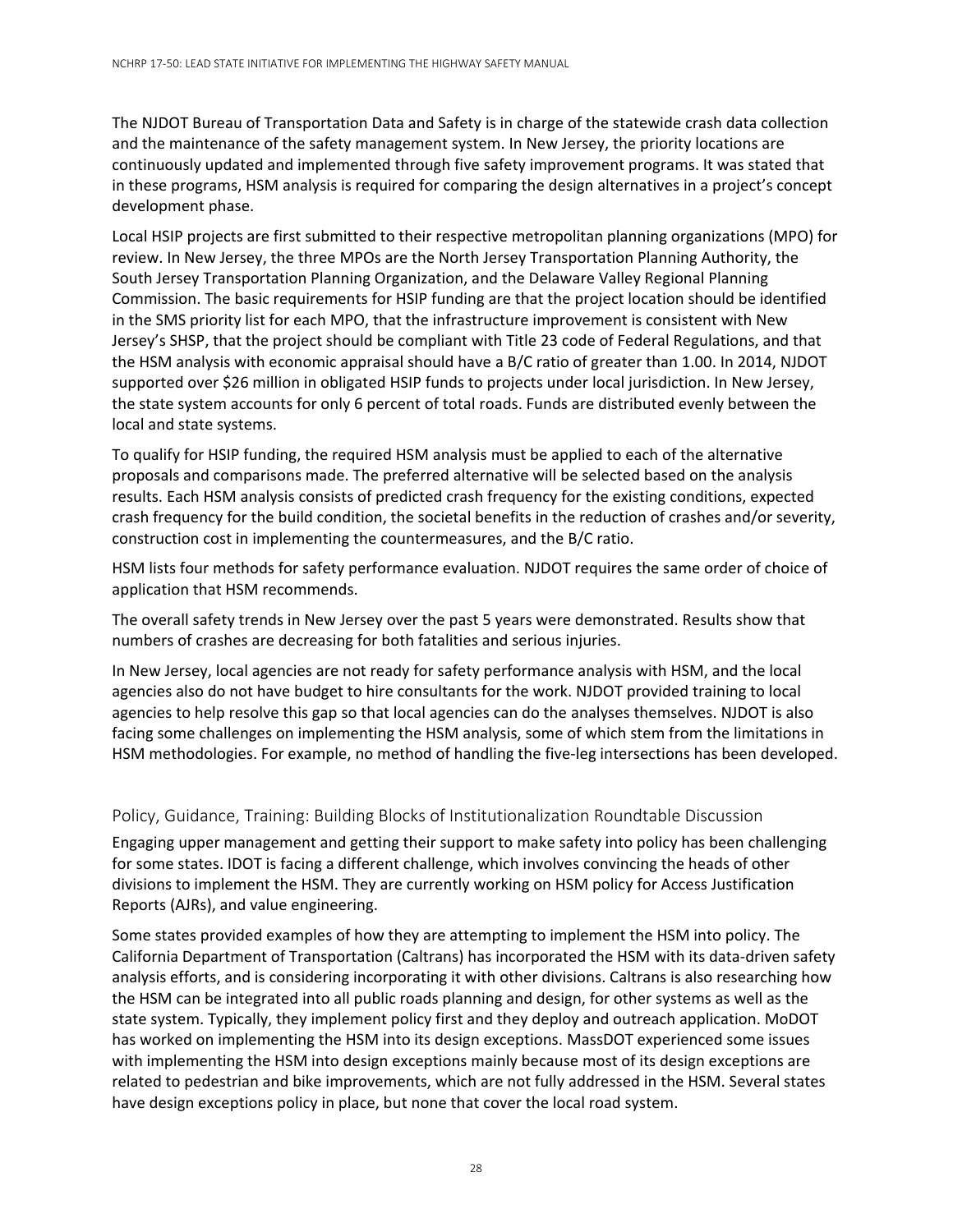The NJDOT Bureau of Transportation Data and Safety is in charge of the statewide crash data collection and the maintenance of the safety management system. In New Jersey, the priority locations are continuously updated and implemented through five safety improvement programs. It was stated that in these programs, HSM analysis is required for comparing the design alternatives in a project's concept development phase.

Local HSIP projects are first submitted to their respective metropolitan planning organizations (MPO) for review. In New Jersey, the three MPOs are the North Jersey Transportation Planning Authority, the South Jersey Transportation Planning Organization, and the Delaware Valley Regional Planning Commission. The basic requirements for HSIP funding are that the project location should be identified in the SMS priority list for each MPO, that the infrastructure improvement is consistent with New Jersey's SHSP, that the project should be compliant with Title 23 code of Federal Regulations, and that the HSM analysis with economic appraisal should have a B/C ratio of greater than 1.00. In 2014, NJDOT supported over $26 million in obligated HSIP funds to projects under local jurisdiction. In New Jersey, the state system accounts for only 6 percent of total roads. Funds are distributed evenly between the local and state systems.

To qualify for HSIP funding, the required HSM analysis must be applied to each of the alternative proposals and comparisons made. The preferred alternative will be selected based on the analysis results. Each HSM analysis consists of predicted crash frequency for the existing conditions, expected crash frequency for the build condition, the societal benefits in the reduction of crashes and/or severity, construction cost in implementing the countermeasures, and the B/C ratio.

HSM lists four methods for safety performance evaluation. NJDOT requires the same order of choice of application that HSM recommends.

The overall safety trends in New Jersey over the past 5 years were demonstrated. Results show that numbers of crashes are decreasing for both fatalities and serious injuries.

In New Jersey, local agencies are not ready for safety performance analysis with HSM, and the local agencies also do not have budget to hire consultants for the work. NJDOT provided training to local agencies to help resolve this gap so that local agencies can do the analyses themselves. NJDOT is also facing some challenges on implementing the HSM analysis, some of which stem from the limitations in HSM methodologies. For example, no method of handling the five-leg intersections has been developed.

## Policy, Guidance, Training: Building Blocks of Institutionalization Roundtable Discussion

Engaging upper management and getting their support to make safety into policy has been challenging for some states. IDOT is facing a different challenge, which involves convincing the heads of other divisions to implement the HSM. They are currently working on HSM policy for Access Justification Reports (AJRs), and value engineering.

Some states provided examples of how they are attempting to implement the HSM into policy. The California Department of Transportation (Caltrans) has incorporated the HSM with its data-driven safety analysis efforts, and is considering incorporating it with other divisions. Caltrans is also researching how the HSM can be integrated into all public roads planning and design, for other systems as well as the state system. Typically, they implement policy first and they deploy and outreach application. MoDOT has worked on implementing the HSM into its design exceptions. MassDOT experienced some issues with implementing the HSM into design exceptions mainly because most of its design exceptions are related to pedestrian and bike improvements, which are not fully addressed in the HSM. Several states have design exceptions policy in place, but none that cover the local road system.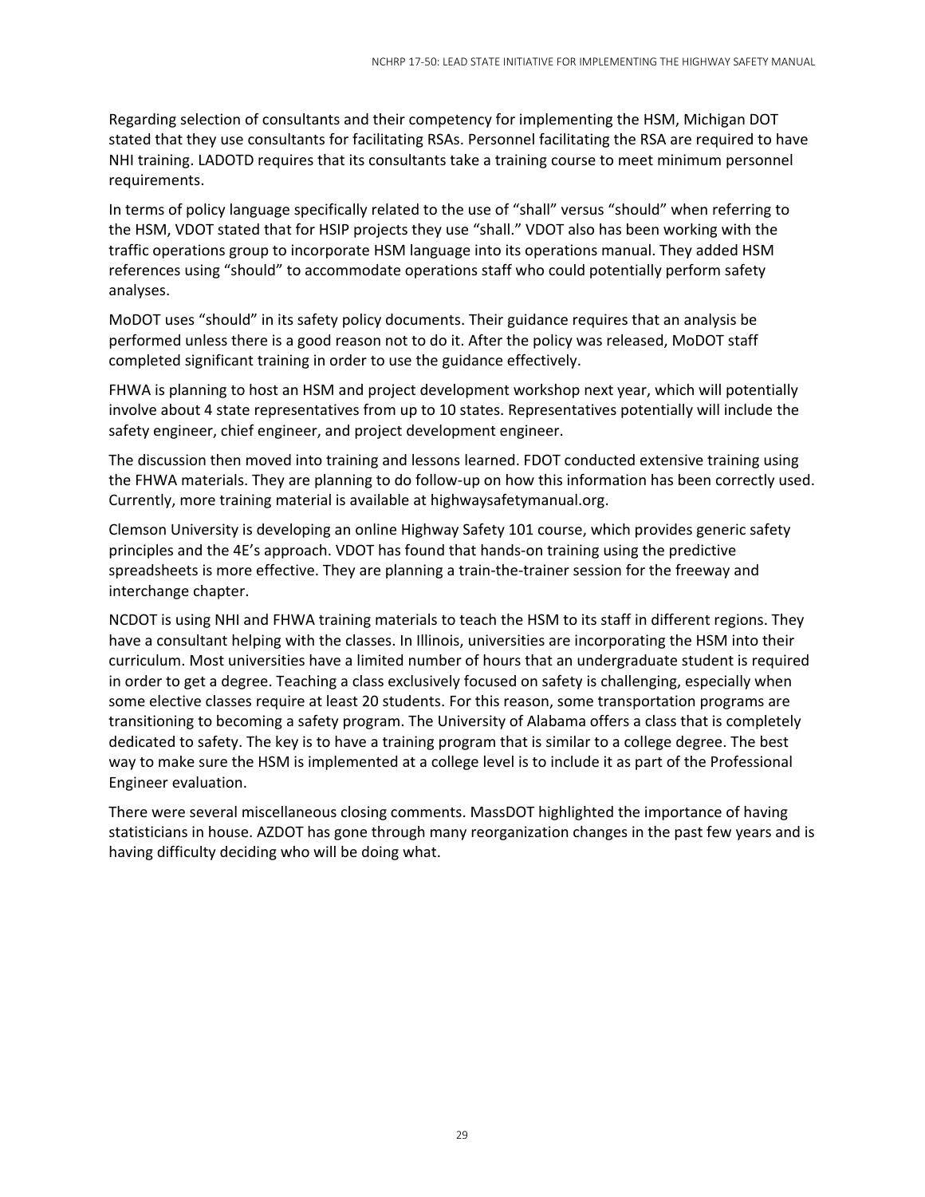Regarding selection of consultants and their competency for implementing the HSM, Michigan DOT stated that they use consultants for facilitating RSAs. Personnel facilitating the RSA are required to have NHI training. LADOTD requires that its consultants take a training course to meet minimum personnel requirements.

In terms of policy language specifically related to the use of "shall" versus "should" when referring to the HSM, VDOT stated that for HSIP projects they use "shall." VDOT also has been working with the traffic operations group to incorporate HSM language into its operations manual. They added HSM references using "should" to accommodate operations staff who could potentially perform safety analyses.

MoDOT uses "should" in its safety policy documents. Their guidance requires that an analysis be performed unless there is a good reason not to do it. After the policy was released, MoDOT staff completed significant training in order to use the guidance effectively.

FHWA is planning to host an HSM and project development workshop next year, which will potentially involve about 4 state representatives from up to 10 states. Representatives potentially will include the safety engineer, chief engineer, and project development engineer.

The discussion then moved into training and lessons learned. FDOT conducted extensive training using the FHWA materials. They are planning to do follow-up on how this information has been correctly used. Currently, more training material is available at highwaysafetymanual.org.

Clemson University is developing an online Highway Safety 101 course, which provides generic safety principles and the 4E's approach. VDOT has found that hands-on training using the predictive spreadsheets is more effective. They are planning a train-the-trainer session for the freeway and interchange chapter.

NCDOT is using NHI and FHWA training materials to teach the HSM to its staff in different regions. They have a consultant helping with the classes. In Illinois, universities are incorporating the HSM into their curriculum. Most universities have a limited number of hours that an undergraduate student is required in order to get a degree. Teaching a class exclusively focused on safety is challenging, especially when some elective classes require at least 20 students. For this reason, some transportation programs are transitioning to becoming a safety program. The University of Alabama offers a class that is completely dedicated to safety. The key is to have a training program that is similar to a college degree. The best way to make sure the HSM is implemented at a college level is to include it as part of the Professional Engineer evaluation.

There were several miscellaneous closing comments. MassDOT highlighted the importance of having statisticians in house. AZDOT has gone through many reorganization changes in the past few years and is having difficulty deciding who will be doing what.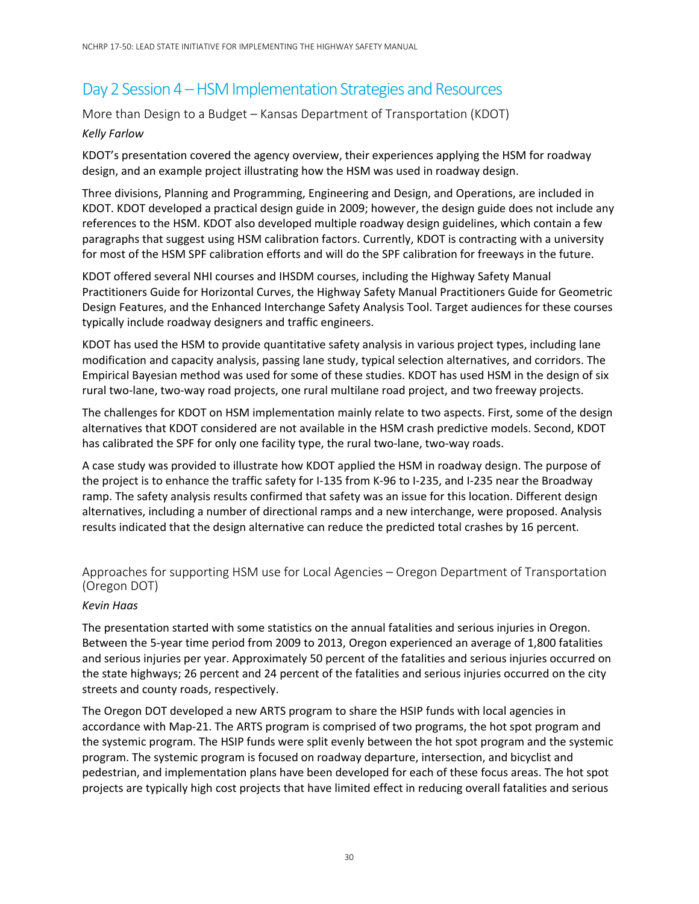## Day 2 Session 4 – HSM Implementation Strategies and Resources

### More than Design to a Budget – Kansas Department of Transportation (KDOT)

*Kelly Farlow*

KDOT's presentation covered the agency overview, their experiences applying the HSM for roadway design, and an example project illustrating how the HSM was used in roadway design.

Three divisions, Planning and Programming, Engineering and Design, and Operations, are included in KDOT. KDOT developed a practical design guide in 2009; however, the design guide does not include any references to the HSM. KDOT also developed multiple roadway design guidelines, which contain a few paragraphs that suggest using HSM calibration factors. Currently, KDOT is contracting with a university for most of the HSM SPF calibration efforts and will do the SPF calibration for freeways in the future.

KDOT offered several NHI courses and IHSDM courses, including the Highway Safety Manual Practitioners Guide for Horizontal Curves, the Highway Safety Manual Practitioners Guide for Geometric Design Features, and the Enhanced Interchange Safety Analysis Tool. Target audiences for these courses typically include roadway designers and traffic engineers.

KDOT has used the HSM to provide quantitative safety analysis in various project types, including lane modification and capacity analysis, passing lane study, typical selection alternatives, and corridors. The Empirical Bayesian method was used for some of these studies. KDOT has used HSM in the design of six rural two-lane, two-way road projects, one rural multilane road project, and two freeway projects.

The challenges for KDOT on HSM implementation mainly relate to two aspects. First, some of the design alternatives that KDOT considered are not available in the HSM crash predictive models. Second, KDOT has calibrated the SPF for only one facility type, the rural two-lane, two-way roads.

A case study was provided to illustrate how KDOT applied the HSM in roadway design. The purpose of the project is to enhance the traffic safety for I-135 from K-96 to I-235, and I-235 near the Broadway ramp. The safety analysis results confirmed that safety was an issue for this location. Different design alternatives, including a number of directional ramps and a new interchange, were proposed. Analysis results indicated that the design alternative can reduce the predicted total crashes by 16 percent.

### Approaches for supporting HSM use for Local Agencies – Oregon Department of Transportation (Oregon DOT)

*Kevin Haas*

The presentation started with some statistics on the annual fatalities and serious injuries in Oregon. Between the 5-year time period from 2009 to 2013, Oregon experienced an average of 1,800 fatalities and serious injuries per year. Approximately 50 percent of the fatalities and serious injuries occurred on the state highways; 26 percent and 24 percent of the fatalities and serious injuries occurred on the city streets and county roads, respectively.

The Oregon DOT developed a new ARTS program to share the HSIP funds with local agencies in accordance with Map-21. The ARTS program is comprised of two programs, the hot spot program and the systemic program. The HSIP funds were split evenly between the hot spot program and the systemic program. The systemic program is focused on roadway departure, intersection, and bicyclist and pedestrian, and implementation plans have been developed for each of these focus areas. The hot spot projects are typically high cost projects that have limited effect in reducing overall fatalities and serious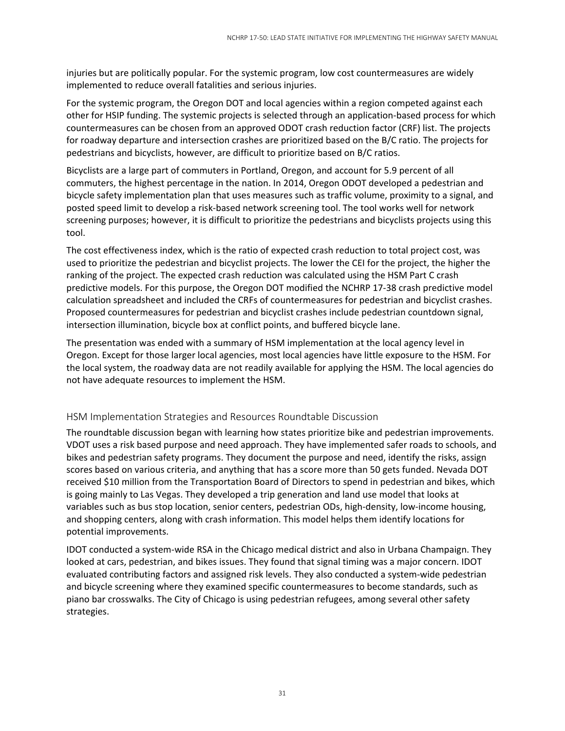injuries but are politically popular. For the systemic program, low cost countermeasures are widely implemented to reduce overall fatalities and serious injuries.

For the systemic program, the Oregon DOT and local agencies within a region competed against each other for HSIP funding. The systemic projects is selected through an application-based process for which countermeasures can be chosen from an approved ODOT crash reduction factor (CRF) list. The projects for roadway departure and intersection crashes are prioritized based on the B/C ratio. The projects for pedestrians and bicyclists, however, are difficult to prioritize based on B/C ratios.

Bicyclists are a large part of commuters in Portland, Oregon, and account for 5.9 percent of all commuters, the highest percentage in the nation. In 2014, Oregon ODOT developed a pedestrian and bicycle safety implementation plan that uses measures such as traffic volume, proximity to a signal, and posted speed limit to develop a risk-based network screening tool. The tool works well for network screening purposes; however, it is difficult to prioritize the pedestrians and bicyclists projects using this tool.

The cost effectiveness index, which is the ratio of expected crash reduction to total project cost, was used to prioritize the pedestrian and bicyclist projects. The lower the CEI for the project, the higher the ranking of the project. The expected crash reduction was calculated using the HSM Part C crash predictive models. For this purpose, the Oregon DOT modified the NCHRP 17-38 crash predictive model calculation spreadsheet and included the CRFs of countermeasures for pedestrian and bicyclist crashes. Proposed countermeasures for pedestrian and bicyclist crashes include pedestrian countdown signal, intersection illumination, bicycle box at conflict points, and buffered bicycle lane.

The presentation was ended with a summary of HSM implementation at the local agency level in Oregon. Except for those larger local agencies, most local agencies have little exposure to the HSM. For the local system, the roadway data are not readily available for applying the HSM. The local agencies do not have adequate resources to implement the HSM.

## HSM Implementation Strategies and Resources Roundtable Discussion

The roundtable discussion began with learning how states prioritize bike and pedestrian improvements. VDOT uses a risk based purpose and need approach. They have implemented safer roads to schools, and bikes and pedestrian safety programs. They document the purpose and need, identify the risks, assign scores based on various criteria, and anything that has a score more than 50 gets funded. Nevada DOT received $10 million from the Transportation Board of Directors to spend in pedestrian and bikes, which is going mainly to Las Vegas. They developed a trip generation and land use model that looks at variables such as bus stop location, senior centers, pedestrian ODs, high-density, low-income housing, and shopping centers, along with crash information. This model helps them identify locations for potential improvements.

IDOT conducted a system-wide RSA in the Chicago medical district and also in Urbana Champaign. They looked at cars, pedestrian, and bikes issues. They found that signal timing was a major concern. IDOT evaluated contributing factors and assigned risk levels. They also conducted a system-wide pedestrian and bicycle screening where they examined specific countermeasures to become standards, such as piano bar crosswalks. The City of Chicago is using pedestrian refugees, among several other safety strategies.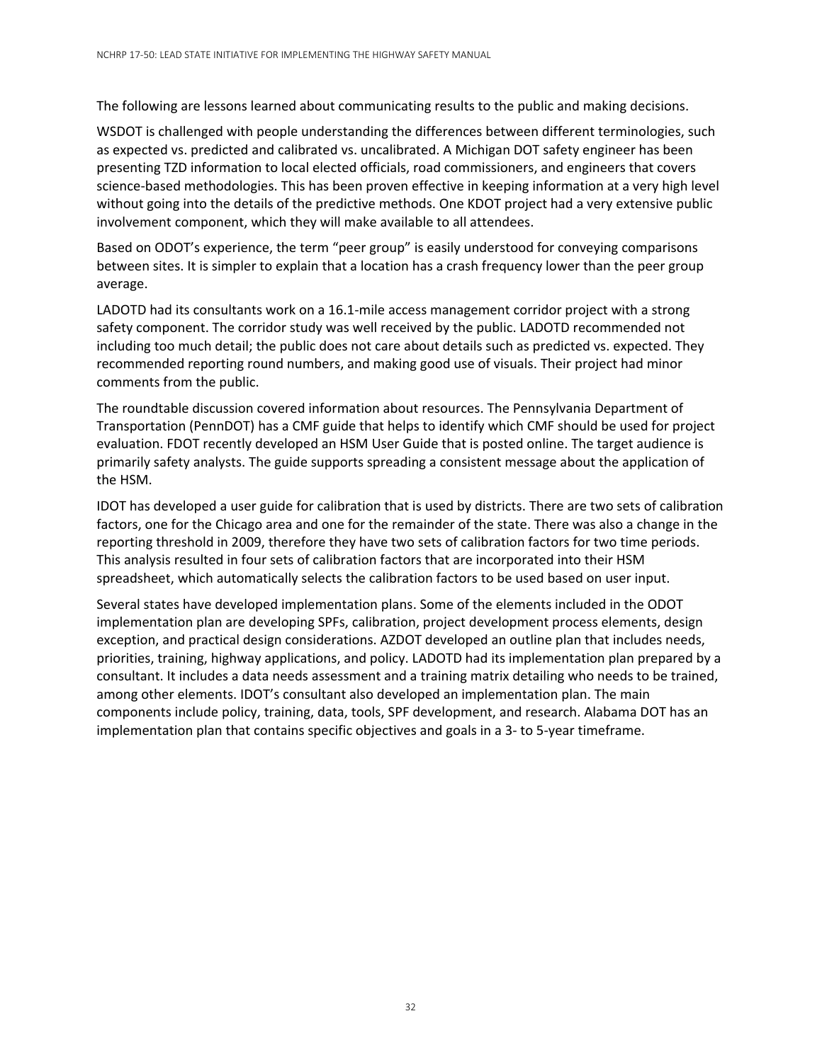The following are lessons learned about communicating results to the public and making decisions.

WSDOT is challenged with people understanding the differences between different terminologies, such as expected vs. predicted and calibrated vs. uncalibrated. A Michigan DOT safety engineer has been presenting TZD information to local elected officials, road commissioners, and engineers that covers science-based methodologies. This has been proven effective in keeping information at a very high level without going into the details of the predictive methods. One KDOT project had a very extensive public involvement component, which they will make available to all attendees.

Based on ODOT's experience, the term "peer group" is easily understood for conveying comparisons between sites. It is simpler to explain that a location has a crash frequency lower than the peer group average.

LADOTD had its consultants work on a 16.1-mile access management corridor project with a strong safety component. The corridor study was well received by the public. LADOTD recommended not including too much detail; the public does not care about details such as predicted vs. expected. They recommended reporting round numbers, and making good use of visuals. Their project had minor comments from the public.

The roundtable discussion covered information about resources. The Pennsylvania Department of Transportation (PennDOT) has a CMF guide that helps to identify which CMF should be used for project evaluation. FDOT recently developed an HSM User Guide that is posted online. The target audience is primarily safety analysts. The guide supports spreading a consistent message about the application of the HSM.

IDOT has developed a user guide for calibration that is used by districts. There are two sets of calibration factors, one for the Chicago area and one for the remainder of the state. There was also a change in the reporting threshold in 2009, therefore they have two sets of calibration factors for two time periods. This analysis resulted in four sets of calibration factors that are incorporated into their HSM spreadsheet, which automatically selects the calibration factors to be used based on user input.

Several states have developed implementation plans. Some of the elements included in the ODOT implementation plan are developing SPFs, calibration, project development process elements, design exception, and practical design considerations. AZDOT developed an outline plan that includes needs, priorities, training, highway applications, and policy. LADOTD had its implementation plan prepared by a consultant. It includes a data needs assessment and a training matrix detailing who needs to be trained, among other elements. IDOT's consultant also developed an implementation plan. The main components include policy, training, data, tools, SPF development, and research. Alabama DOT has an implementation plan that contains specific objectives and goals in a 3- to 5-year timeframe.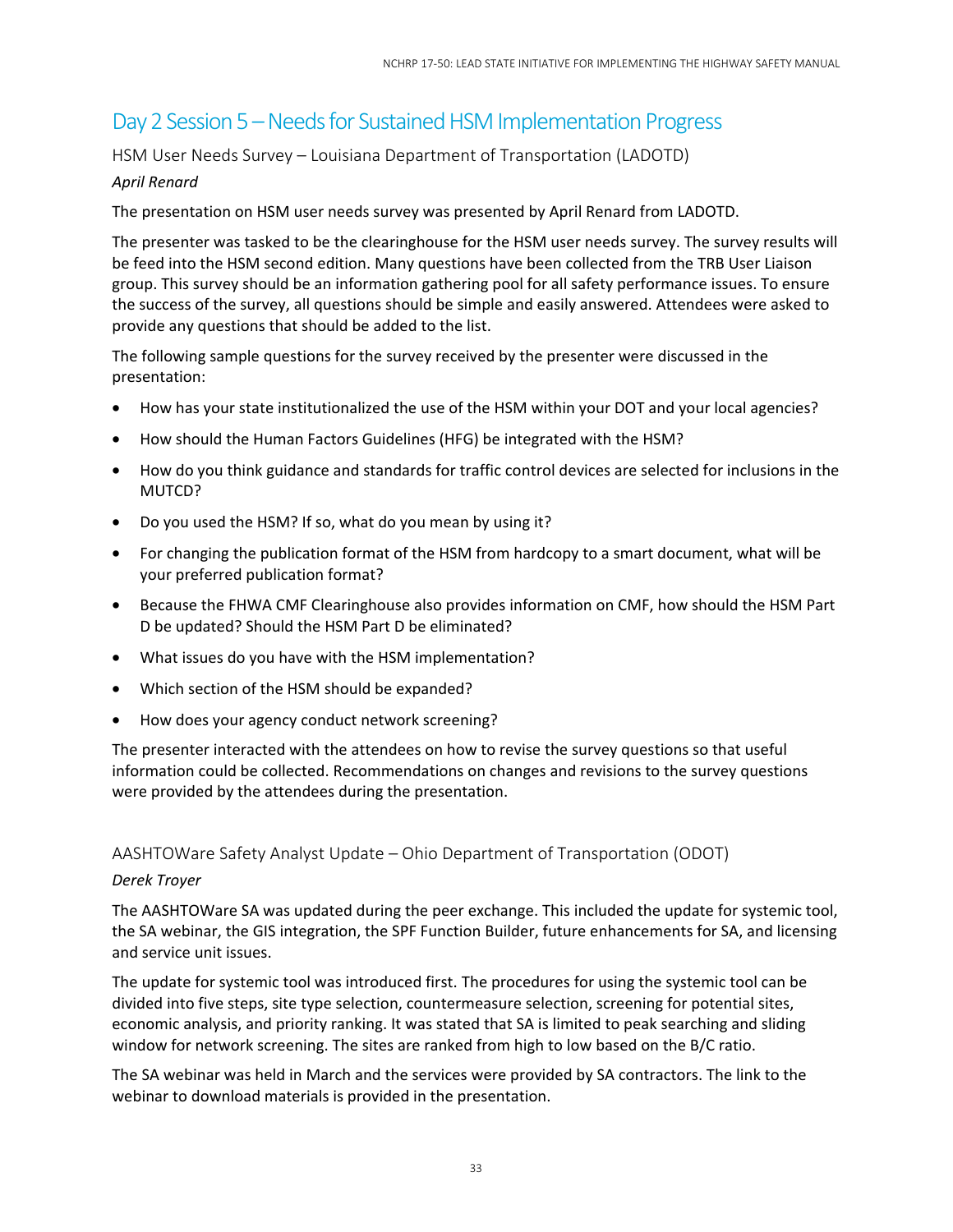## Day 2 Session 5 – Needs for Sustained HSM Implementation Progress

### HSM User Needs Survey – Louisiana Department of Transportation (LADOTD)

*April Renard*

The presentation on HSM user needs survey was presented by April Renard from LADOTD.

The presenter was tasked to be the clearinghouse for the HSM user needs survey. The survey results will be feed into the HSM second edition. Many questions have been collected from the TRB User Liaison group. This survey should be an information gathering pool for all safety performance issues. To ensure the success of the survey, all questions should be simple and easily answered. Attendees were asked to provide any questions that should be added to the list.

The following sample questions for the survey received by the presenter were discussed in the presentation:

- How has your state institutionalized the use of the HSM within your DOT and your local agencies?
- How should the Human Factors Guidelines (HFG) be integrated with the HSM?
- How do you think guidance and standards for traffic control devices are selected for inclusions in the MUTCD?
- Do you used the HSM? If so, what do you mean by using it?
- For changing the publication format of the HSM from hardcopy to a smart document, what will be your preferred publication format?
- Because the FHWA CMF Clearinghouse also provides information on CMF, how should the HSM Part D be updated? Should the HSM Part D be eliminated?
- What issues do you have with the HSM implementation?
- Which section of the HSM should be expanded?
- How does your agency conduct network screening?

The presenter interacted with the attendees on how to revise the survey questions so that useful information could be collected. Recommendations on changes and revisions to the survey questions were provided by the attendees during the presentation.

### AASHTOWare Safety Analyst Update – Ohio Department of Transportation (ODOT)

*Derek Troyer*

The AASHTOWare SA was updated during the peer exchange. This included the update for systemic tool, the SA webinar, the GIS integration, the SPF Function Builder, future enhancements for SA, and licensing and service unit issues.

The update for systemic tool was introduced first. The procedures for using the systemic tool can be divided into five steps, site type selection, countermeasure selection, screening for potential sites, economic analysis, and priority ranking. It was stated that SA is limited to peak searching and sliding window for network screening. The sites are ranked from high to low based on the B/C ratio.

The SA webinar was held in March and the services were provided by SA contractors. The link to the webinar to download materials is provided in the presentation.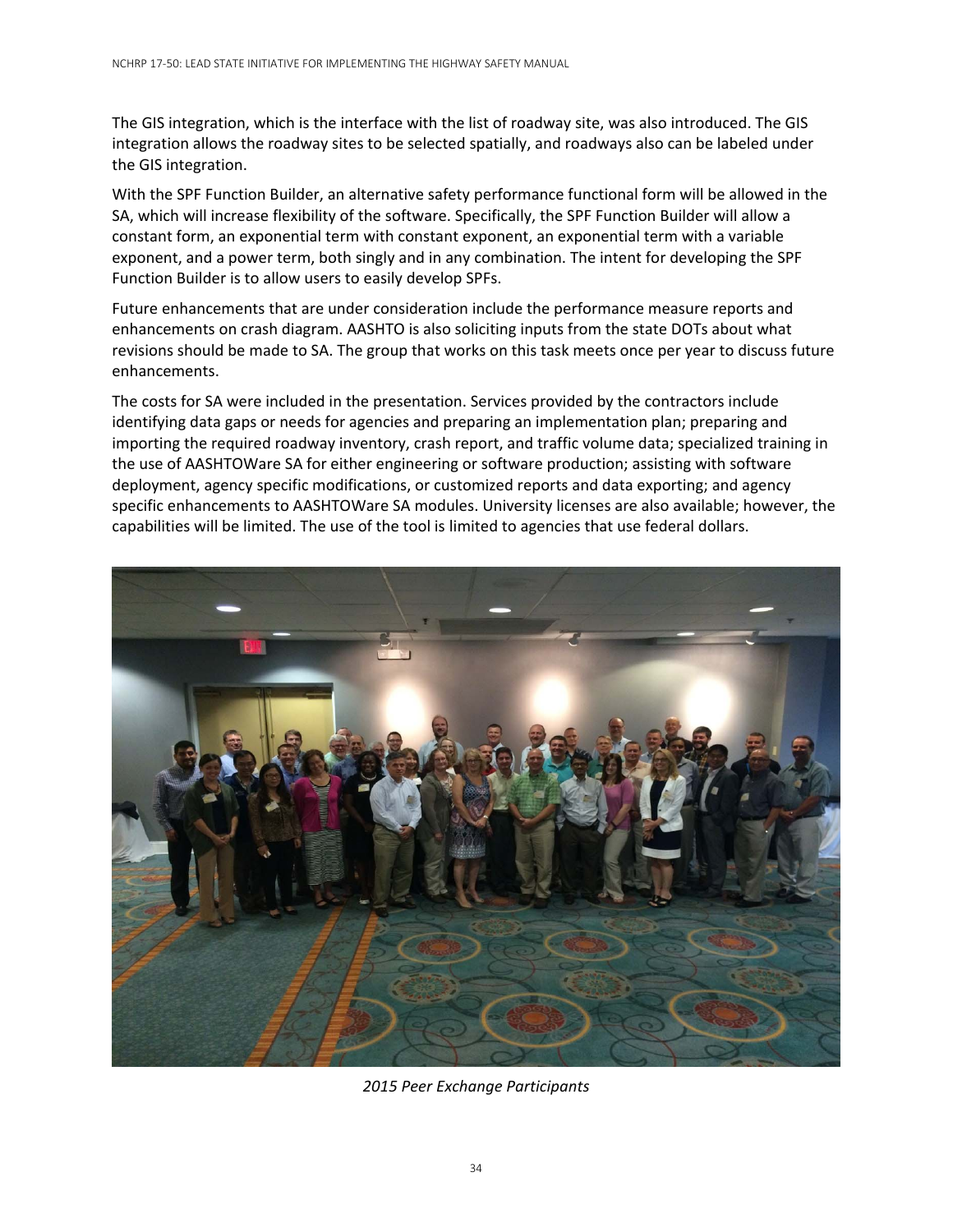The GIS integration, which is the interface with the list of roadway site, was also introduced. The GIS integration allows the roadway sites to be selected spatially, and roadways also can be labeled under the GIS integration.

With the SPF Function Builder, an alternative safety performance functional form will be allowed in the SA, which will increase flexibility of the software. Specifically, the SPF Function Builder will allow a constant form, an exponential term with constant exponent, an exponential term with a variable exponent, and a power term, both singly and in any combination. The intent for developing the SPF Function Builder is to allow users to easily develop SPFs.

Future enhancements that are under consideration include the performance measure reports and enhancements on crash diagram. AASHTO is also soliciting inputs from the state DOTs about what revisions should be made to SA. The group that works on this task meets once per year to discuss future enhancements.

The costs for SA were included in the presentation. Services provided by the contractors include identifying data gaps or needs for agencies and preparing an implementation plan; preparing and importing the required roadway inventory, crash report, and traffic volume data; specialized training in the use of AASHTOWare SA for either engineering or software production; assisting with software deployment, agency specific modifications, or customized reports and data exporting; and agency specific enhancements to AASHTOWare SA modules. University licenses are also available; however, the capabilities will be limited. The use of the tool is limited to agencies that use federal dollars.

*2015 Peer Exchange Participants*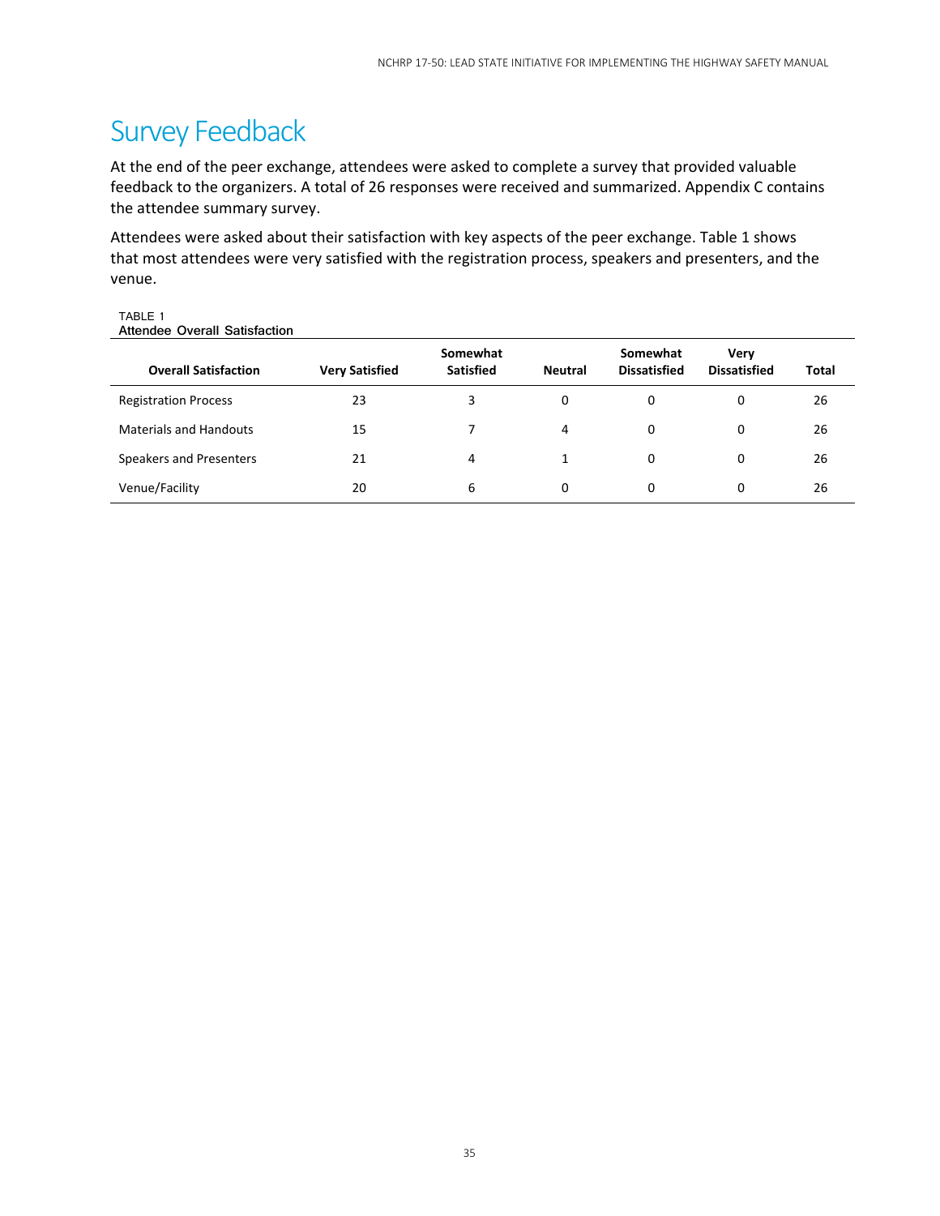# Survey Feedback

At the end of the peer exchange, attendees were asked to complete a survey that provided valuable feedback to the organizers. A total of 26 responses were received and summarized. Appendix C contains the attendee summary survey.

Attendees were asked about their satisfaction with key aspects of the peer exchange. Table 1 shows that most attendees were very satisfied with the registration process, speakers and presenters, and the venue.

TABLE 1
Attendee Overall Satisfaction

| Overall Satisfaction | Very Satisfied | Somewhat Satisfied | Neutral | Somewhat Dissatisfied | Very Dissatisfied | Total |
|---|---|---|---|---|---|---|
| Registration Process | 23 | 3 | 0 | 0 | 0 | 26 |
| Materials and Handouts | 15 | 7 | 4 | 0 | 0 | 26 |
| Speakers and Presenters | 21 | 4 | 1 | 0 | 0 | 26 |
| Venue/Facility | 20 | 6 | 0 | 0 | 0 | 26 |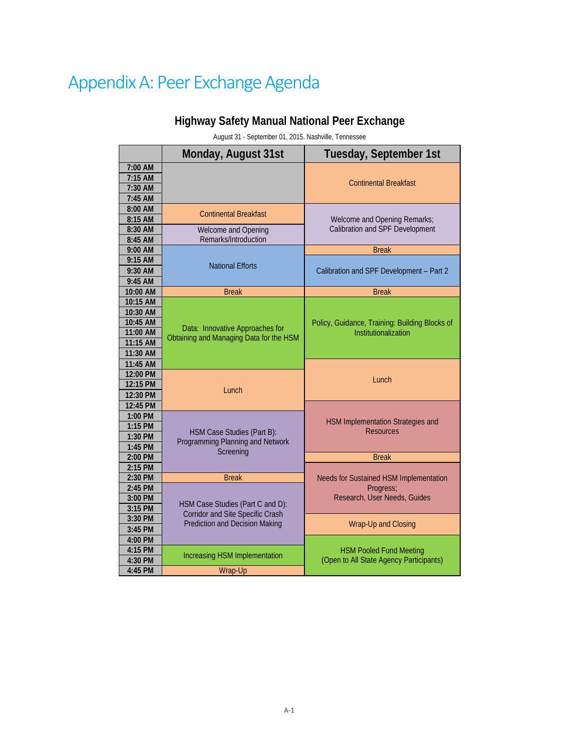# Appendix A: Peer Exchange Agenda

## Highway Safety Manual National Peer Exchange

August 31 - September 01, 2015. Nashville, Tennessee

| | Monday, August 31st | Tuesday, September 1st |
|---|---|---|
| 7:00 AM | | Continental Breakfast |
| 7:15 AM | | |
| 7:30 AM | | |
| 7:45 AM | | |
| 8:00 AM | Continental Breakfast | Welcome and Opening Remarks; Calibration and SPF Development |
| 8:15 AM | | |
| 8:30 AM | Welcome and Opening Remarks/Introduction | |
| 8:45 AM | | |
| 9:00 AM | National Efforts | Break |
| 9:15 AM | | Calibration and SPF Development – Part 2 |
| 9:30 AM | | |
| 9:45 AM | | |
| 10:00 AM | Break | Break |
| 10:15 AM | Data: Innovative Approaches for Obtaining and Managing Data for the HSM | Policy, Guidance, Training: Building Blocks of Institutionalization |
| 10:30 AM | | |
| 10:45 AM | | |
| 11:00 AM | | |
| 11:15 AM | | |
| 11:30 AM | | |
| 11:45 AM | | Lunch |
| 12:00 PM | Lunch | |
| 12:15 PM | | |
| 12:30 PM | | |
| 12:45 PM | | HSM Implementation Strategies and Resources |
| 1:00 PM | HSM Case Studies (Part B): Programming Planning and Network Screening | |
| 1:15 PM | | |
| 1:30 PM | | |
| 1:45 PM | | |
| 2:00 PM | | Break |
| 2:15 PM | | Needs for Sustained HSM Implementation Progress; Research, User Needs, Guides |
| 2:30 PM | Break | |
| 2:45 PM | HSM Case Studies (Part C and D): Corridor and Site Specific Crash Prediction and Decision Making | |
| 3:00 PM | | |
| 3:15 PM | | Wrap-Up and Closing |
| 3:30 PM | | |
| 3:45 PM | | |
| 4:00 PM | | HSM Pooled Fund Meeting (Open to All State Agency Participants) |
| 4:15 PM | Increasing HSM Implementation | |
| 4:30 PM | | |
| 4:45 PM | Wrap-Up | |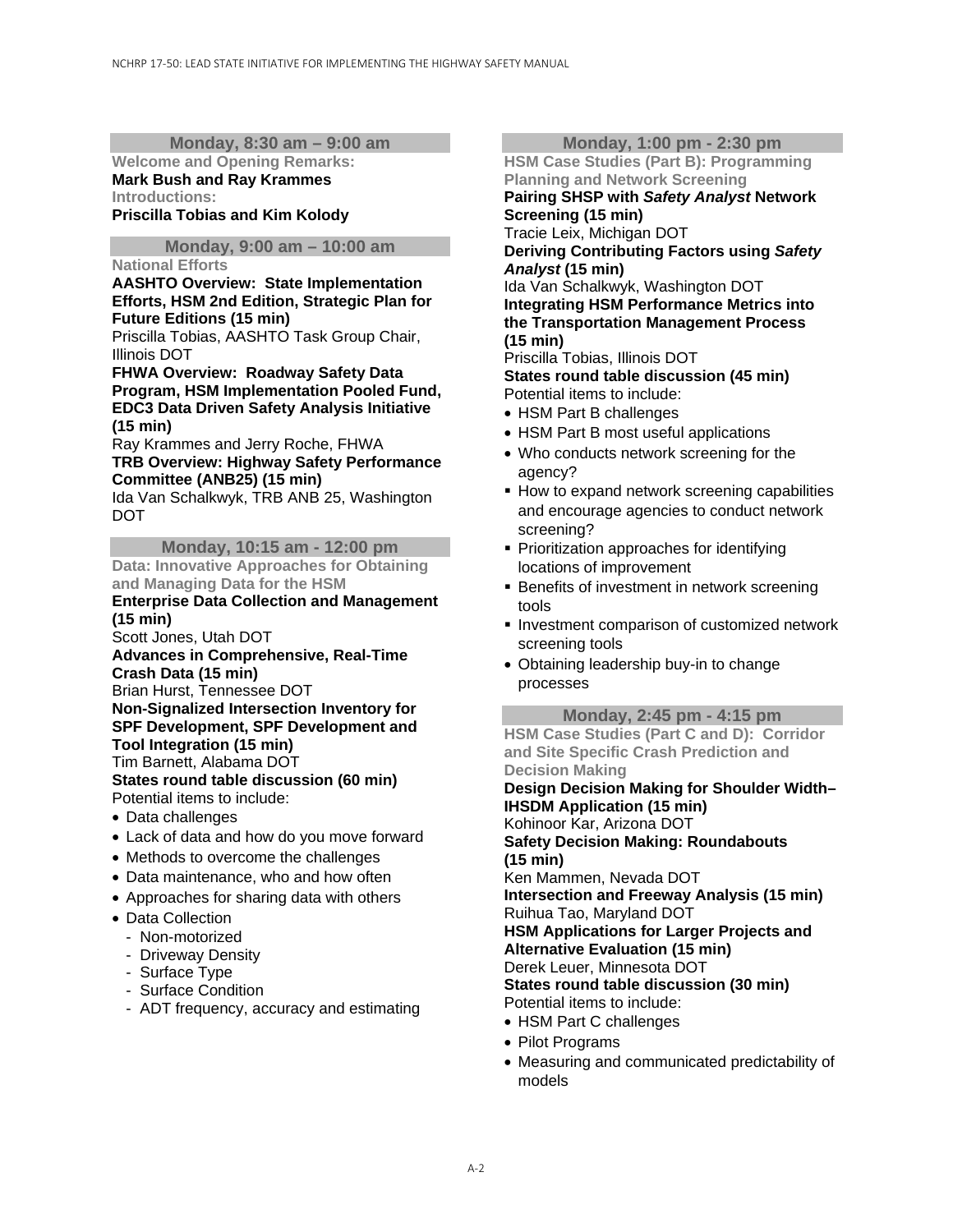### Monday, 8:30 am – 9:00 am

**Welcome and Opening Remarks:**
**Mark Bush and Ray Krammes**
**Introductions:**
**Priscilla Tobias and Kim Kolody**

### Monday, 9:00 am – 10:00 am

**National Efforts**

**AASHTO Overview: State Implementation Efforts, HSM 2nd Edition, Strategic Plan for Future Editions (15 min)**
Priscilla Tobias, AASHTO Task Group Chair, Illinois DOT

**FHWA Overview: Roadway Safety Data Program, HSM Implementation Pooled Fund, EDC3 Data Driven Safety Analysis Initiative (15 min)**
Ray Krammes and Jerry Roche, FHWA

**TRB Overview: Highway Safety Performance Committee (ANB25) (15 min)**
Ida Van Schalkwyk, TRB ANB 25, Washington DOT

### Monday, 10:15 am - 12:00 pm

**Data: Innovative Approaches for Obtaining and Managing Data for the HSM**

**Enterprise Data Collection and Management (15 min)**
Scott Jones, Utah DOT

**Advances in Comprehensive, Real-Time Crash Data (15 min)**
Brian Hurst, Tennessee DOT

**Non-Signalized Intersection Inventory for SPF Development, SPF Development and Tool Integration (15 min)**
Tim Barnett, Alabama DOT

**States round table discussion (60 min)**
Potential items to include:

- Data challenges
- Lack of data and how do you move forward
- Methods to overcome the challenges
- Data maintenance, who and how often
- Approaches for sharing data with others
- Data Collection
  - Non-motorized
  - Driveway Density
  - Surface Type
  - Surface Condition
  - ADT frequency, accuracy and estimating

### Monday, 1:00 pm - 2:30 pm

**HSM Case Studies (Part B): Programming Planning and Network Screening**

**Pairing SHSP with *Safety Analyst* Network Screening (15 min)**
Tracie Leix, Michigan DOT

**Deriving Contributing Factors using *Safety Analyst* (15 min)**
Ida Van Schalkwyk, Washington DOT

**Integrating HSM Performance Metrics into the Transportation Management Process (15 min)**
Priscilla Tobias, Illinois DOT

**States round table discussion (45 min)**
Potential items to include:

- HSM Part B challenges
- HSM Part B most useful applications
- Who conducts network screening for the agency?
- How to expand network screening capabilities and encourage agencies to conduct network screening?
- Prioritization approaches for identifying locations of improvement
- Benefits of investment in network screening tools
- Investment comparison of customized network screening tools
- Obtaining leadership buy-in to change processes

### Monday, 2:45 pm - 4:15 pm

**HSM Case Studies (Part C and D): Corridor and Site Specific Crash Prediction and Decision Making**

**Design Decision Making for Shoulder Width–IHSDM Application (15 min)**
Kohinoor Kar, Arizona DOT

**Safety Decision Making: Roundabouts (15 min)**
Ken Mammen, Nevada DOT

**Intersection and Freeway Analysis (15 min)**
Ruihua Tao, Maryland DOT

**HSM Applications for Larger Projects and Alternative Evaluation (15 min)**
Derek Leuer, Minnesota DOT

**States round table discussion (30 min)**
Potential items to include:

- HSM Part C challenges
- Pilot Programs
- Measuring and communicated predictability of models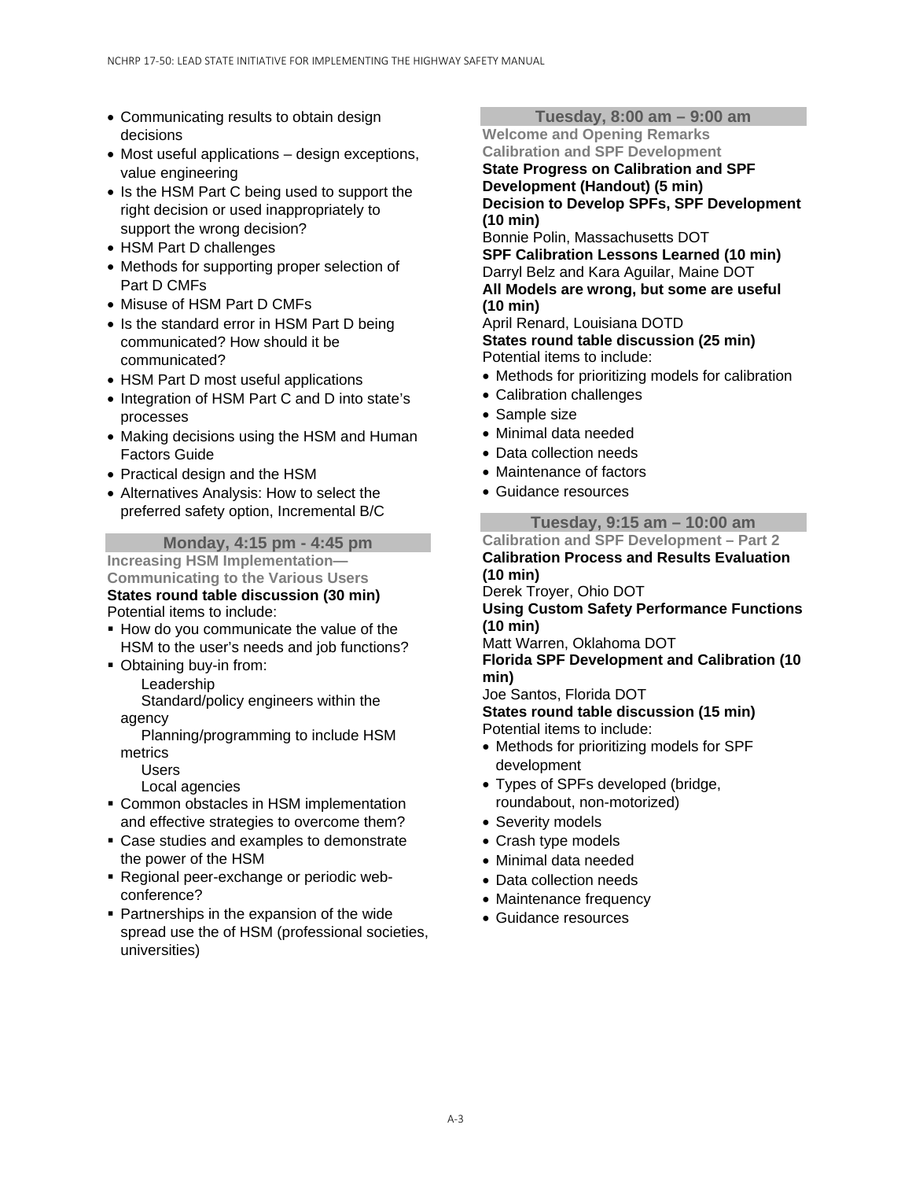- Communicating results to obtain design decisions
- Most useful applications – design exceptions, value engineering
- Is the HSM Part C being used to support the right decision or used inappropriately to support the wrong decision?
- HSM Part D challenges
- Methods for supporting proper selection of Part D CMFs
- Misuse of HSM Part D CMFs
- Is the standard error in HSM Part D being communicated? How should it be communicated?
- HSM Part D most useful applications
- Integration of HSM Part C and D into state's processes
- Making decisions using the HSM and Human Factors Guide
- Practical design and the HSM
- Alternatives Analysis: How to select the preferred safety option, Incremental B/C

## Monday, 4:15 pm - 4:45 pm

**Increasing HSM Implementation—Communicating to the Various Users**

**States round table discussion (30 min)**

Potential items to include:

- How do you communicate the value of the HSM to the user's needs and job functions?
- Obtaining buy-in from:
  - Leadership
  - Standard/policy engineers within the agency
  - Planning/programming to include HSM metrics
  - Users
  - Local agencies
- Common obstacles in HSM implementation and effective strategies to overcome them?
- Case studies and examples to demonstrate the power of the HSM
- Regional peer-exchange or periodic web-conference?
- Partnerships in the expansion of the wide spread use the of HSM (professional societies, universities)

## Tuesday, 8:00 am – 9:00 am

**Welcome and Opening Remarks**

**Calibration and SPF Development**

**State Progress on Calibration and SPF Development (Handout) (5 min)**

**Decision to Develop SPFs, SPF Development (10 min)**

Bonnie Polin, Massachusetts DOT

**SPF Calibration Lessons Learned (10 min)**

Darryl Belz and Kara Aguilar, Maine DOT

**All Models are wrong, but some are useful (10 min)**

April Renard, Louisiana DOTD

**States round table discussion (25 min)**

Potential items to include:

- Methods for prioritizing models for calibration
- Calibration challenges
- Sample size
- Minimal data needed
- Data collection needs
- Maintenance of factors
- Guidance resources

## Tuesday, 9:15 am – 10:00 am

**Calibration and SPF Development – Part 2**

**Calibration Process and Results Evaluation (10 min)**

Derek Troyer, Ohio DOT

**Using Custom Safety Performance Functions (10 min)**

Matt Warren, Oklahoma DOT

**Florida SPF Development and Calibration (10 min)**

Joe Santos, Florida DOT

**States round table discussion (15 min)**

Potential items to include:

- Methods for prioritizing models for SPF development
- Types of SPFs developed (bridge, roundabout, non-motorized)
- Severity models
- Crash type models
- Minimal data needed
- Data collection needs
- Maintenance frequency
- Guidance resources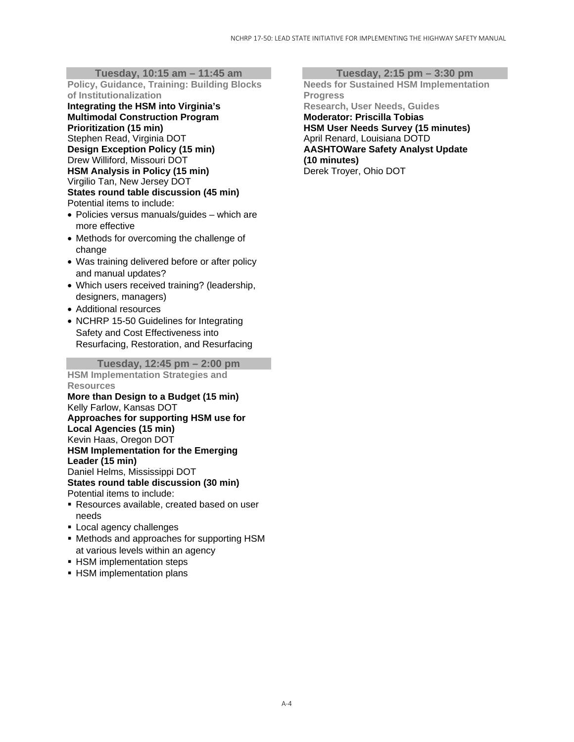### Tuesday, 10:15 am – 11:45 am

**Policy, Guidance, Training: Building Blocks of Institutionalization**

**Integrating the HSM into Virginia's Multimodal Construction Program Prioritization (15 min)**
Stephen Read, Virginia DOT

**Design Exception Policy (15 min)**
Drew Williford, Missouri DOT

**HSM Analysis in Policy (15 min)**
Virgilio Tan, New Jersey DOT

**States round table discussion (45 min)**
Potential items to include:

- Policies versus manuals/guides – which are more effective
- Methods for overcoming the challenge of change
- Was training delivered before or after policy and manual updates?
- Which users received training? (leadership, designers, managers)
- Additional resources
- NCHRP 15-50 Guidelines for Integrating Safety and Cost Effectiveness into Resurfacing, Restoration, and Resurfacing

### Tuesday, 12:45 pm – 2:00 pm

**HSM Implementation Strategies and Resources**

**More than Design to a Budget (15 min)**
Kelly Farlow, Kansas DOT

**Approaches for supporting HSM use for Local Agencies (15 min)**
Kevin Haas, Oregon DOT

**HSM Implementation for the Emerging Leader (15 min)**
Daniel Helms, Mississippi DOT

**States round table discussion (30 min)**
Potential items to include:

- Resources available, created based on user needs
- Local agency challenges
- Methods and approaches for supporting HSM at various levels within an agency
- HSM implementation steps
- HSM implementation plans

### Tuesday, 2:15 pm – 3:30 pm

**Needs for Sustained HSM Implementation Progress**

**Research, User Needs, Guides**

**Moderator: Priscilla Tobias**

**HSM User Needs Survey (15 minutes)**
April Renard, Louisiana DOTD

**AASHTOWare Safety Analyst Update (10 minutes)**
Derek Troyer, Ohio DOT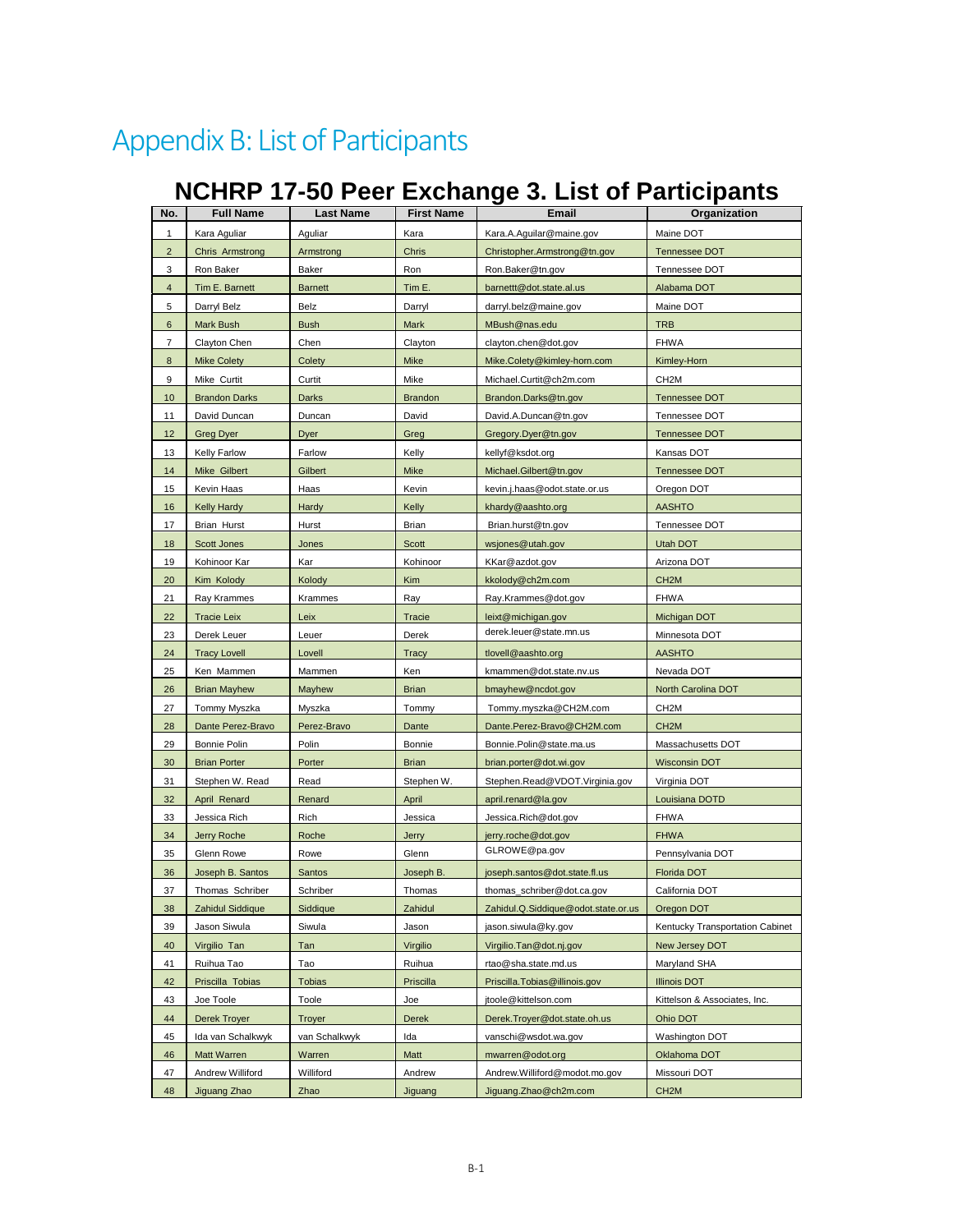# Appendix B: List of Participants

## NCHRP 17-50 Peer Exchange 3. List of Participants

| No. | Full Name | Last Name | First Name | Email | Organization |
|---|---|---|---|---|---|
| 1 | Kara Aguliar | Aguliar | Kara | Kara.A.Aguilar@maine.gov | Maine DOT |
| 2 | Chris Armstrong | Armstrong | Chris | Christopher.Armstrong@tn.gov | Tennessee DOT |
| 3 | Ron Baker | Baker | Ron | Ron.Baker@tn.gov | Tennessee DOT |
| 4 | Tim E. Barnett | Barnett | Tim E. | barnettt@dot.state.al.us | Alabama DOT |
| 5 | Darryl Belz | Belz | Darryl | darryl.belz@maine.gov | Maine DOT |
| 6 | Mark Bush | Bush | Mark | MBush@nas.edu | TRB |
| 7 | Clayton Chen | Chen | Clayton | clayton.chen@dot.gov | FHWA |
| 8 | Mike Colety | Colety | Mike | Mike.Colety@kimley-horn.com | Kimley-Horn |
| 9 | Mike Curtit | Curtit | Mike | Michael.Curtit@ch2m.com | CH2M |
| 10 | Brandon Darks | Darks | Brandon | Brandon.Darks@tn.gov | Tennessee DOT |
| 11 | David Duncan | Duncan | David | David.A.Duncan@tn.gov | Tennessee DOT |
| 12 | Greg Dyer | Dyer | Greg | Gregory.Dyer@tn.gov | Tennessee DOT |
| 13 | Kelly Farlow | Farlow | Kelly | kellyf@ksdot.org | Kansas DOT |
| 14 | Mike Gilbert | Gilbert | Mike | Michael.Gilbert@tn.gov | Tennessee DOT |
| 15 | Kevin Haas | Haas | Kevin | kevin.j.haas@odot.state.or.us | Oregon DOT |
| 16 | Kelly Hardy | Hardy | Kelly | khardy@aashto.org | AASHTO |
| 17 | Brian Hurst | Hurst | Brian | Brian.hurst@tn.gov | Tennessee DOT |
| 18 | Scott Jones | Jones | Scott | wsjones@utah.gov | Utah DOT |
| 19 | Kohinoor Kar | Kar | Kohinoor | KKar@azdot.gov | Arizona DOT |
| 20 | Kim Kolody | Kolody | Kim | kkolody@ch2m.com | CH2M |
| 21 | Ray Krammes | Krammes | Ray | Ray.Krammes@dot.gov | FHWA |
| 22 | Tracie Leix | Leix | Tracie | leixt@michigan.gov | Michigan DOT |
| 23 | Derek Leuer | Leuer | Derek | derek.leuer@state.mn.us | Minnesota DOT |
| 24 | Tracy Lovell | Lovell | Tracy | tlovell@aashto.org | AASHTO |
| 25 | Ken Mammen | Mammen | Ken | kmammen@dot.state.nv.us | Nevada DOT |
| 26 | Brian Mayhew | Mayhew | Brian | bmayhew@ncdot.gov | North Carolina DOT |
| 27 | Tommy Myszka | Myszka | Tommy | Tommy.myszka@CH2M.com | CH2M |
| 28 | Dante Perez-Bravo | Perez-Bravo | Dante | Dante.Perez-Bravo@CH2M.com | CH2M |
| 29 | Bonnie Polin | Polin | Bonnie | Bonnie.Polin@state.ma.us | Massachusetts DOT |
| 30 | Brian Porter | Porter | Brian | brian.porter@dot.wi.gov | Wisconsin DOT |
| 31 | Stephen W. Read | Read | Stephen W. | Stephen.Read@VDOT.Virginia.gov | Virginia DOT |
| 32 | April Renard | Renard | April | april.renard@la.gov | Louisiana DOTD |
| 33 | Jessica Rich | Rich | Jessica | Jessica.Rich@dot.gov | FHWA |
| 34 | Jerry Roche | Roche | Jerry | jerry.roche@dot.gov | FHWA |
| 35 | Glenn Rowe | Rowe | Glenn | GLROWE@pa.gov | Pennsylvania DOT |
| 36 | Joseph B. Santos | Santos | Joseph B. | joseph.santos@dot.state.fl.us | Florida DOT |
| 37 | Thomas Schriber | Schriber | Thomas | thomas_schriber@dot.ca.gov | California DOT |
| 38 | Zahidul Siddique | Siddique | Zahidul | Zahidul.Q.Siddique@odot.state.or.us | Oregon DOT |
| 39 | Jason Siwula | Siwula | Jason | jason.siwula@ky.gov | Kentucky Transportation Cabinet |
| 40 | Virgilio Tan | Tan | Virgilio | Virgilio.Tan@dot.nj.gov | New Jersey DOT |
| 41 | Ruihua Tao | Tao | Ruihua | rtao@sha.state.md.us | Maryland SHA |
| 42 | Priscilla Tobias | Tobias | Priscilla | Priscilla.Tobias@illinois.gov | Illinois DOT |
| 43 | Joe Toole | Toole | Joe | jtoole@kittelson.com | Kittelson & Associates, Inc. |
| 44 | Derek Troyer | Troyer | Derek | Derek.Troyer@dot.state.oh.us | Ohio DOT |
| 45 | Ida van Schalkwyk | van Schalkwyk | Ida | vanschi@wsdot.wa.gov | Washington DOT |
| 46 | Matt Warren | Warren | Matt | mwarren@odot.org | Oklahoma DOT |
| 47 | Andrew Williford | Williford | Andrew | Andrew.Williford@modot.mo.gov | Missouri DOT |
| 48 | Jiguang Zhao | Zhao | Jiguang | Jiguang.Zhao@ch2m.com | CH2M |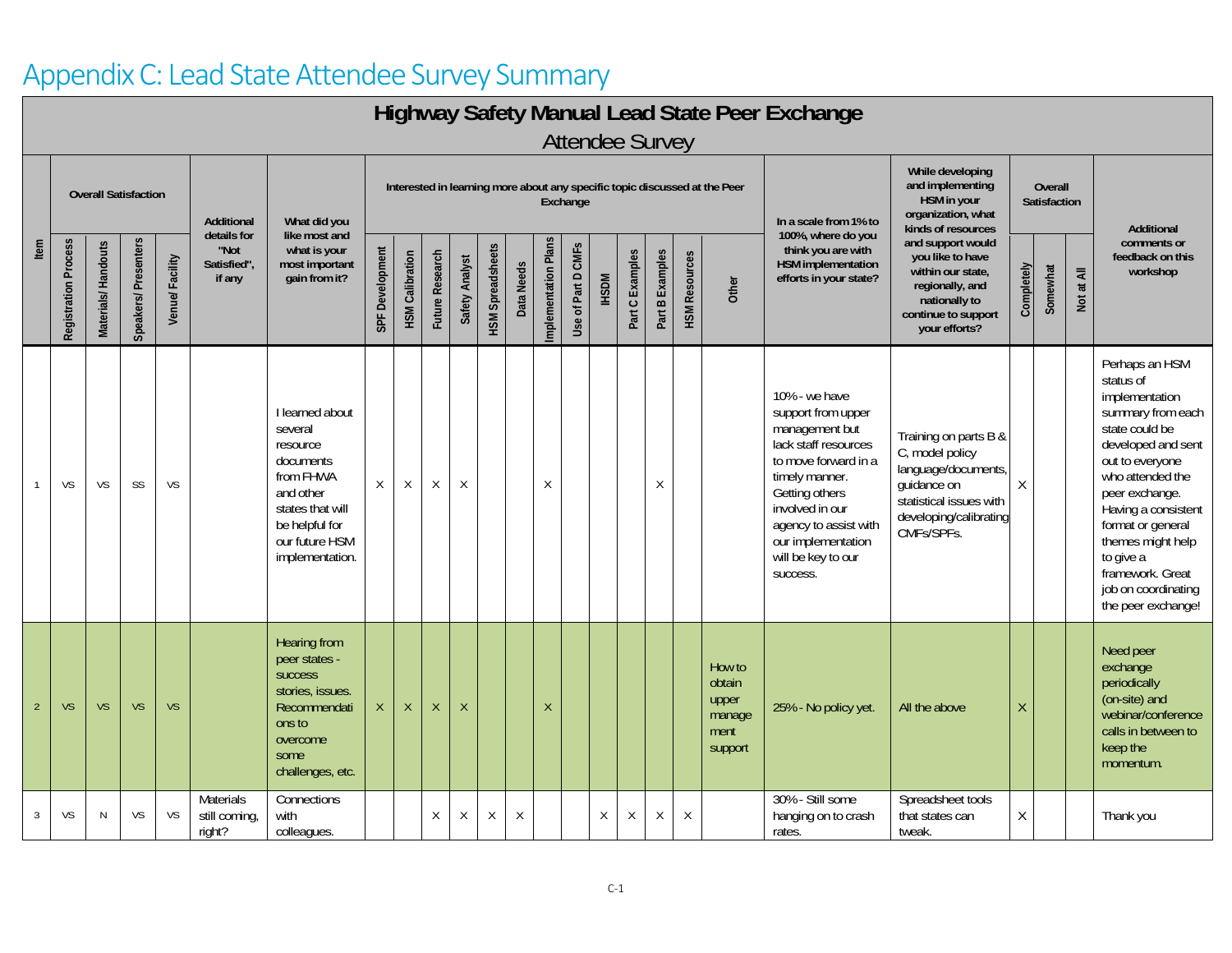# Appendix C: Lead State Attendee Survey Summary

## Highway Safety Manual Lead State Peer Exchange

### Attendee Survey

| Item | Overall Satisfaction | | | | Additional details for "Not Satisfied", if any | What did you like most and what is your most important gain from it? | Interested in learning more about any specific topic discussed at the Peer Exchange | | | | | | | | | | | | | In a scale from 1% to 100%, where do you think you are with HSM implementation efforts in your state? | While developing and implementing HSM in your organization, what kinds of resources and support would you like to have within our state, regionally, and nationally to continue to support your efforts? | Overall Satisfaction | | | Additional comments or feedback on this workshop |
|---|---|---|---|---|---|---|---|---|---|---|---|---|---|---|---|---|---|---|---|---|---|---|---|---|---|
| | Registration Process | Materials/ Handouts | Speakers/ Presenters | Venue/ Facility | | | SPF Development | HSM Calibration | Future Research | Safety Analyst | HSM Spreadsheets | Data Needs | Implementation Plans | Use of Part D CMFs | IHSDM | Part C Examples | Part B Examples | HSM Resources | Other | | | Completely | Somewhat | Not at All | |
| 1 | VS | VS | SS | VS | | I learned about several resource documents from FHWA and other states that will be helpful for our future HSM implementation. | X | X | X | X | | | X | | | | X | | | 10% - we have support from upper management but lack staff resources to move forward in a timely manner. Getting others involved in our agency to assist with our implementation will be key to our success. | Training on parts B & C, model policy language/documents, guidance on statistical issues with developing/calibrating CMFs/SPFs. | X | | | Perhaps an HSM status of implementation summary from each state could be developed and sent out to everyone who attended the peer exchange. Having a consistent format or general themes might help to give a framework. Great job on coordinating the peer exchange! |
| 2 | VS | VS | VS | VS | | Hearing from peer states - success stories, issues. Recommendations to overcome some challenges, etc. | X | X | X | X | | | X | | | | | | How to obtain upper management support | 25% - No policy yet. | All the above | X | | | Need peer exchange periodically (on-site) and webinar/conference calls in between to keep the momentum. |
| 3 | VS | N | VS | VS | Materials still coming, right? | Connections with colleagues. | | | X | X | X | X | | | X | X | X | X | | 30% - Still some hanging on to crash rates. | Spreadsheet tools that states can tweak. | X | | | Thank you |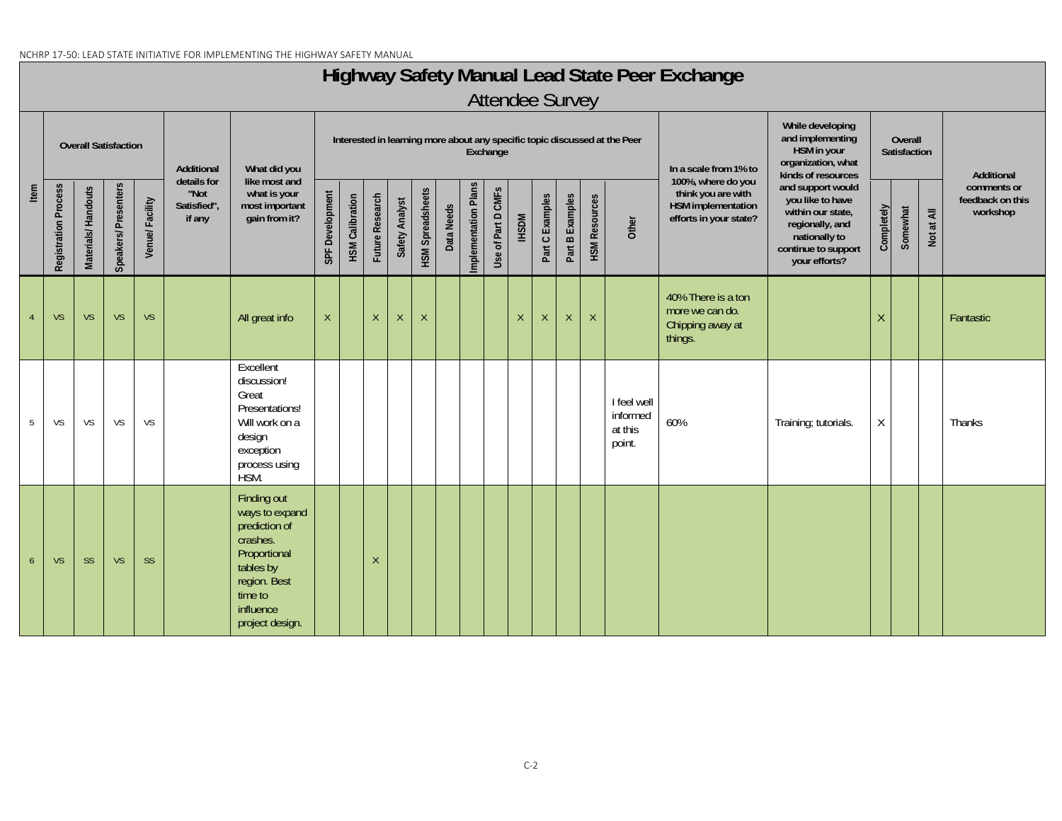# Highway Safety Manual Lead State Peer Exchange

## Attendee Survey

| Item | Overall Satisfaction | | | | Additional details for "Not Satisfied", if any | What did you like most and what is your most important gain from it? | Interested in learning more about any specific topic discussed at the Peer Exchange | | | | | | | | | | | | | In a scale from 1% to 100%, where do you think you are with HSM implementation efforts in your state? | While developing and implementing HSM in your organization, what kinds of resources and support would you like to have within our state, regionally, and nationally to continue to support your efforts? | Overall Satisfaction | | | Additional comments or feedback on this workshop |
|---|---|---|---|---|---|---|---|---|---|---|---|---|---|---|---|---|---|---|---|---|---|---|---|---|---|
| | Registration Process | Materials/ Handouts | Speakers/ Presenters | Venue/ Facility | | | SPF Development | HSM Calibration | Future Research | Safety Analyst | HSM Spreadsheets | Data Needs | Implementation Plans | Use of Part D CMFs | IHSDM | Part C Examples | Part B Examples | HSM Resources | Other | | | Completely | Somewhat | Not at All | |
| 4 | VS | VS | VS | VS | | All great info | X | | X | X | X | | | | X | X | X | X | | 40% There is a ton more we can do. Chipping away at things. | | X | | | Fantastic |
| 5 | VS | VS | VS | VS | | Excellent discussion! Great Presentations! Will work on a design exception process using HSM. | | | | | | | | | | | | | I feel well informed at this point. | 60% | Training; tutorials. | X | | | Thanks |
| 6 | VS | SS | VS | SS | | Finding out ways to expand prediction of crashes. Proportional tables by region. Best time to influence project design. | | | X | | | | | | | | | | | | | | | | |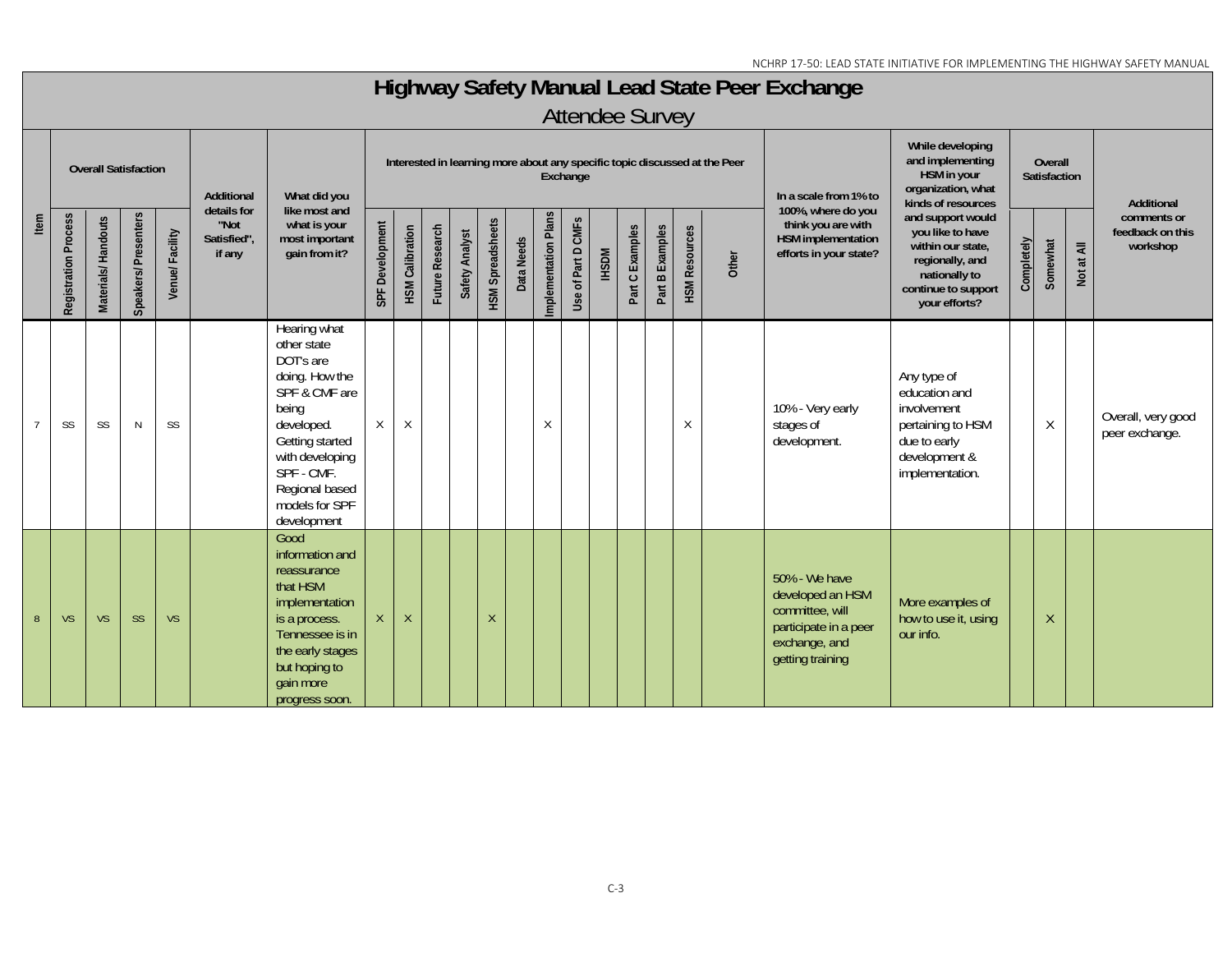# Highway Safety Manual Lead State Peer Exchange

## Attendee Survey

| Item | Overall Satisfaction | | | | Additional details for "Not Satisfied", if any | What did you like most and what is your most important gain from it? | Interested in learning more about any specific topic discussed at the Peer Exchange | | | | | | | | | | | | | In a scale from 1% to 100%, where do you think you are with HSM implementation efforts in your state? | While developing and implementing HSM in your organization, what kinds of resources and support would you like to have within our state, regionally, and nationally to continue to support your efforts? | Overall Satisfaction | | | Additional comments or feedback on this workshop |
|---|---|---|---|---|---|---|---|---|---|---|---|---|---|---|---|---|---|---|---|---|---|---|---|---|---|
| | Registration Process | Materials/ Handouts | Speakers/ Presenters | Venue/ Facility | | | SPF Development | HSM Calibration | Future Research | Safety Analyst | HSM Spreadsheets | Data Needs | Implementation Plans | Use of Part D CMFs | IHSDM | Part C Examples | Part B Examples | HSM Resources | Other | | | Completely | Somewhat | Not at All | |
| 7 | SS | SS | N | SS | | Hearing what other state DOT's are doing. How the SPF & CMF are being developed. Getting started with developing SPF - CMF. Regional based models for SPF development | X | X | | | | | X | | | | | X | | 10% - Very early stages of development. | Any type of education and involvement pertaining to HSM due to early development & implementation. | | X | | Overall, very good peer exchange. |
| 8 | VS | VS | SS | VS | | Good information and reassurance that HSM implementation is a process. Tennessee is in the early stages but hoping to gain more progress soon. | X | X | | | X | | | | | | | | | 50% - We have developed an HSM committee, will participate in a peer exchange, and getting training | More examples of how to use it, using our info. | | X | | |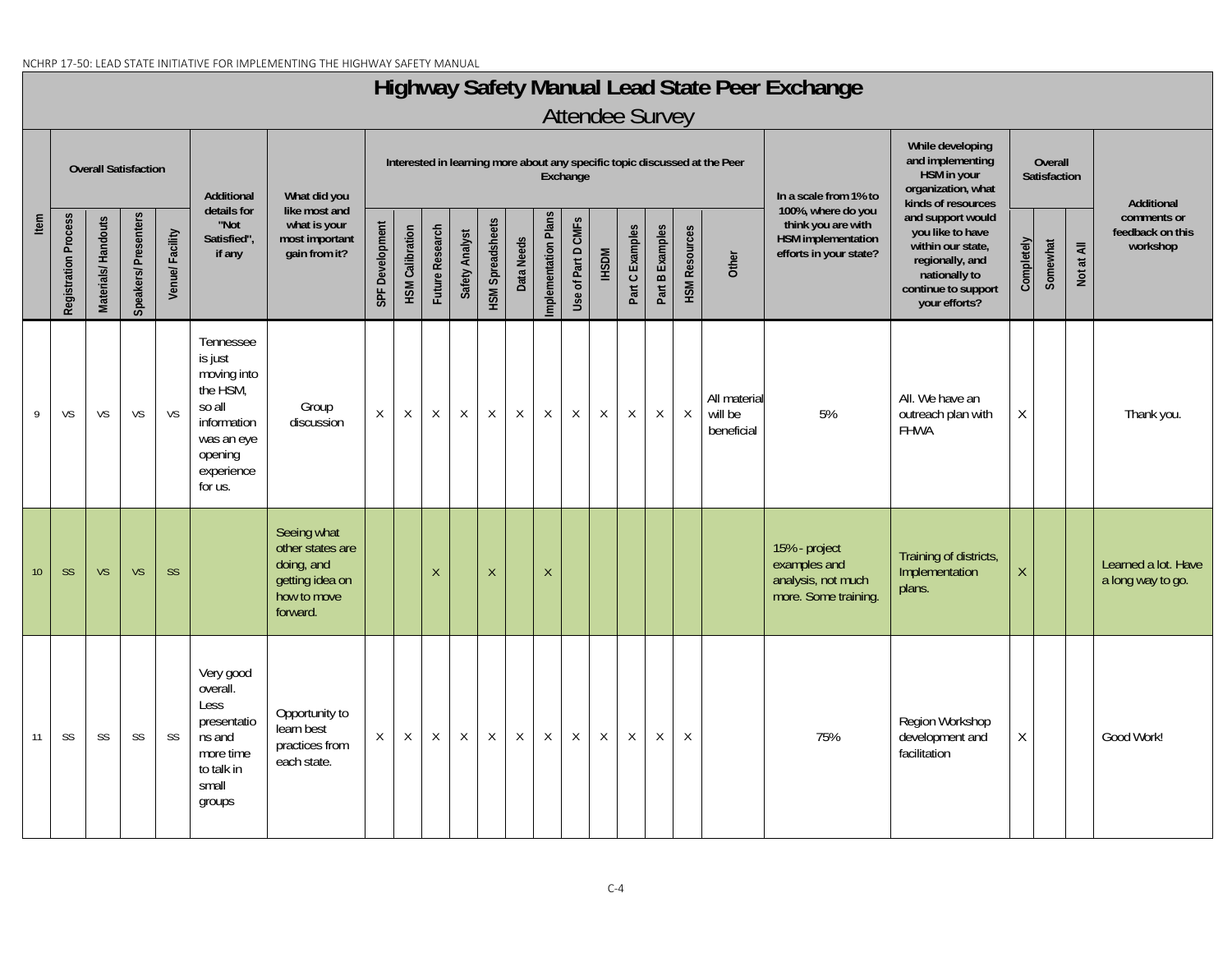# Highway Safety Manual Lead State Peer Exchange

## Attendee Survey

| Item | Overall Satisfaction | | | | Additional details for "Not Satisfied", if any | What did you like most and what is your most important gain from it? | Interested in learning more about any specific topic discussed at the Peer Exchange | | | | | | | | | | | | | In a scale from 1% to 100%, where do you think you are with HSM implementation efforts in your state? | While developing and implementing HSM in your organization, what kinds of resources and support would you like to have within our state, regionally, and nationally to continue to support your efforts? | Overall Satisfaction | | | Additional comments or feedback on this workshop |
|---|---|---|---|---|---|---|---|---|---|---|---|---|---|---|---|---|---|---|---|---|---|---|---|---|---|
| | Registration Process | Materials/ Handouts | Speakers/ Presenters | Venue/ Facility | | | SPF Development | HSM Calibration | Future Research | Safety Analyst | HSM Spreadsheets | Data Needs | Implementation Plans | Use of Part D CMFs | IHSDM | Part C Examples | Part B Examples | HSM Resources | Other | | | Completely | Somewhat | Not at All | |
| 9 | VS | VS | VS | VS | Tennessee is just moving into the HSM, so all information was an eye opening experience for us. | Group discussion | X | X | X | X | X | X | X | X | X | X | X | X | All material will be beneficial | 5% | All. We have an outreach plan with FHWA | X | | | Thank you. |
| 10 | SS | VS | VS | SS | | Seeing what other states are doing, and getting idea on how to move forward. | | | X | | X | | X | | | | | | | 15% - project examples and analysis, not much more. Some training. | Training of districts, Implementation plans. | X | | | Learned a lot. Have a long way to go. |
| 11 | SS | SS | SS | SS | Very good overall. Less presentations and more time to talk in small groups | Opportunity to learn best practices from each state. | X | X | X | X | X | X | X | X | X | X | X | X | | 75% | Region Workshop development and facilitation | X | | | Good Work! |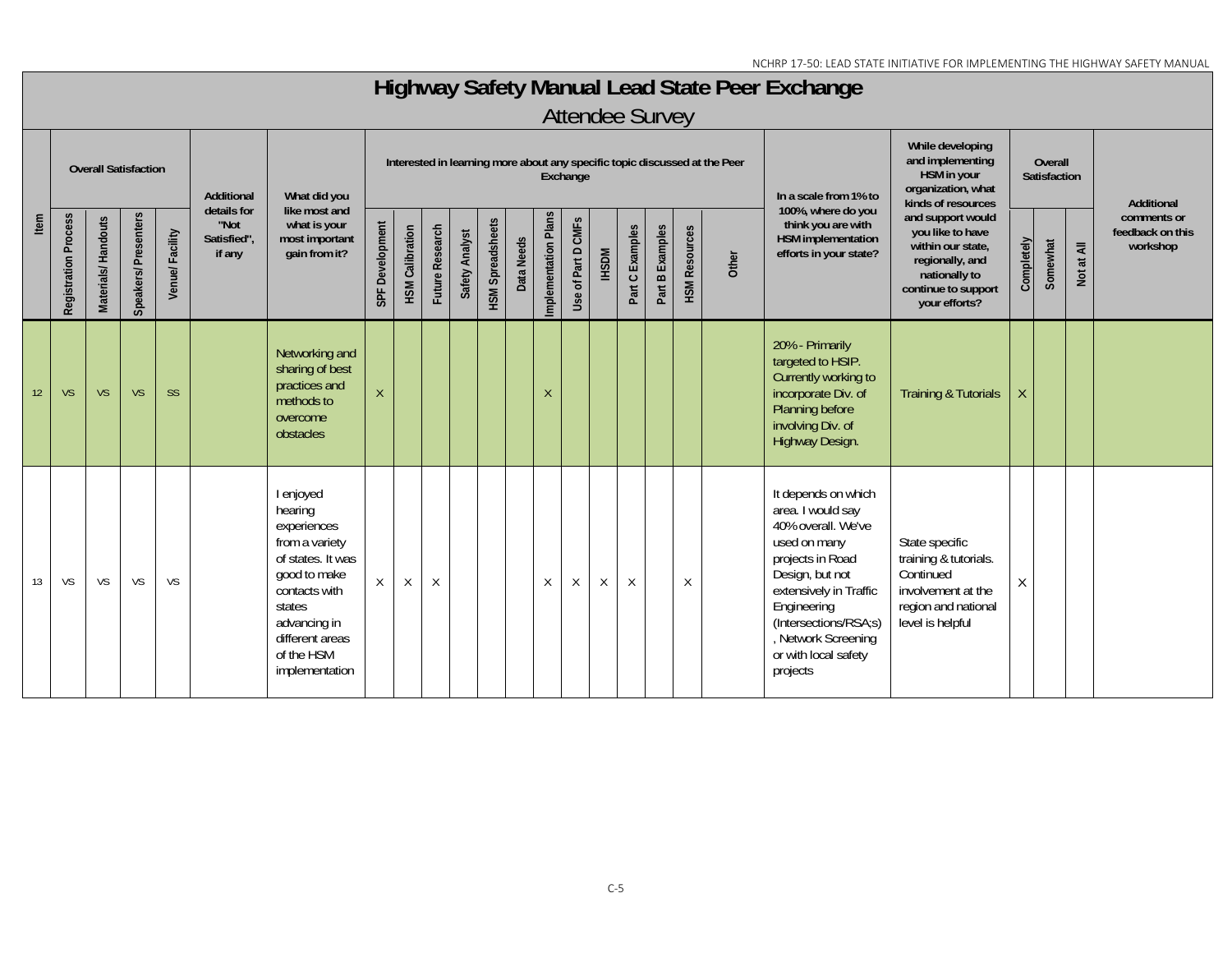# Highway Safety Manual Lead State Peer Exchange

## Attendee Survey

| Item | Overall Satisfaction | | | | Additional details for "Not Satisfied", if any | What did you like most and what is your most important gain from it? | Interested in learning more about any specific topic discussed at the Peer Exchange | | | | | | | | | | | | | In a scale from 1% to 100%, where do you think you are with HSM implementation efforts in your state? | While developing and implementing HSM in your organization, what kinds of resources and support would you like to have within our state, regionally, and nationally to continue to support your efforts? | Overall Satisfaction | | | Additional comments or feedback on this workshop |
|---|---|---|---|---|---|---|---|---|---|---|---|---|---|---|---|---|---|---|---|---|---|---|---|---|---|
| | Registration Process | Materials/ Handouts | Speakers/ Presenters | Venue/ Facility | | | SPF Development | HSM Calibration | Future Research | Safety Analyst | HSM Spreadsheets | Data Needs | Implementation Plans | Use of Part D CMFs | IHSDM | Part C Examples | Part B Examples | HSM Resources | Other | | | Completely | Somewhat | Not at All | |
| 12 | VS | VS | VS | SS | | Networking and sharing of best practices and methods to overcome obstacles | X | | | | | | X | | | | | | | 20% - Primarily targeted to HSIP. Currently working to incorporate Div. of Planning before involving Div. of Highway Design. | Training & Tutorials | X | | | |
| 13 | VS | VS | VS | VS | | I enjoyed hearing experiences from a variety of states. It was good to make contacts with states advancing in different areas of the HSM implementation | X | X | X | | | | X | X | X | X | | X | | It depends on which area. I would say 40% overall. We've used on many projects in Road Design, but not extensively in Traffic Engineering (Intersections/RSA;s) , Network Screening or with local safety projects | State specific training & tutorials. Continued involvement at the region and national level is helpful | X | | | |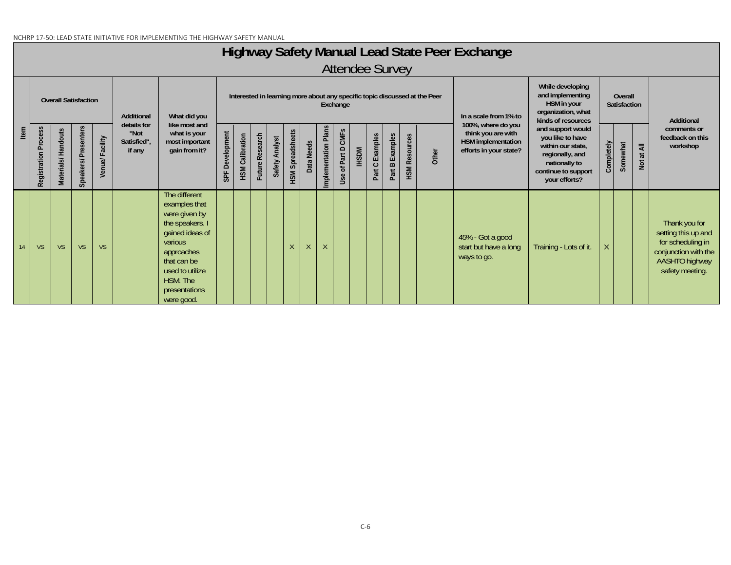# Highway Safety Manual Lead State Peer Exchange

## Attendee Survey

| Item | Overall Satisfaction | | | | Additional details for "Not Satisfied", if any | What did you like most and what is your most important gain from it? | Interested in learning more about any specific topic discussed at the Peer Exchange | | | | | | | | | | | | | In a scale from 1% to 100%, where do you think you are with HSM implementation efforts in your state? | While developing and implementing HSM in your organization, what kinds of resources and support would you like to have within our state, regionally, and nationally to continue to support your efforts? | Overall Satisfaction | | | Additional comments or feedback on this workshop |
|---|---|---|---|---|---|---|---|---|---|---|---|---|---|---|---|---|---|---|---|---|---|---|---|---|---|
| | Registration Process | Materials/ Handouts | Speakers/ Presenters | Venue/ Facility | | | SPF Development | HSM Calibration | Future Research | Safety Analyst | HSM Spreadsheets | Data Needs | Implementation Plans | Use of Part D CMFs | IHSDM | Part C Examples | Part B Examples | HSM Resources | Other | | | Completely | Somewhat | Not at All | |
| 14 | VS | VS | VS | VS | | The different examples that were given by the speakers. I gained ideas of various approaches that can be used to utilize HSM. The presentations were good. | | | | | X | X | X | | | | | | | 45% - Got a good start but have a long ways to go. | Training - Lots of it. | X | | | Thank you for setting this up and for scheduling in conjunction with the AASHTO highway safety meeting. |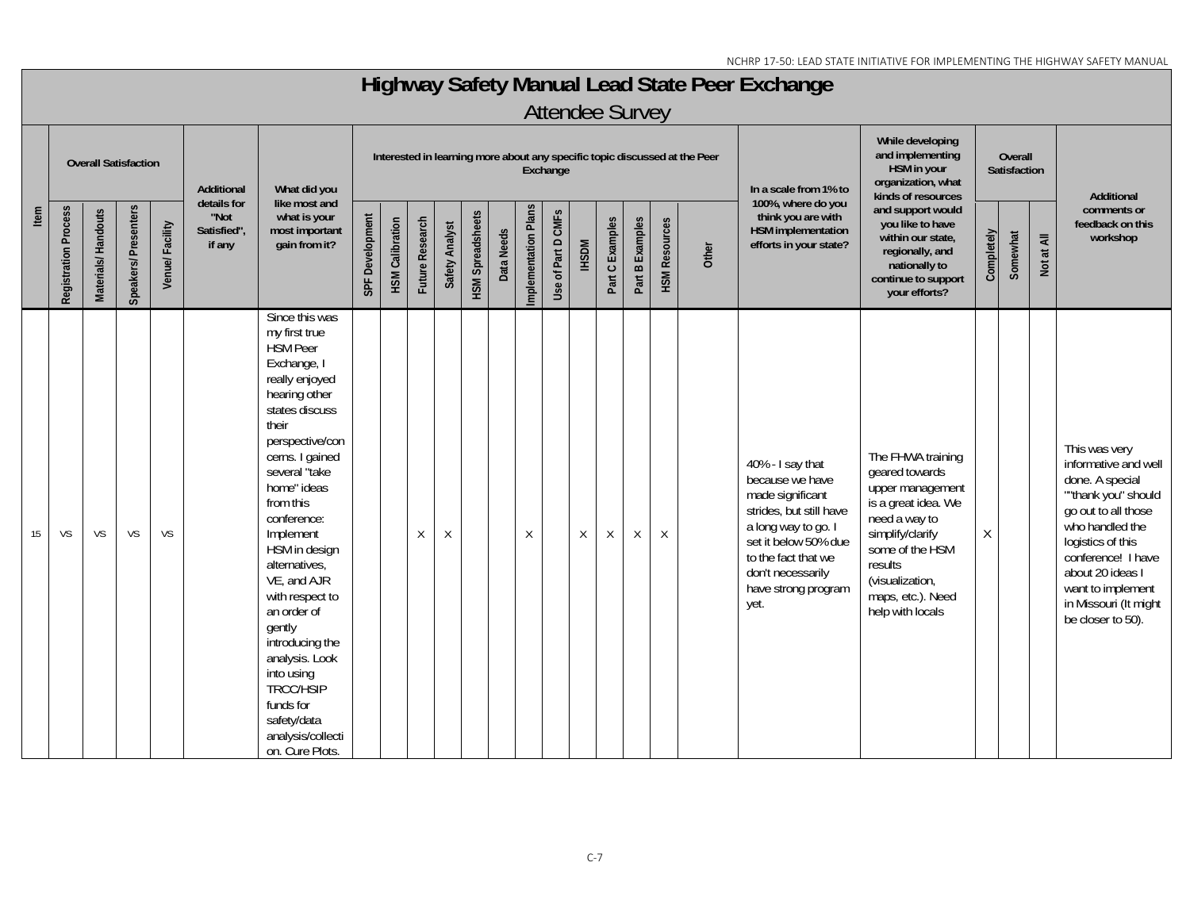# Highway Safety Manual Lead State Peer Exchange

## Attendee Survey

| Item | Overall Satisfaction | | | | Additional details for "Not Satisfied", if any | What did you like most and what is your most important gain from it? | Interested in learning more about any specific topic discussed at the Peer Exchange | | | | | | | | | | | | | In a scale from 1% to 100%, where do you think you are with HSM implementation efforts in your state? | While developing and implementing HSM in your organization, what kinds of resources and support would you like to have within our state, regionally, and nationally to continue to support your efforts? | Overall Satisfaction | | | Additional comments or feedback on this workshop |
|---|---|---|---|---|---|---|---|---|---|---|---|---|---|---|---|---|---|---|---|---|---|---|---|---|---|
| | Registration Process | Materials/ Handouts | Speakers/ Presenters | Venue/ Facility | | | SPF Development | HSM Calibration | Future Research | Safety Analyst | HSM Spreadsheets | Data Needs | Implementation Plans | Use of Part D CMFs | IHSDM | Part C Examples | Part B Examples | HSM Resources | Other | | | Completely | Somewhat | Not at All | |
| 15 | VS | VS | VS | VS | | Since this was my first true HSM Peer Exchange, I really enjoyed hearing other states discuss their perspective/concerns. I gained several "take home" ideas from this conference: Implement HSM in design alternatives, VE, and AJR with respect to an order of gently introducing the analysis. Look into using TRCC/HSIP funds for safety/data analysis/collection. Cure Plots. | | | X | X | | | X | | X | X | X | X | | 40% - I say that because we have made significant strides, but still have a long way to go. I set it below 50% due to the fact that we don't necessarily have strong program yet. | The FHWA training geared towards upper management is a great idea. We need a way to simplify/clarify some of the HSM results (visualization, maps, etc.). Need help with locals | X | | | This was very informative and well done. A special ""thank you" should go out to all those who handled the logistics of this conference! I have about 20 ideas I want to implement in Missouri (It might be closer to 50). |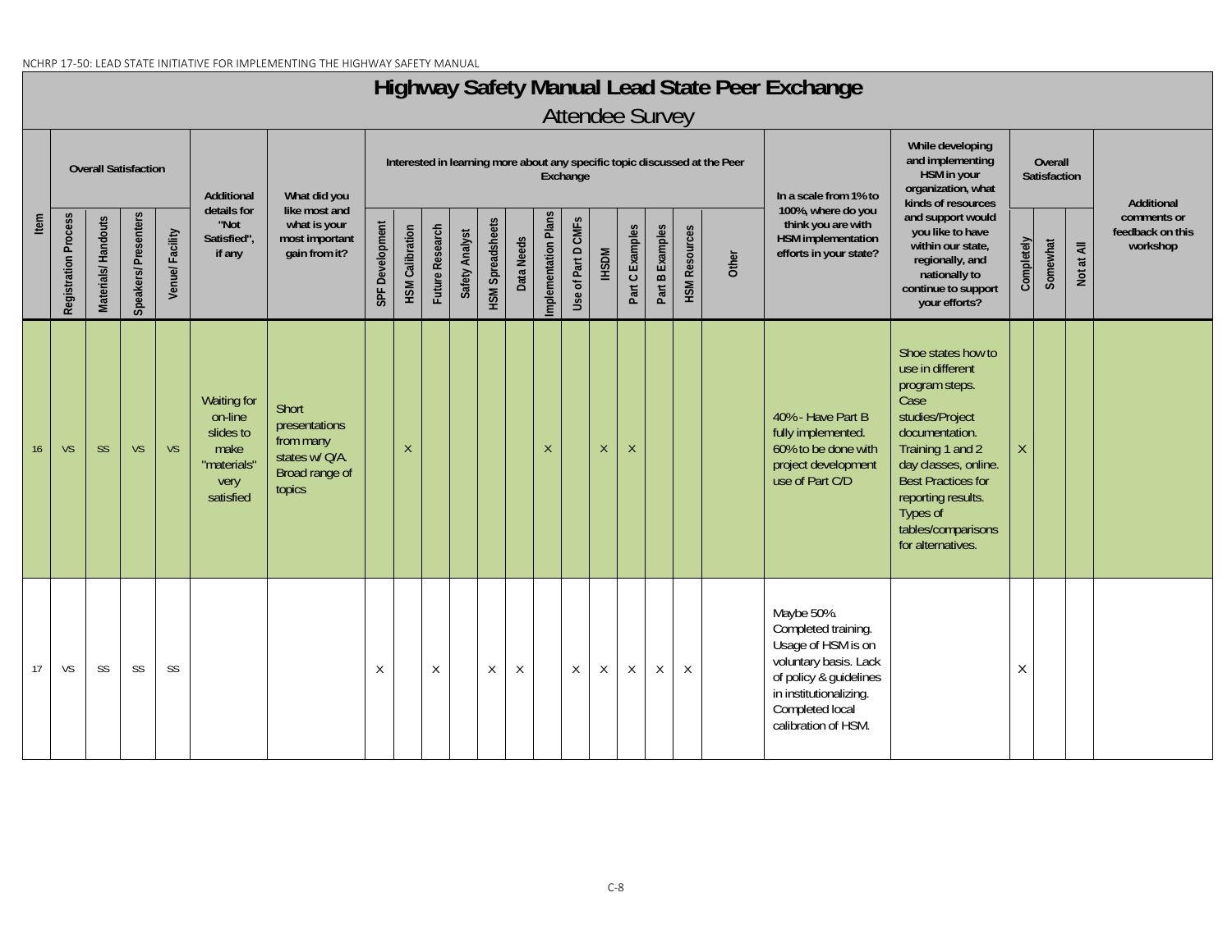# Highway Safety Manual Lead State Peer Exchange

## Attendee Survey

| Item | Overall Satisfaction | | | | Additional details for "Not Satisfied", if any | What did you like most and what is your most important gain from it? | Interested in learning more about any specific topic discussed at the Peer Exchange | | | | | | | | | | | | | In a scale from 1% to 100%, where do you think you are with HSM implementation efforts in your state? | While developing and implementing HSM in your organization, what kinds of resources and support would you like to have within our state, regionally, and nationally to continue to support your efforts? | Overall Satisfaction | | | Additional comments or feedback on this workshop |
|---|---|---|---|---|---|---|---|---|---|---|---|---|---|---|---|---|---|---|---|---|---|---|---|---|---|
| | Registration Process | Materials/ Handouts | Speakers/ Presenters | Venue/ Facility | | | SPF Development | HSM Calibration | Future Research | Safety Analyst | HSM Spreadsheets | Data Needs | Implementation Plans | Use of Part D CMFs | IHSDM | Part C Examples | Part B Examples | HSM Resources | Other | | | Completely | Somewhat | Not at All | |
| 16 | VS | SS | VS | VS | Waiting for on-line slides to make "materials" very satisfied | Short presentations from many states w/ Q/A. Broad range of topics | | X | | | | | X | | X | X | | | | 40% - Have Part B fully implemented. 60% to be done with project development use of Part C/D | Shoe states how to use in different program steps. Case studies/Project documentation. Training 1 and 2 day classes, online. Best Practices for reporting results. Types of tables/comparisons for alternatives. | X | | | |
| 17 | VS | SS | SS | SS | | | X | | X | | X | X | | X | X | X | X | X | | Maybe 50%. Completed training. Usage of HSM is on voluntary basis. Lack of policy & guidelines in institutionalizing. Completed local calibration of HSM. | | X | | | |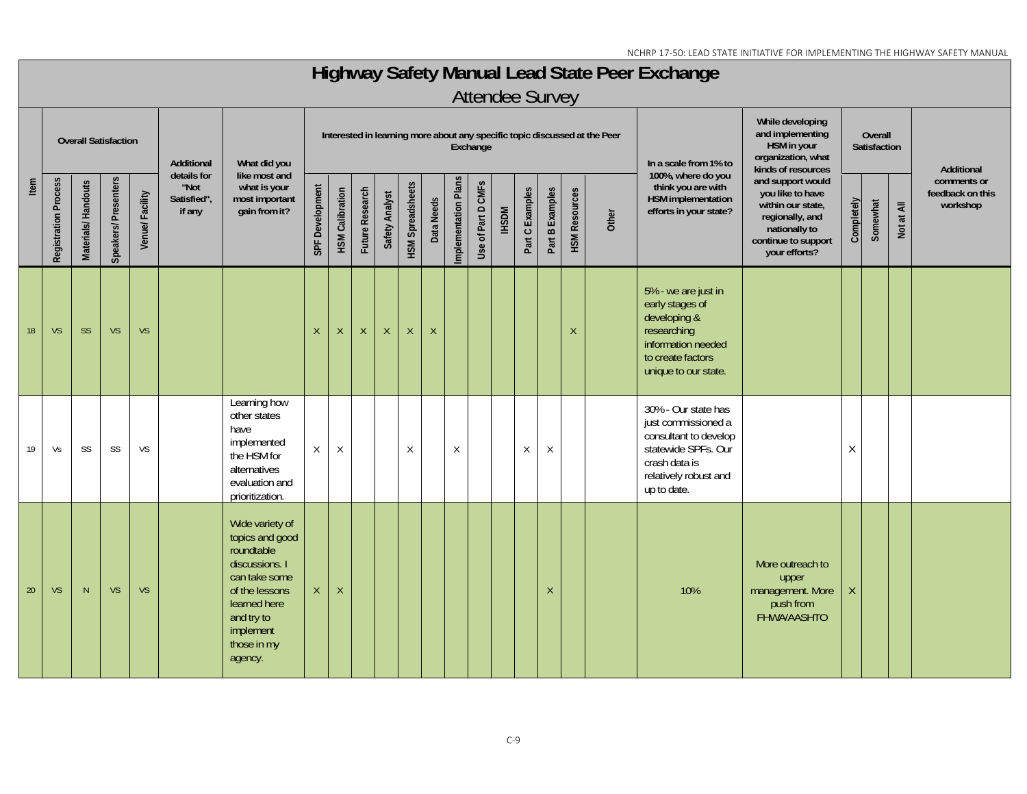# Highway Safety Manual Lead State Peer Exchange

## Attendee Survey

| Item | Overall Satisfaction | | | | Additional details for "Not Satisfied", if any | What did you like most and what is your most important gain from it? | Interested in learning more about any specific topic discussed at the Peer Exchange | | | | | | | | | | | | | In a scale from 1% to 100%, where do you think you are with HSM implementation efforts in your state? | While developing and implementing HSM in your organization, what kinds of resources and support would you like to have within our state, regionally, and nationally to continue to support your efforts? | Overall Satisfaction | | | Additional comments or feedback on this workshop |
|---|---|---|---|---|---|---|---|---|---|---|---|---|---|---|---|---|---|---|---|---|---|---|---|---|---|
| | Registration Process | Materials/ Handouts | Speakers/ Presenters | Venue/ Facility | | | SPF Development | HSM Calibration | Future Research | Safety Analyst | HSM Spreadsheets | Data Needs | Implementation Plans | Use of Part D CMFs | IHSDM | Part C Examples | Part B Examples | HSM Resources | Other | | | Completely | Somewhat | Not at All | |
| 18 | VS | SS | VS | VS | | | X | X | X | X | X | X | | | | | | X | | 5% - we are just in early stages of developing & researching information needed to create factors unique to our state. | | | | | |
| 19 | Vs | SS | SS | VS | | Learning how other states have implemented the HSM for alternatives evaluation and prioritization. | X | X | | | X | | X | | | X | X | | | 30% - Our state has just commissioned a consultant to develop statewide SPFs. Our crash data is relatively robust and up to date. | | X | | | |
| 20 | VS | N | VS | VS | | Wide variety of topics and good roundtable discussions. I can take some of the lessons learned here and try to implement those in my agency. | X | X | | | | | | | | | X | | | 10% | More outreach to upper management. More push from FHWA/AASHTO | X | | | |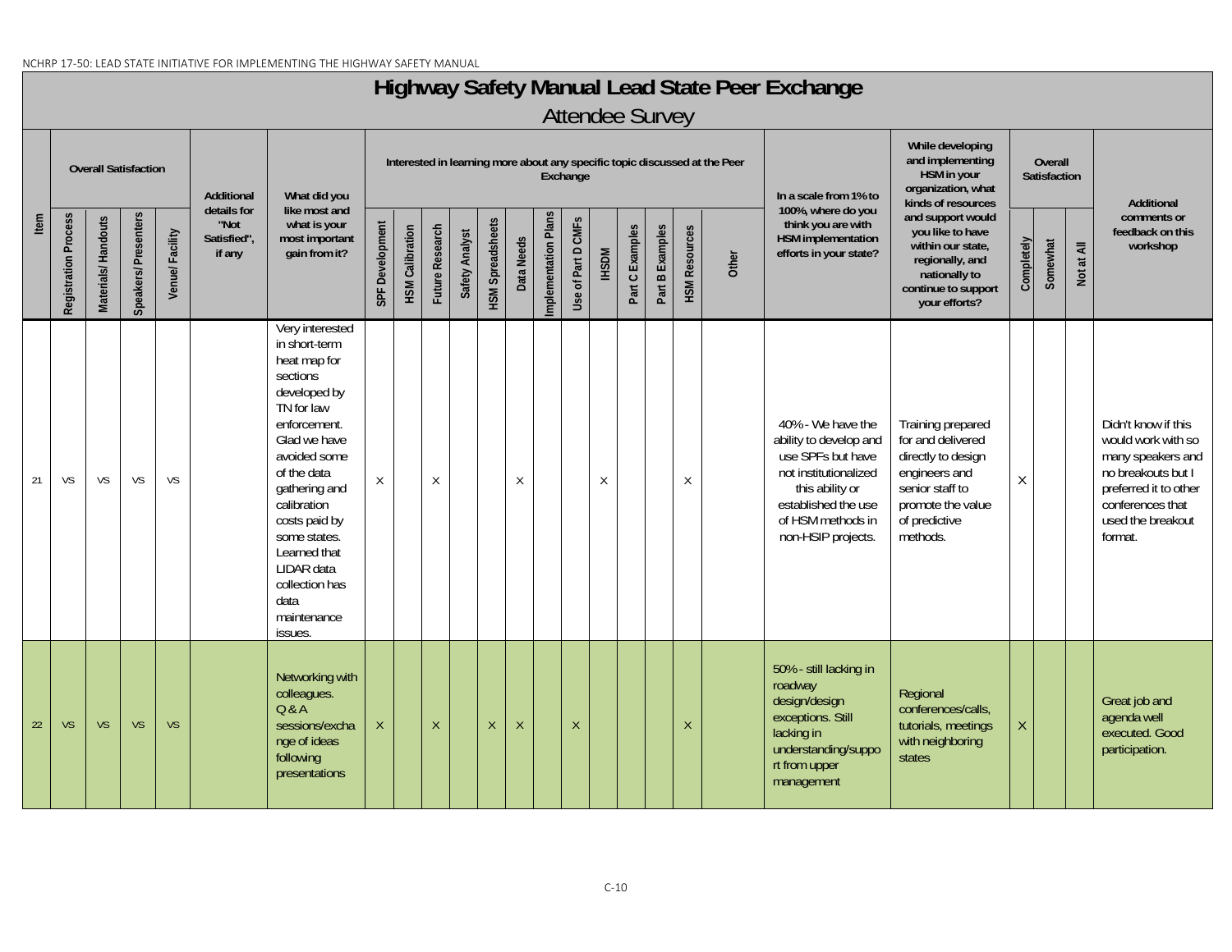# Highway Safety Manual Lead State Peer Exchange

## Attendee Survey

| Item | Overall Satisfaction | | | | Additional details for "Not Satisfied", if any | What did you like most and what is your most important gain from it? | Interested in learning more about any specific topic discussed at the Peer Exchange | | | | | | | | | | | | | In a scale from 1% to 100%, where do you think you are with HSM implementation efforts in your state? | While developing and implementing HSM in your organization, what kinds of resources and support would you like to have within our state, regionally, and nationally to continue to support your efforts? | Overall Satisfaction | | | Additional comments or feedback on this workshop |
|---|---|---|---|---|---|---|---|---|---|---|---|---|---|---|---|---|---|---|---|---|---|---|---|---|---|
| | Registration Process | Materials/ Handouts | Speakers/ Presenters | Venue/ Facility | | | SPF Development | HSM Calibration | Future Research | Safety Analyst | HSM Spreadsheets | Data Needs | Implementation Plans | Use of Part D CMFs | IHSDM | Part C Examples | Part B Examples | HSM Resources | Other | | | Completely | Somewhat | Not at All | |
| 21 | VS | VS | VS | VS | | Very interested in short-term heat map for sections developed by TN for law enforcement. Glad we have avoided some of the data gathering and calibration costs paid by some states. Learned that LIDAR data collection has data maintenance issues. | X | | X | | | X | | | X | | | X | | 40% - We have the ability to develop and use SPFs but have not institutionalized this ability or established the use of HSM methods in non-HSIP projects. | Training prepared for and delivered directly to design engineers and senior staff to promote the value of predictive methods. | X | | | Didn't know if this would work with so many speakers and no breakouts but I preferred it to other conferences that used the breakout format. |
| 22 | VS | VS | VS | VS | | Networking with colleagues. Q & A sessions/exchange of ideas following presentations | X | | X | | X | X | | X | | | | X | | 50% - still lacking in roadway design/design exceptions. Still lacking in understanding/support from upper management | Regional conferences/calls, tutorials, meetings with neighboring states | X | | | Great job and agenda well executed. Good participation. |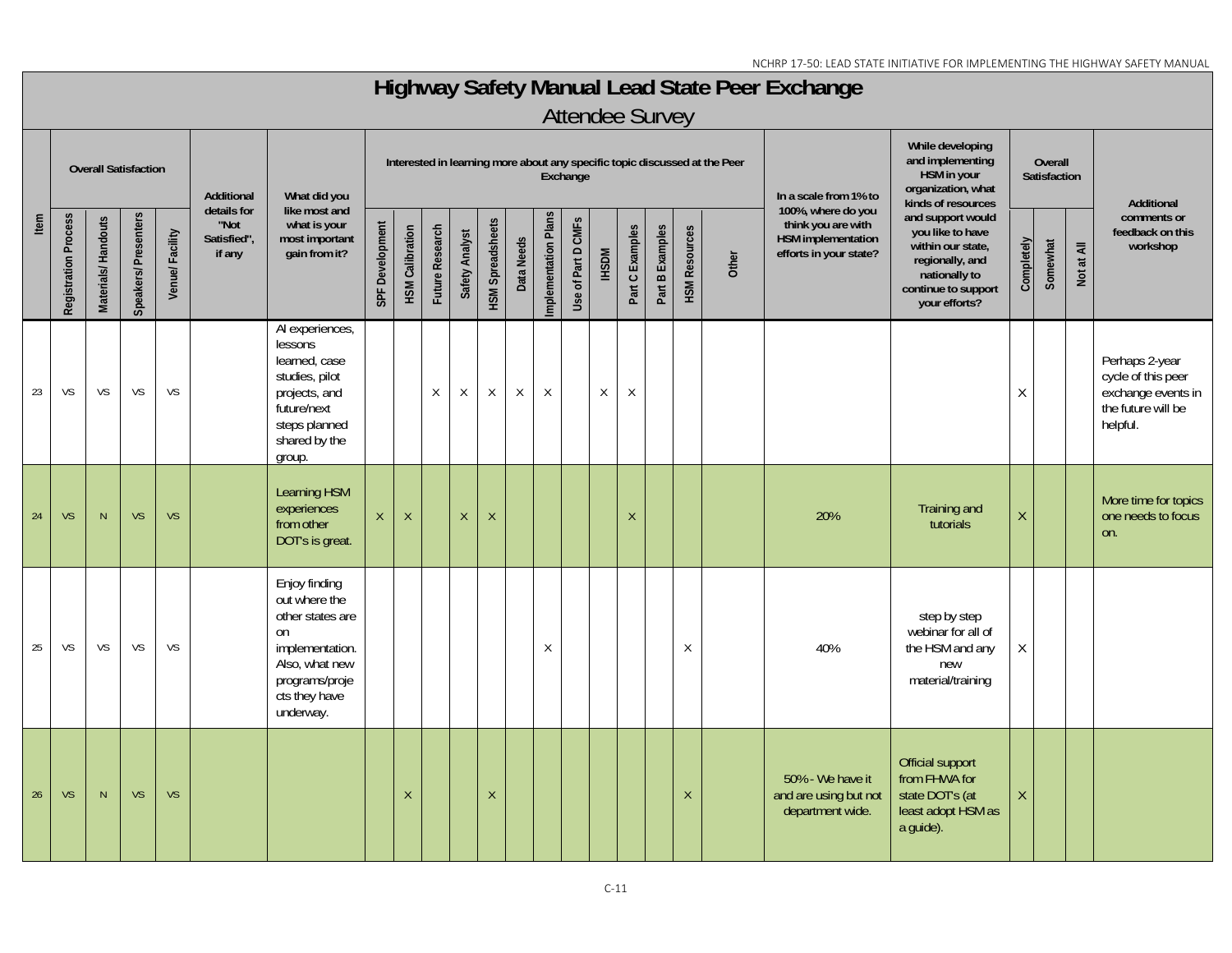# Highway Safety Manual Lead State Peer Exchange

## Attendee Survey

| Item | Overall Satisfaction | | | | Additional details for "Not Satisfied", if any | What did you like most and what is your most important gain from it? | Interested in learning more about any specific topic discussed at the Peer Exchange | | | | | | | | | | | | | In a scale from 1% to 100%, where do you think you are with HSM implementation efforts in your state? | While developing and implementing HSM in your organization, what kinds of resources and support would you like to have within our state, regionally, and nationally to continue to support your efforts? | Overall Satisfaction | | | Additional comments or feedback on this workshop |
|---|---|---|---|---|---|---|---|---|---|---|---|---|---|---|---|---|---|---|---|---|---|---|---|---|---|
| | Registration Process | Materials/ Handouts | Speakers/ Presenters | Venue/ Facility | | | SPF Development | HSM Calibration | Future Research | Safety Analyst | HSM Spreadsheets | Data Needs | Implementation Plans | Use of Part D CMFs | IHSDM | Part C Examples | Part B Examples | HSM Resources | Other | | | Completely | Somewhat | Not at All | |
| 23 | VS | VS | VS | VS | | AI experiences, lessons learned, case studies, pilot projects, and future/next steps planned shared by the group. | | | X | X | X | X | X | | X | X | | | | | | X | | | Perhaps 2-year cycle of this peer exchange events in the future will be helpful. |
| 24 | VS | N | VS | VS | | Learning HSM experiences from other DOT's is great. | X | X | | X | X | | | | | X | | | | 20% | Training and tutorials | X | | | More time for topics one needs to focus on. |
| 25 | VS | VS | VS | VS | | Enjoy finding out where the other states are on implementation. Also, what new programs/projects they have underway. | | | | | | | X | | | | | X | | 40% | step by step webinar for all of the HSM and any new material/training | X | | | |
| 26 | VS | N | VS | VS | | | | X | | | X | | | | | | | X | | 50% - We have it and are using but not department wide. | Official support from FHWA for state DOT's (at least adopt HSM as a guide). | X | | | |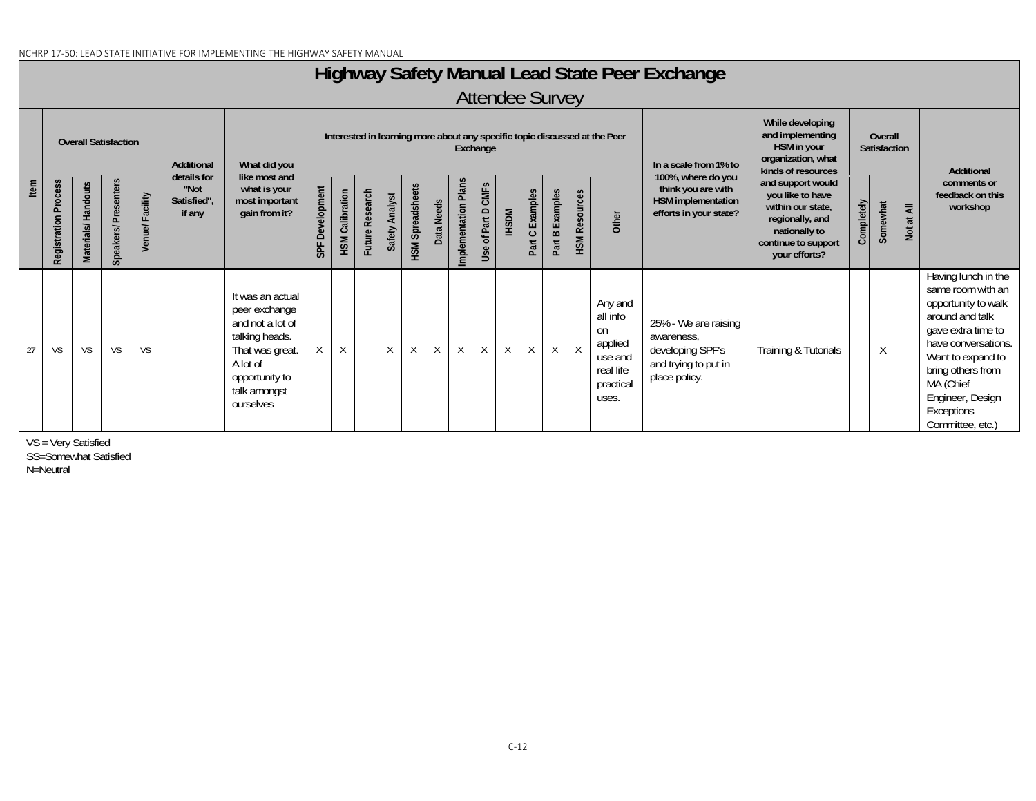# Highway Safety Manual Lead State Peer Exchange

## Attendee Survey

| Item | Overall Satisfaction | | | | Additional details for "Not Satisfied", if any | What did you like most and what is your most important gain from it? | Interested in learning more about any specific topic discussed at the Peer Exchange | | | | | | | | | | | | | In a scale from 1% to 100%, where do you think you are with HSM implementation efforts in your state? | While developing and implementing HSM in your organization, what kinds of resources and support would you like to have within our state, regionally, and nationally to continue to support your efforts? | Overall Satisfaction | | | Additional comments or feedback on this workshop |
|---|---|---|---|---|---|---|---|---|---|---|---|---|---|---|---|---|---|---|---|---|---|---|---|---|---|
| | Registration Process | Materials/ Handouts | Speakers/ Presenters | Venue/ Facility | | | SPF Development | HSM Calibration | Future Research | Safety Analyst | HSM Spreadsheets | Data Needs | Implementation Plans | Use of Part D CMFs | IHSDM | Part C Examples | Part B Examples | HSM Resources | Other | | | Completely | Somewhat | Not at All | |
| 27 | VS | VS | VS | VS | | It was an actual peer exchange and not a lot of talking heads. That was great. A lot of opportunity to talk amongst ourselves | X | X | | X | X | X | X | X | X | X | X | X | Any and all info on applied use and real life practical uses. | 25% - We are raising awareness, developing SPF's and trying to put in place policy. | Training & Tutorials | | X | | Having lunch in the same room with an opportunity to walk around and talk gave extra time to have conversations. Want to expand to bring others from MA (Chief Engineer, Design Exceptions Committee, etc.) |

VS = Very Satisfied
SS=Somewhat Satisfied
N=Neutral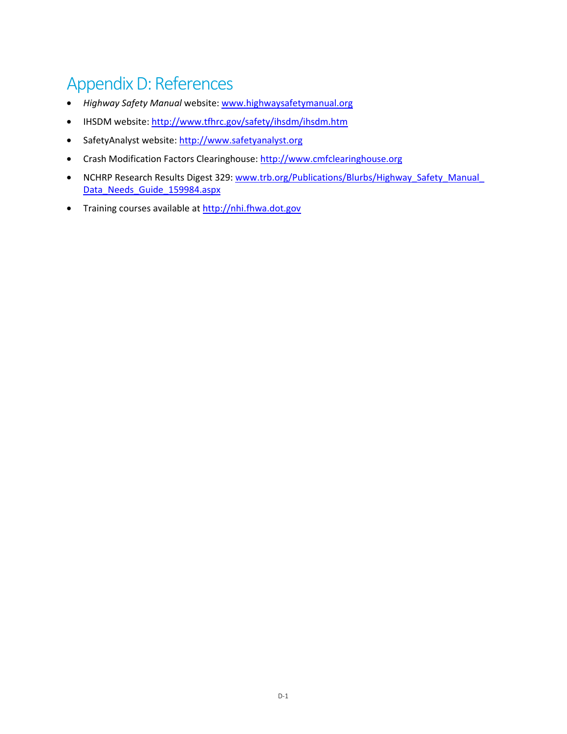# Appendix D: References

- *Highway Safety Manual* website: www.highwaysafetymanual.org
- IHSDM website: http://www.tfhrc.gov/safety/ihsdm/ihsdm.htm
- SafetyAnalyst website: http://www.safetyanalyst.org
- Crash Modification Factors Clearinghouse: http://www.cmfclearinghouse.org
- NCHRP Research Results Digest 329: www.trb.org/Publications/Blurbs/Highway_Safety_Manual_Data_Needs_Guide_159984.aspx
- Training courses available at http://nhi.fhwa.dot.gov